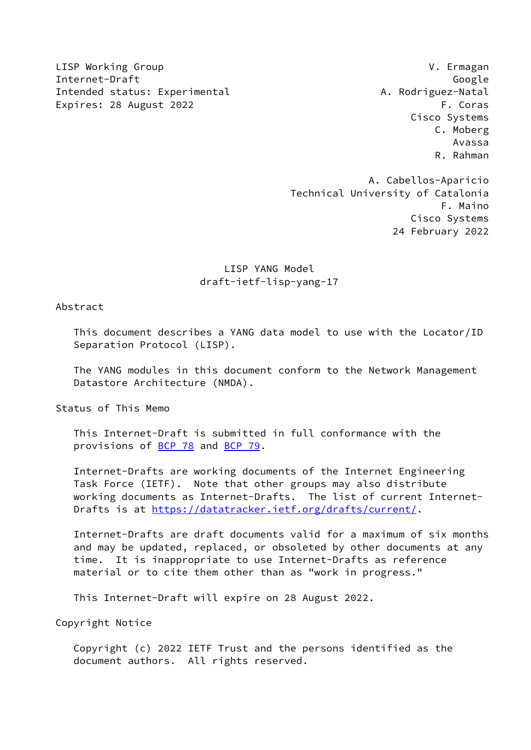LISP Working Group  
Internet-Draft  
Intended status: Experimental  
Expires: 28 August 2022

V. Ermagan  
Google  
A. Rodriguez-Natal  
F. Coras  
Cisco Systems  
C. Moberg  
Avassa  
R. Rahman

A. Cabellos-Aparicio  
Technical University of Catalonia  
F. Maino  
Cisco Systems  
24 February 2022

# LISP YANG Model
draft-ietf-lisp-yang-17

## Abstract

This document describes a YANG data model to use with the Locator/ID Separation Protocol (LISP).

The YANG modules in this document conform to the Network Management Datastore Architecture (NMDA).

## Status of This Memo

This Internet-Draft is submitted in full conformance with the provisions of BCP 78 and BCP 79.

Internet-Drafts are working documents of the Internet Engineering Task Force (IETF). Note that other groups may also distribute working documents as Internet-Drafts. The list of current Internet-Drafts is at https://datatracker.ietf.org/drafts/current/.

Internet-Drafts are draft documents valid for a maximum of six months and may be updated, replaced, or obsoleted by other documents at any time. It is inappropriate to use Internet-Drafts as reference material or to cite them other than as "work in progress."

This Internet-Draft will expire on 28 August 2022.

## Copyright Notice

Copyright (c) 2022 IETF Trust and the persons identified as the document authors. All rights reserved.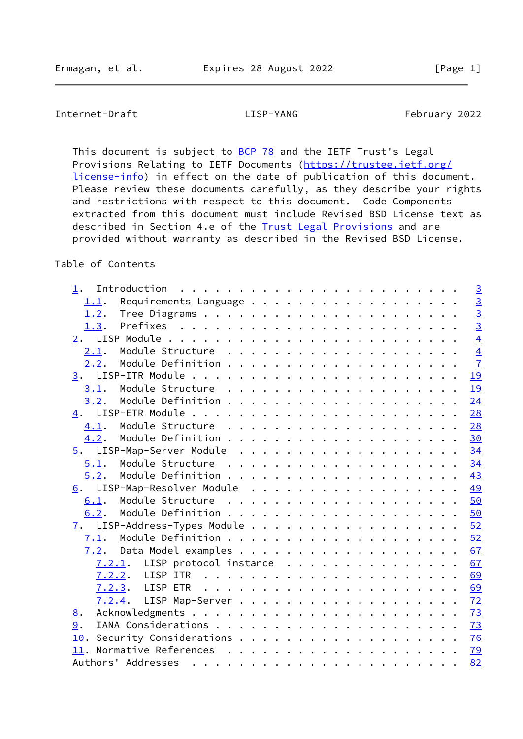This document is subject to BCP 78 and the IETF Trust's Legal Provisions Relating to IETF Documents (https://trustee.ietf.org/license-info) in effect on the date of publication of this document. Please review these documents carefully, as they describe your rights and restrictions with respect to this document. Code Components extracted from this document must include Revised BSD License text as described in Section 4.e of the Trust Legal Provisions and are provided without warranty as described in the Revised BSD License.

## Table of Contents

```
   1.  Introduction . . . . . . . . . . . . . . . . . . . . . . . .   3
     1.1.  Requirements Language . . . . . . . . . . . . . . . . . .   3
     1.2.  Tree Diagrams . . . . . . . . . . . . . . . . . . . . . .   3
     1.3.  Prefixes  . . . . . . . . . . . . . . . . . . . . . . . .   3
   2.  LISP Module . . . . . . . . . . . . . . . . . . . . . . . . .   4
     2.1.  Module Structure  . . . . . . . . . . . . . . . . . . . .   4
     2.2.  Module Definition . . . . . . . . . . . . . . . . . . . .   7
   3.  LISP-ITR Module . . . . . . . . . . . . . . . . . . . . . . .  19
     3.1.  Module Structure  . . . . . . . . . . . . . . . . . . . .  19
     3.2.  Module Definition . . . . . . . . . . . . . . . . . . . .  24
   4.  LISP-ETR Module . . . . . . . . . . . . . . . . . . . . . . .  28
     4.1.  Module Structure  . . . . . . . . . . . . . . . . . . . .  28
     4.2.  Module Definition . . . . . . . . . . . . . . . . . . . .  30
   5.  LISP-Map-Server Module  . . . . . . . . . . . . . . . . . . .  34
     5.1.  Module Structure  . . . . . . . . . . . . . . . . . . . .  34
     5.2.  Module Definition . . . . . . . . . . . . . . . . . . . .  43
   6.  LISP-Map-Resolver Module  . . . . . . . . . . . . . . . . . .  49
     6.1.  Module Structure  . . . . . . . . . . . . . . . . . . . .  50
     6.2.  Module Definition . . . . . . . . . . . . . . . . . . . .  50
   7.  LISP-Address-Types Module . . . . . . . . . . . . . . . . . .  52
     7.1.  Module Definition . . . . . . . . . . . . . . . . . . . .  52
     7.2.  Data Model examples . . . . . . . . . . . . . . . . . . .  67
       7.2.1.  LISP protocol instance  . . . . . . . . . . . . . . .  67
       7.2.2.  LISP ITR  . . . . . . . . . . . . . . . . . . . . . .  69
       7.2.3.  LISP ETR  . . . . . . . . . . . . . . . . . . . . . .  69
       7.2.4.  LISP Map-Server . . . . . . . . . . . . . . . . . . .  72
   8.  Acknowledgments . . . . . . . . . . . . . . . . . . . . . . .  73
   9.  IANA Considerations . . . . . . . . . . . . . . . . . . . . .  73
   10. Security Considerations . . . . . . . . . . . . . . . . . . .  76
   11. Normative References  . . . . . . . . . . . . . . . . . . . .  79
   Authors' Addresses  . . . . . . . . . . . . . . . . . . . . . . .  82
```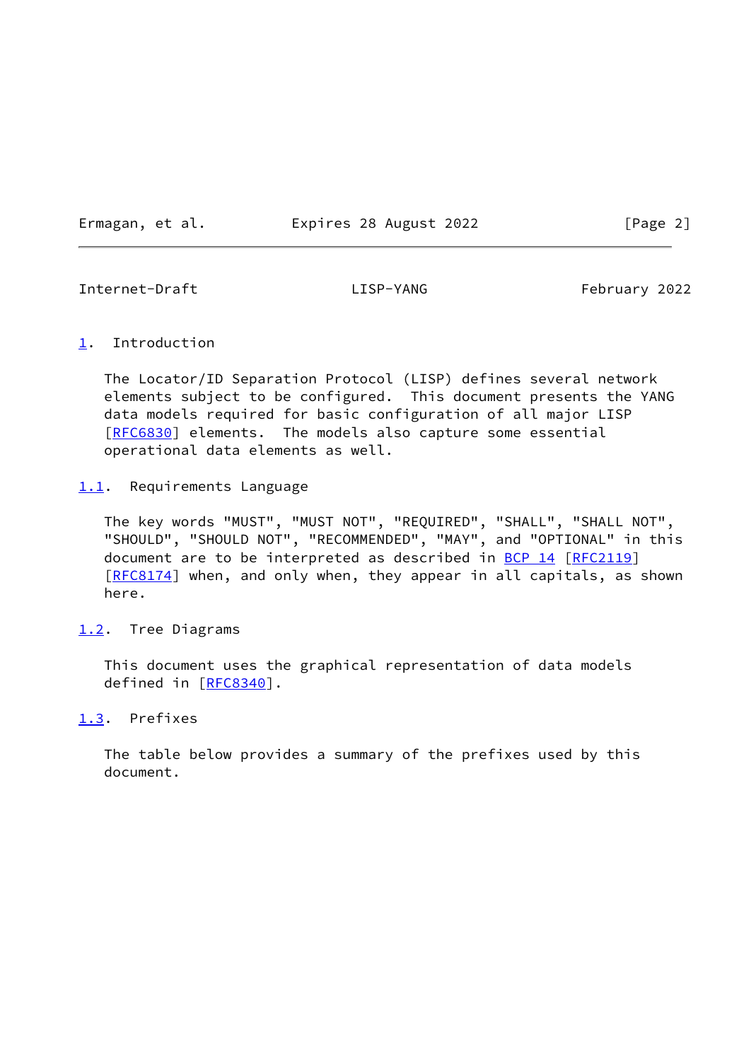# 1. Introduction

The Locator/ID Separation Protocol (LISP) defines several network elements subject to be configured. This document presents the YANG data models required for basic configuration of all major LISP [RFC6830] elements. The models also capture some essential operational data elements as well.

## 1.1. Requirements Language

The key words "MUST", "MUST NOT", "REQUIRED", "SHALL", "SHALL NOT", "SHOULD", "SHOULD NOT", "RECOMMENDED", "MAY", and "OPTIONAL" in this document are to be interpreted as described in BCP 14 [RFC2119] [RFC8174] when, and only when, they appear in all capitals, as shown here.

## 1.2. Tree Diagrams

This document uses the graphical representation of data models defined in [RFC8340].

## 1.3. Prefixes

The table below provides a summary of the prefixes used by this document.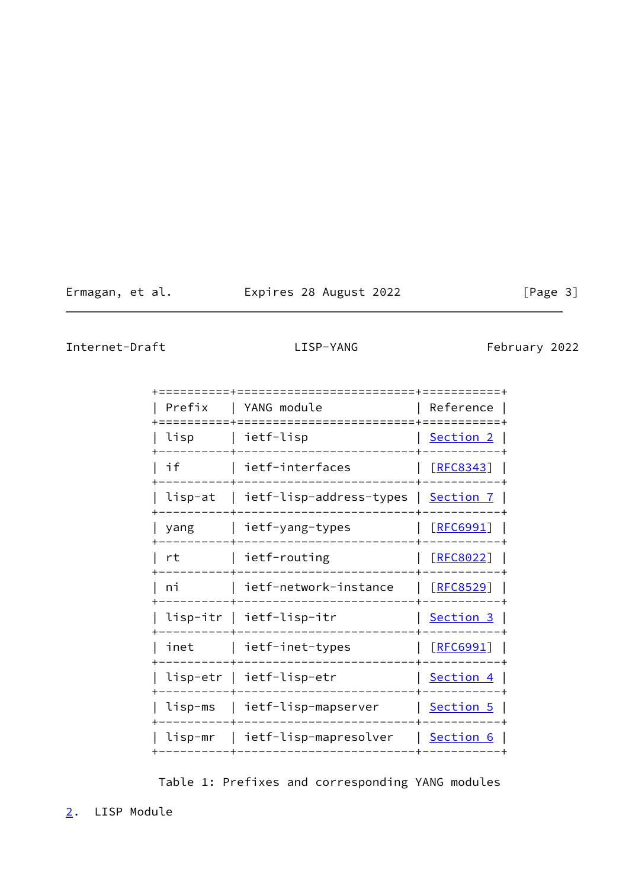| Prefix | YANG module | Reference |
|---|---|---|
| lisp | ietf-lisp | Section 2 |
| if | ietf-interfaces | [RFC8343] |
| lisp-at | ietf-lisp-address-types | Section 7 |
| yang | ietf-yang-types | [RFC6991] |
| rt | ietf-routing | [RFC8022] |
| ni | ietf-network-instance | [RFC8529] |
| lisp-itr | ietf-lisp-itr | Section 3 |
| inet | ietf-inet-types | [RFC6991] |
| lisp-etr | ietf-lisp-etr | Section 4 |
| lisp-ms | ietf-lisp-mapserver | Section 5 |
| lisp-mr | ietf-lisp-mapresolver | Section 6 |

Table 1: Prefixes and corresponding YANG modules

## 2. LISP Module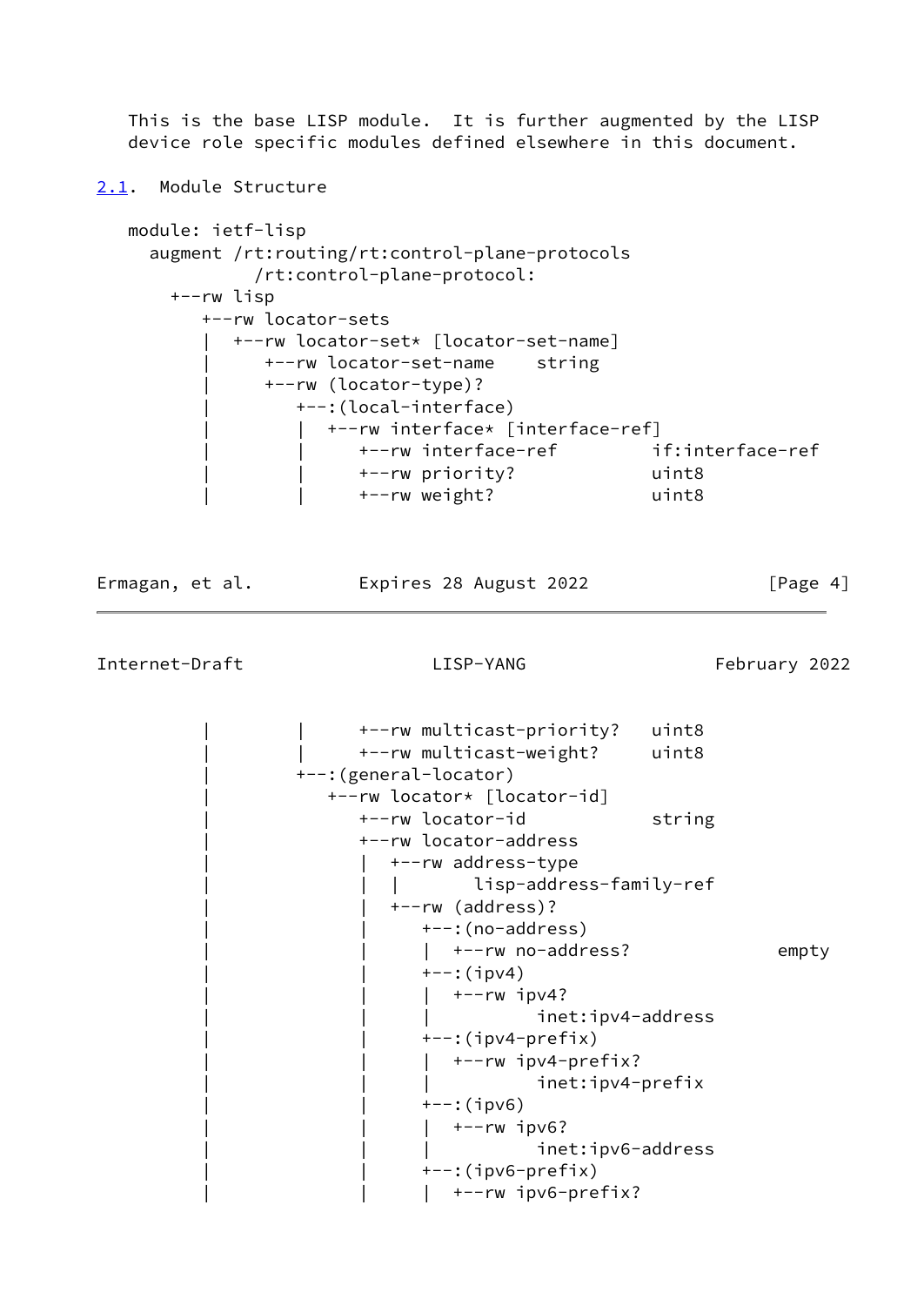This is the base LISP module. It is further augmented by the LISP device role specific modules defined elsewhere in this document.

## 2.1. Module Structure

```
   module: ietf-lisp
     augment /rt:routing/rt:control-plane-protocols
               /rt:control-plane-protocol:
       +--rw lisp
          +--rw locator-sets
          |  +--rw locator-set* [locator-set-name]
          |     +--rw locator-set-name    string
          |     +--rw (locator-type)?
          |        +--:(local-interface)
          |        |  +--rw interface* [interface-ref]
          |        |     +--rw interface-ref         if:interface-ref
          |        |     +--rw priority?             uint8
          |        |     +--rw weight?               uint8
          |        |     +--rw multicast-priority?   uint8
          |        |     +--rw multicast-weight?     uint8
          |        +--:(general-locator)
          |           +--rw locator* [locator-id]
          |              +--rw locator-id            string
          |              +--rw locator-address
          |              |  +--rw address-type
          |              |  |       lisp-address-family-ref
          |              |  +--rw (address)?
          |              |     +--:(no-address)
          |              |     |  +--rw no-address?             empty
          |              |     +--:(ipv4)
          |              |     |  +--rw ipv4?
          |              |     |          inet:ipv4-address
          |              |     +--:(ipv4-prefix)
          |              |     |  +--rw ipv4-prefix?
          |              |     |          inet:ipv4-prefix
          |              |     +--:(ipv6)
          |              |     |  +--rw ipv6?
          |              |     |          inet:ipv6-address
          |              |     +--:(ipv6-prefix)
          |              |     |  +--rw ipv6-prefix?
```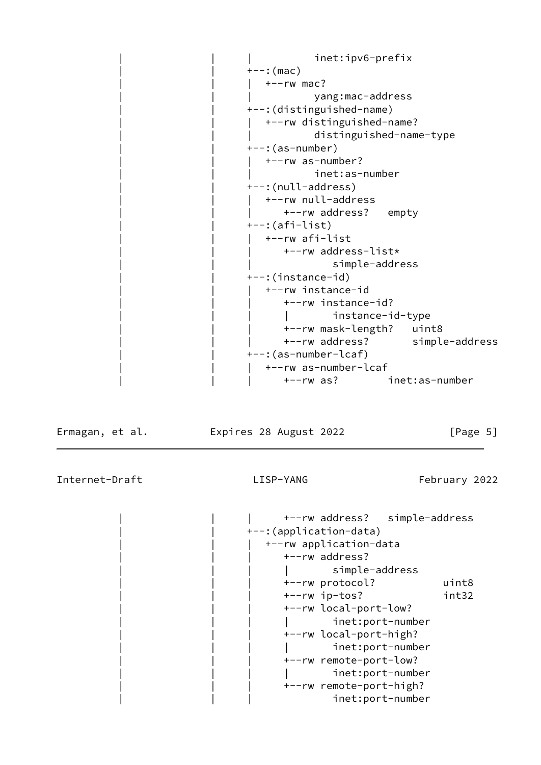```
         |              |      |          inet:ipv6-prefix
         |              |      +--:(mac)
         |              |      |  +--rw mac?
         |              |      |          yang:mac-address
         |              |      +--:(distinguished-name)
         |              |      |  +--rw distinguished-name?
         |              |      |          distinguished-name-type
         |              |      +--:(as-number)
         |              |      |  +--rw as-number?
         |              |      |          inet:as-number
         |              |      +--:(null-address)
         |              |      |  +--rw null-address
         |              |      |     +--rw address?   empty
         |              |      +--:(afi-list)
         |              |      |  +--rw afi-list
         |              |      |     +--rw address-list*
         |              |      |             simple-address
         |              |      +--:(instance-id)
         |              |      |  +--rw instance-id
         |              |      |     +--rw instance-id?
         |              |      |     |       instance-id-type
         |              |      |     +--rw mask-length?   uint8
         |              |      |     +--rw address?       simple-address
         |              |      +--:(as-number-lcaf)
         |              |      |  +--rw as-number-lcaf
         |              |      |     +--rw as?        inet:as-number
```

```
         |              |      |     +--rw address?   simple-address
         |              |      +--:(application-data)
         |              |      |  +--rw application-data
         |              |      |     +--rw address?
         |              |      |     |       simple-address
         |              |      |     +--rw protocol?           uint8
         |              |      |     +--rw ip-tos?             int32
         |              |      |     +--rw local-port-low?
         |              |      |     |       inet:port-number
         |              |      |     +--rw local-port-high?
         |              |      |     |       inet:port-number
         |              |      |     +--rw remote-port-low?
         |              |      |     |       inet:port-number
         |              |      |     +--rw remote-port-high?
         |              |      |             inet:port-number
```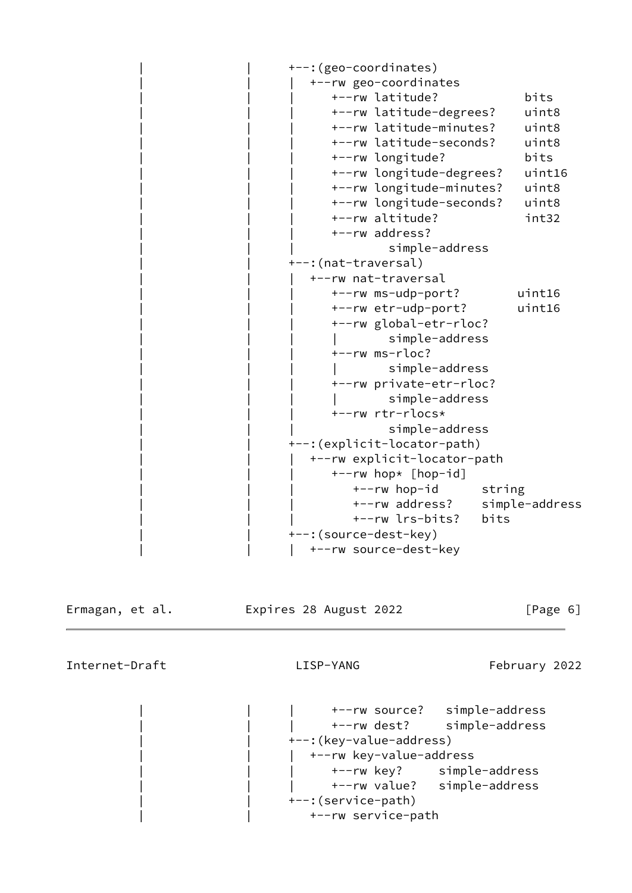```
           |              |      +--:(geo-coordinates)
           |              |      |  +--rw geo-coordinates
           |              |      |     +--rw latitude?            bits
           |              |      |     +--rw latitude-degrees?    uint8
           |              |      |     +--rw latitude-minutes?    uint8
           |              |      |     +--rw latitude-seconds?    uint8
           |              |      |     +--rw longitude?           bits
           |              |      |     +--rw longitude-degrees?   uint16
           |              |      |     +--rw longitude-minutes?   uint8
           |              |      |     +--rw longitude-seconds?   uint8
           |              |      |     +--rw altitude?            int32
           |              |      |     +--rw address?
           |              |      |             simple-address
           |              |      +--:(nat-traversal)
           |              |      |  +--rw nat-traversal
           |              |      |     +--rw ms-udp-port?        uint16
           |              |      |     +--rw etr-udp-port?       uint16
           |              |      |     +--rw global-etr-rloc?
           |              |      |     |       simple-address
           |              |      |     +--rw ms-rloc?
           |              |      |     |       simple-address
           |              |      |     +--rw private-etr-rloc?
           |              |      |     |       simple-address
           |              |      |     +--rw rtr-rlocs*
           |              |      |             simple-address
           |              |      +--:(explicit-locator-path)
           |              |      |  +--rw explicit-locator-path
           |              |      |     +--rw hop* [hop-id]
           |              |      |        +--rw hop-id      string
           |              |      |        +--rw address?    simple-address
           |              |      |        +--rw lrs-bits?   bits
           |              |      +--:(source-dest-key)
           |              |      |  +--rw source-dest-key
```

```
           |              |      |     +--rw source?   simple-address
           |              |      |     +--rw dest?     simple-address
           |              |      +--:(key-value-address)
           |              |      |  +--rw key-value-address
           |              |      |     +--rw key?     simple-address
           |              |      |     +--rw value?   simple-address
           |              |      +--:(service-path)
           |              |         +--rw service-path
```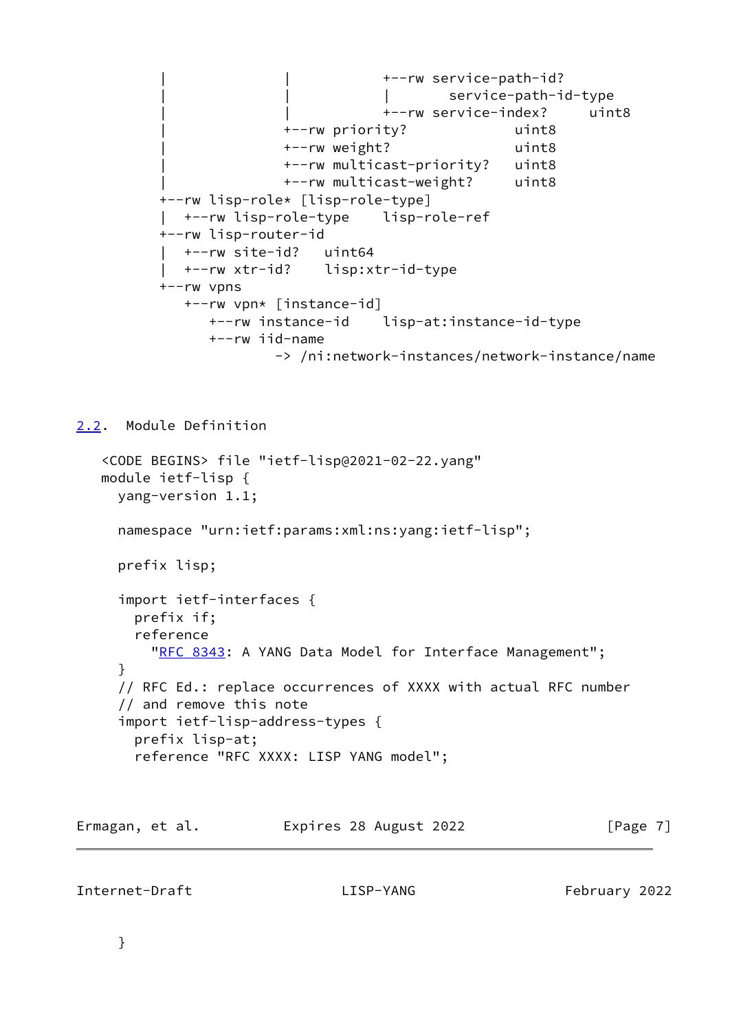```
         |              |           +--rw service-path-id?
         |              |           |       service-path-id-type
         |              |           +--rw service-index?     uint8
         |              +--rw priority?             uint8
         |              +--rw weight?               uint8
         |              +--rw multicast-priority?   uint8
         |              +--rw multicast-weight?     uint8
         +--rw lisp-role* [lisp-role-type]
         |  +--rw lisp-role-type    lisp-role-ref
         +--rw lisp-router-id
         |  +--rw site-id?   uint64
         |  +--rw xtr-id?    lisp:xtr-id-type
         +--rw vpns
            +--rw vpn* [instance-id]
               +--rw instance-id    lisp-at:instance-id-type
               +--rw iid-name
                       -> /ni:network-instances/network-instance/name
```

## 2.2. Module Definition

```
   <CODE BEGINS> file "ietf-lisp@2021-02-22.yang"
   module ietf-lisp {
     yang-version 1.1;

     namespace "urn:ietf:params:xml:ns:yang:ietf-lisp";

     prefix lisp;

     import ietf-interfaces {
       prefix if;
       reference
         "RFC 8343: A YANG Data Model for Interface Management";
     }
     // RFC Ed.: replace occurrences of XXXX with actual RFC number
     // and remove this note
     import ietf-lisp-address-types {
       prefix lisp-at;
       reference "RFC XXXX: LISP YANG model";
     }
```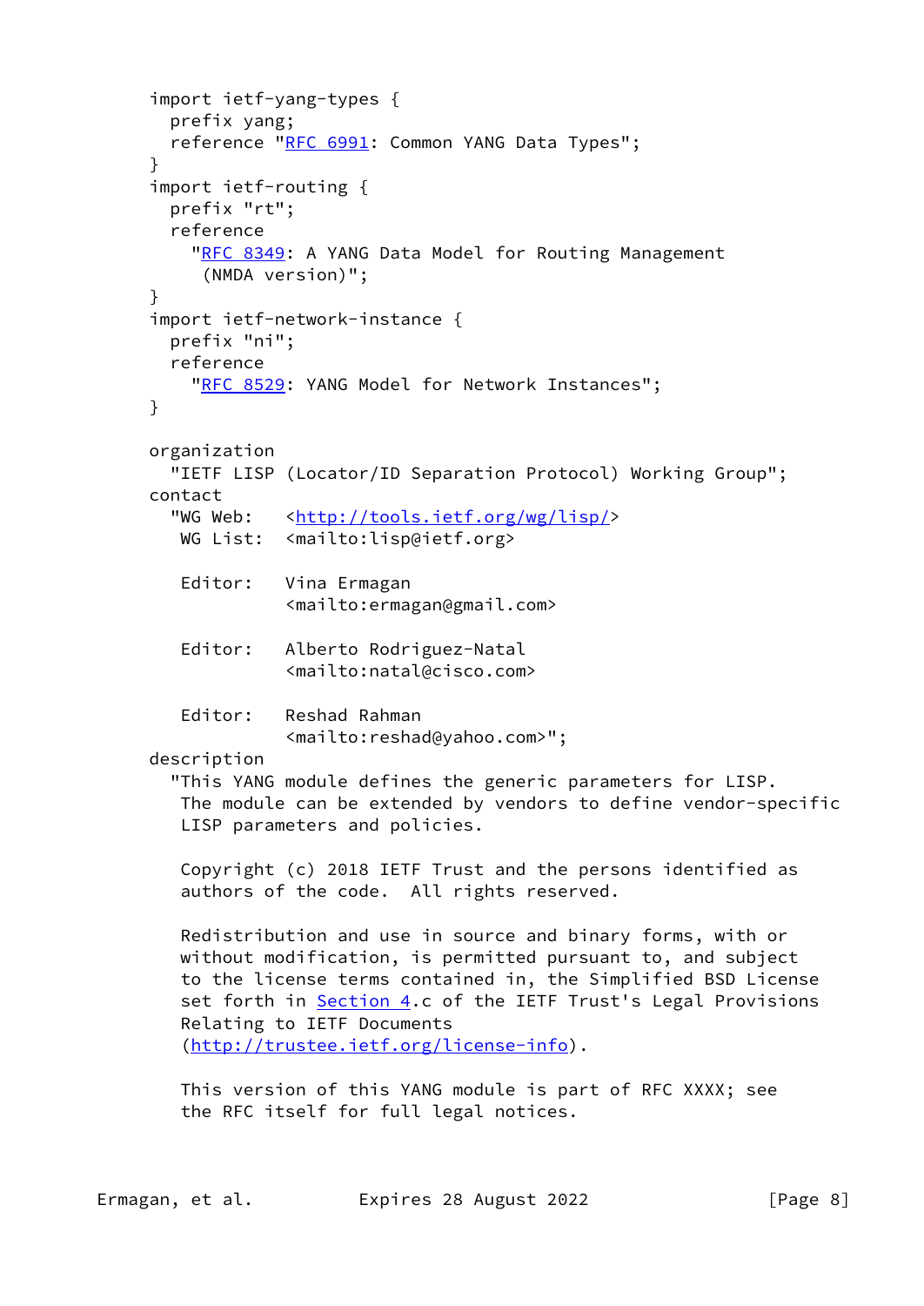```
     import ietf-yang-types {
       prefix yang;
       reference "RFC 6991: Common YANG Data Types";
     }
     import ietf-routing {
       prefix "rt";
       reference
         "RFC 8349: A YANG Data Model for Routing Management
          (NMDA version)";
     }
     import ietf-network-instance {
       prefix "ni";
       reference
         "RFC 8529: YANG Model for Network Instances";
     }

     organization
       "IETF LISP (Locator/ID Separation Protocol) Working Group";
     contact
       "WG Web:   <http://tools.ietf.org/wg/lisp/>
        WG List:  <mailto:lisp@ietf.org>

        Editor:   Vina Ermagan
                  <mailto:ermagan@gmail.com>

        Editor:   Alberto Rodriguez-Natal
                  <mailto:natal@cisco.com>

        Editor:   Reshad Rahman
                  <mailto:reshad@yahoo.com>";
     description
       "This YANG module defines the generic parameters for LISP.
        The module can be extended by vendors to define vendor-specific
        LISP parameters and policies.

        Copyright (c) 2018 IETF Trust and the persons identified as
        authors of the code.  All rights reserved.

        Redistribution and use in source and binary forms, with or
        without modification, is permitted pursuant to, and subject
        to the license terms contained in, the Simplified BSD License
        set forth in Section 4.c of the IETF Trust's Legal Provisions
        Relating to IETF Documents
        (http://trustee.ietf.org/license-info).

        This version of this YANG module is part of RFC XXXX; see
        the RFC itself for full legal notices.
```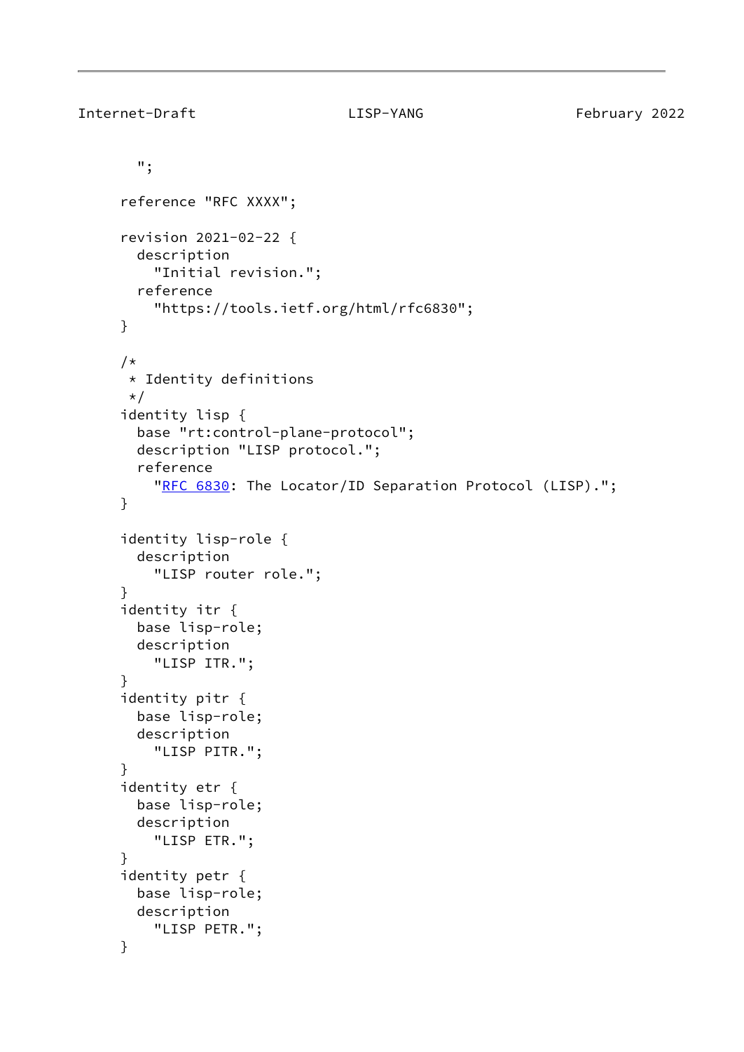```
       ";

     reference "RFC XXXX";

     revision 2021-02-22 {
       description
         "Initial revision.";
       reference
         "https://tools.ietf.org/html/rfc6830";
     }

     /*
      * Identity definitions
      */
     identity lisp {
       base "rt:control-plane-protocol";
       description "LISP protocol.";
       reference
         "RFC 6830: The Locator/ID Separation Protocol (LISP).";
     }

     identity lisp-role {
       description
         "LISP router role.";
     }
     identity itr {
       base lisp-role;
       description
         "LISP ITR.";
     }
     identity pitr {
       base lisp-role;
       description
         "LISP PITR.";
     }
     identity etr {
       base lisp-role;
       description
         "LISP ETR.";
     }
     identity petr {
       base lisp-role;
       description
         "LISP PETR.";
     }
```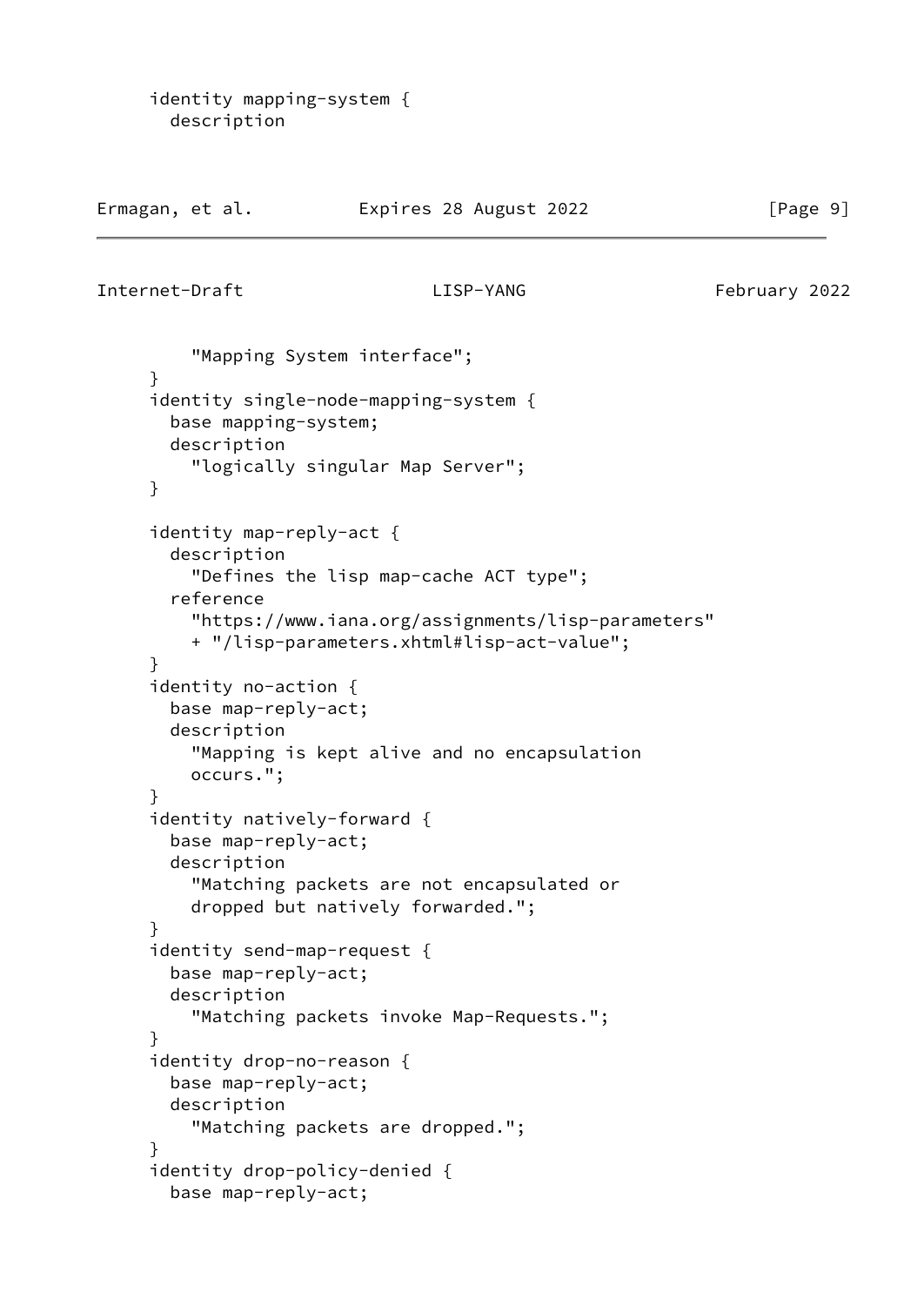```
     identity mapping-system {
       description
         "Mapping System interface";
     }
     identity single-node-mapping-system {
       base mapping-system;
       description
         "logically singular Map Server";
     }

     identity map-reply-act {
       description
         "Defines the lisp map-cache ACT type";
       reference
         "https://www.iana.org/assignments/lisp-parameters"
         + "/lisp-parameters.xhtml#lisp-act-value";
     }
     identity no-action {
       base map-reply-act;
       description
         "Mapping is kept alive and no encapsulation
         occurs.";
     }
     identity natively-forward {
       base map-reply-act;
       description
         "Matching packets are not encapsulated or
         dropped but natively forwarded.";
     }
     identity send-map-request {
       base map-reply-act;
       description
         "Matching packets invoke Map-Requests.";
     }
     identity drop-no-reason {
       base map-reply-act;
       description
         "Matching packets are dropped.";
     }
     identity drop-policy-denied {
       base map-reply-act;
```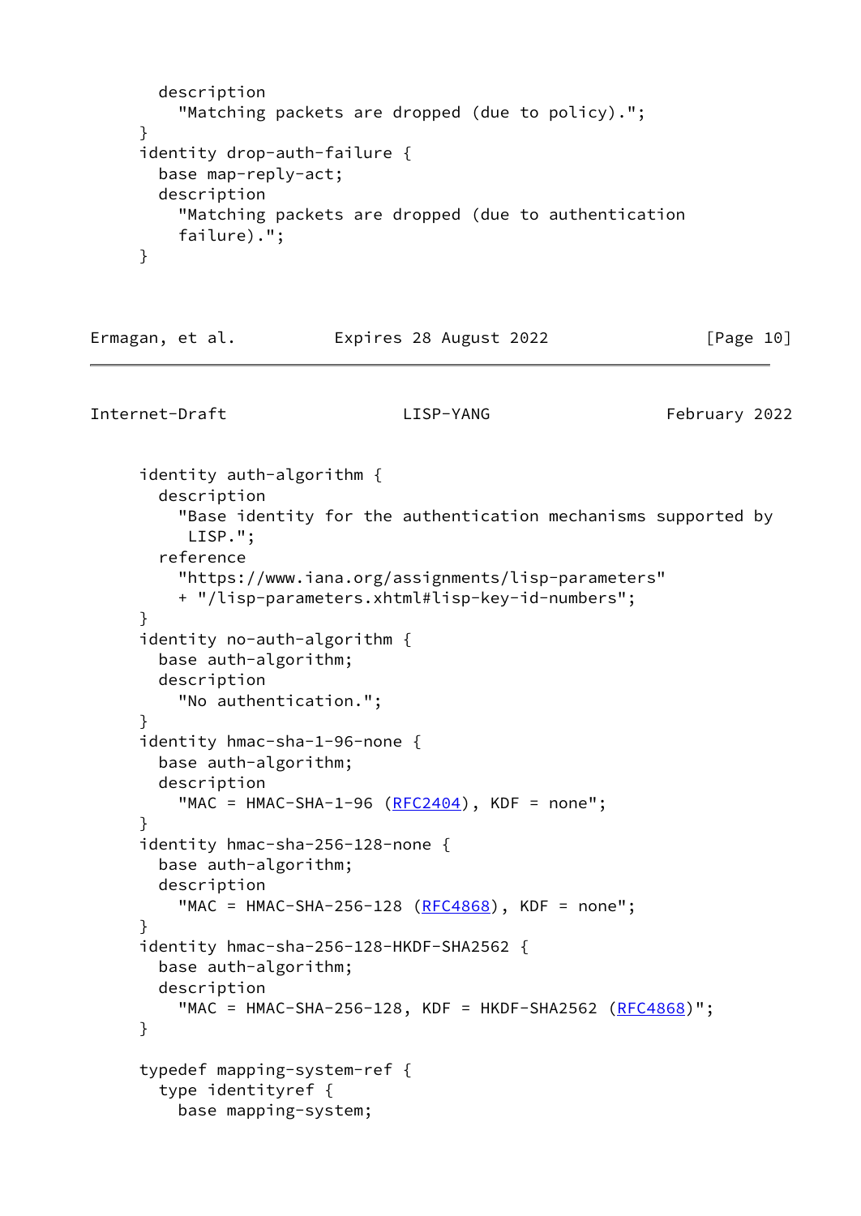```
       description
         "Matching packets are dropped (due to policy).";
     }
     identity drop-auth-failure {
       base map-reply-act;
       description
         "Matching packets are dropped (due to authentication
         failure).";
     }
```

```
     identity auth-algorithm {
       description
         "Base identity for the authentication mechanisms supported by
          LISP.";
       reference
         "https://www.iana.org/assignments/lisp-parameters"
         + "/lisp-parameters.xhtml#lisp-key-id-numbers";
     }
     identity no-auth-algorithm {
       base auth-algorithm;
       description
         "No authentication.";
     }
     identity hmac-sha-1-96-none {
       base auth-algorithm;
       description
         "MAC = HMAC-SHA-1-96 (RFC2404), KDF = none";
     }
     identity hmac-sha-256-128-none {
       base auth-algorithm;
       description
         "MAC = HMAC-SHA-256-128 (RFC4868), KDF = none";
     }
     identity hmac-sha-256-128-HKDF-SHA2562 {
       base auth-algorithm;
       description
         "MAC = HMAC-SHA-256-128, KDF = HKDF-SHA2562 (RFC4868)";
     }

     typedef mapping-system-ref {
       type identityref {
         base mapping-system;
```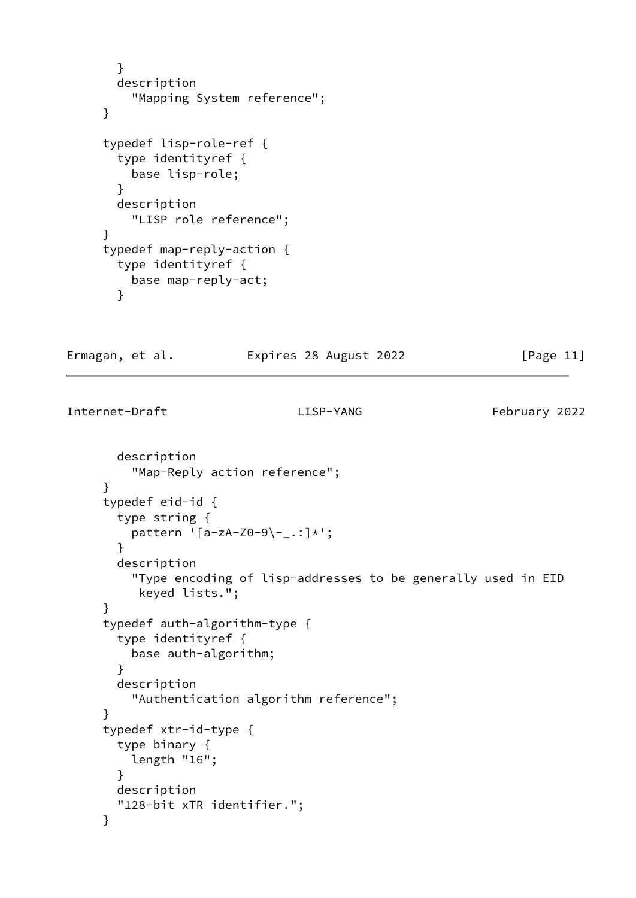```
       }
       description
         "Mapping System reference";
     }

     typedef lisp-role-ref {
       type identityref {
         base lisp-role;
       }
       description
         "LISP role reference";
     }
     typedef map-reply-action {
       type identityref {
         base map-reply-act;
       }
       description
         "Map-Reply action reference";
     }
     typedef eid-id {
       type string {
         pattern '[a-zA-Z0-9\-_.:]*';
       }
       description
         "Type encoding of lisp-addresses to be generally used in EID
          keyed lists.";
     }
     typedef auth-algorithm-type {
       type identityref {
         base auth-algorithm;
       }
       description
         "Authentication algorithm reference";
     }
     typedef xtr-id-type {
       type binary {
         length "16";
       }
       description
       "128-bit xTR identifier.";
     }
```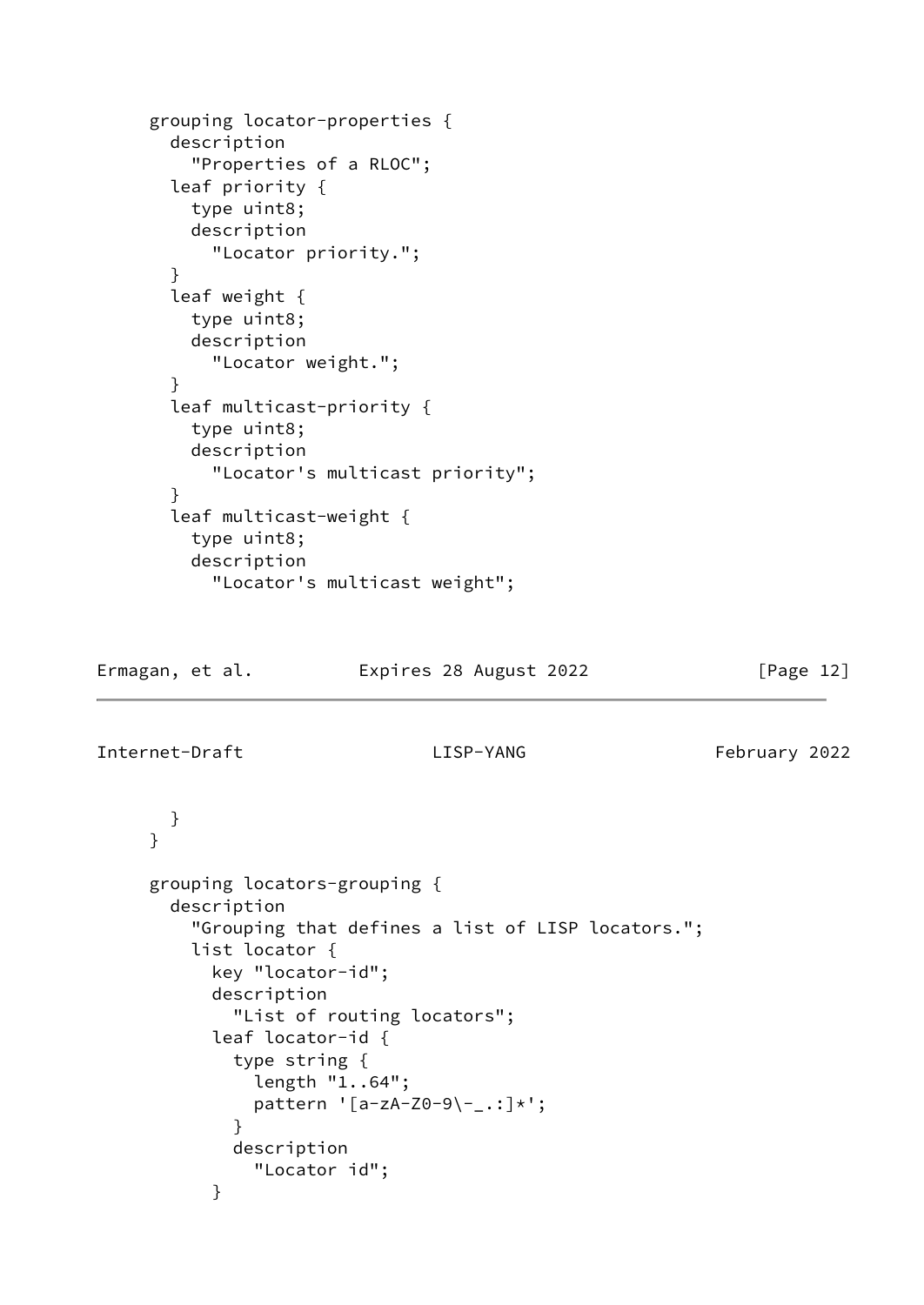```
     grouping locator-properties {
       description
         "Properties of a RLOC";
       leaf priority {
         type uint8;
         description
           "Locator priority.";
       }
       leaf weight {
         type uint8;
         description
           "Locator weight.";
       }
       leaf multicast-priority {
         type uint8;
         description
           "Locator's multicast priority";
       }
       leaf multicast-weight {
         type uint8;
         description
           "Locator's multicast weight";
       }
     }

     grouping locators-grouping {
       description
         "Grouping that defines a list of LISP locators.";
         list locator {
           key "locator-id";
           description
             "List of routing locators";
           leaf locator-id {
             type string {
               length "1..64";
               pattern '[a-zA-Z0-9\-_.:]*';
             }
             description
               "Locator id";
           }
```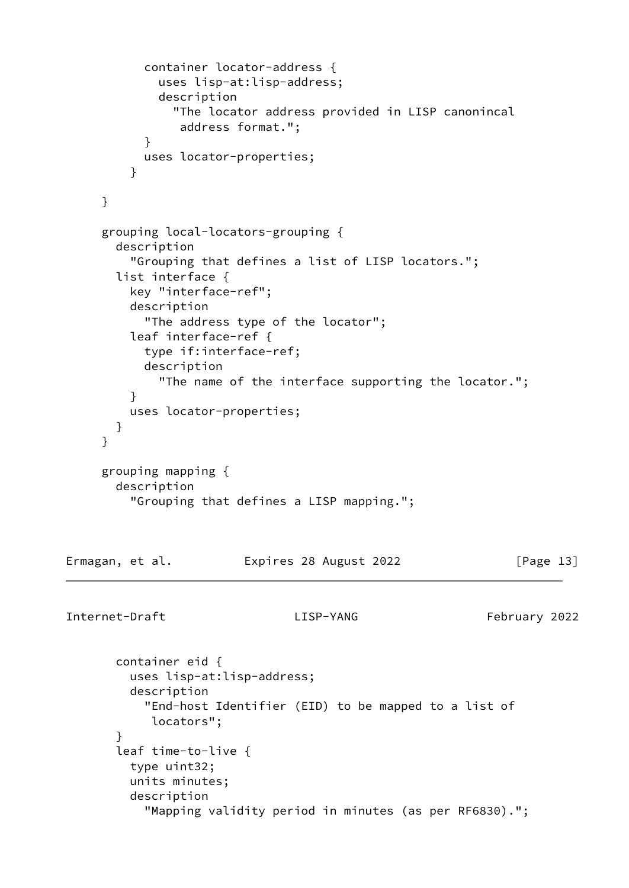```
          container locator-address {
            uses lisp-at:lisp-address;
            description
              "The locator address provided in LISP canonincal
               address format.";
          }
          uses locator-properties;
        }

     }

     grouping local-locators-grouping {
       description
         "Grouping that defines a list of LISP locators.";
       list interface {
         key "interface-ref";
         description
           "The address type of the locator";
         leaf interface-ref {
           type if:interface-ref;
           description
             "The name of the interface supporting the locator.";
         }
         uses locator-properties;
       }
     }

     grouping mapping {
       description
         "Grouping that defines a LISP mapping.";
```

```
       container eid {
         uses lisp-at:lisp-address;
         description
           "End-host Identifier (EID) to be mapped to a list of
            locators";
       }
       leaf time-to-live {
         type uint32;
         units minutes;
         description
           "Mapping validity period in minutes (as per RF6830).";
```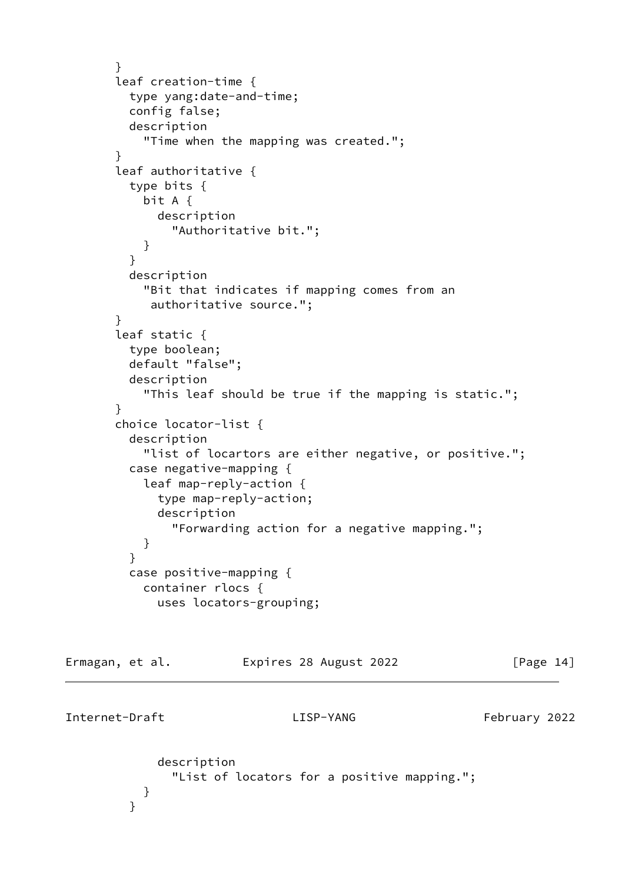```
        }
        leaf creation-time {
          type yang:date-and-time;
          config false;
          description
            "Time when the mapping was created.";
        }
        leaf authoritative {
          type bits {
            bit A {
              description
                "Authoritative bit.";
            }
          }
          description
            "Bit that indicates if mapping comes from an
             authoritative source.";
        }
        leaf static {
          type boolean;
          default "false";
          description
            "This leaf should be true if the mapping is static.";
        }
        choice locator-list {
          description
            "list of locartors are either negative, or positive.";
          case negative-mapping {
            leaf map-reply-action {
              type map-reply-action;
              description
                "Forwarding action for a negative mapping.";
            }
          }
          case positive-mapping {
            container rlocs {
              uses locators-grouping;
              description
                "List of locators for a positive mapping.";
            }
          }
```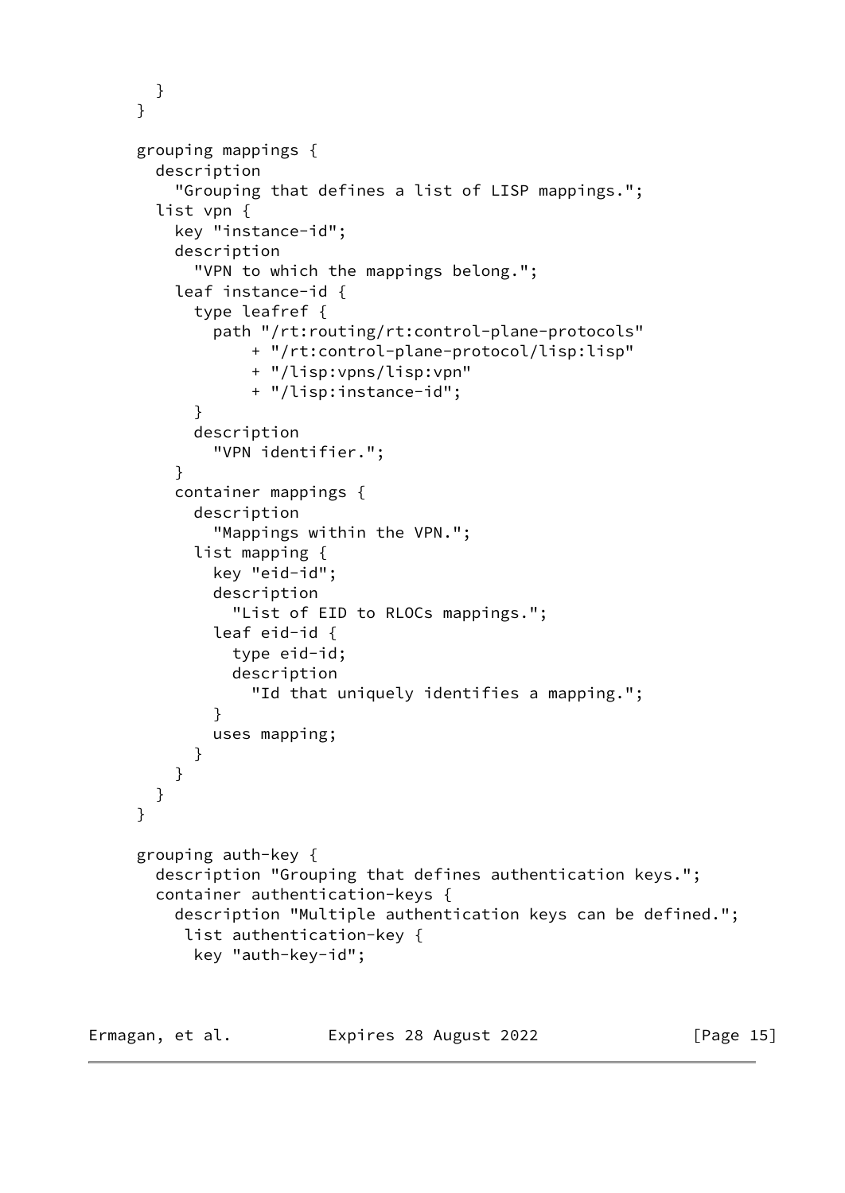```
      }
    }

    grouping mappings {
      description
        "Grouping that defines a list of LISP mappings.";
      list vpn {
        key "instance-id";
        description
          "VPN to which the mappings belong.";
        leaf instance-id {
          type leafref {
            path "/rt:routing/rt:control-plane-protocols"
                + "/rt:control-plane-protocol/lisp:lisp"
                + "/lisp:vpns/lisp:vpn"
                + "/lisp:instance-id";
          }
          description
            "VPN identifier.";
        }
        container mappings {
          description
            "Mappings within the VPN.";
          list mapping {
            key "eid-id";
            description
              "List of EID to RLOCs mappings.";
            leaf eid-id {
              type eid-id;
              description
                "Id that uniquely identifies a mapping.";
            }
            uses mapping;
          }
        }
      }
    }

    grouping auth-key {
      description "Grouping that defines authentication keys.";
      container authentication-keys {
        description "Multiple authentication keys can be defined.";
         list authentication-key {
          key "auth-key-id";
```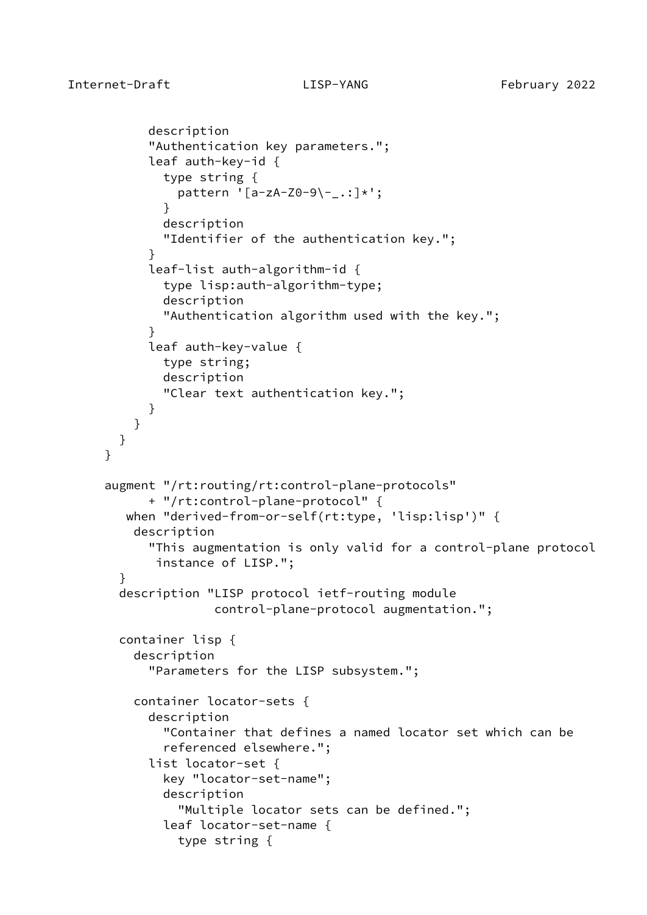```
          description
          "Authentication key parameters.";
          leaf auth-key-id {
            type string {
              pattern '[a-zA-Z0-9\-_.:]*';
            }
            description
            "Identifier of the authentication key.";
          }
          leaf-list auth-algorithm-id {
            type lisp:auth-algorithm-type;
            description
            "Authentication algorithm used with the key.";
          }
          leaf auth-key-value {
            type string;
            description
            "Clear text authentication key.";
          }
        }
      }
    }

    augment "/rt:routing/rt:control-plane-protocols"
          + "/rt:control-plane-protocol" {
       when "derived-from-or-self(rt:type, 'lisp:lisp')" {
        description
          "This augmentation is only valid for a control-plane protocol
           instance of LISP.";
      }
      description "LISP protocol ietf-routing module
                   control-plane-protocol augmentation.";

      container lisp {
        description
          "Parameters for the LISP subsystem.";

        container locator-sets {
          description
            "Container that defines a named locator set which can be
            referenced elsewhere.";
          list locator-set {
            key "locator-set-name";
            description
              "Multiple locator sets can be defined.";
            leaf locator-set-name {
              type string {
```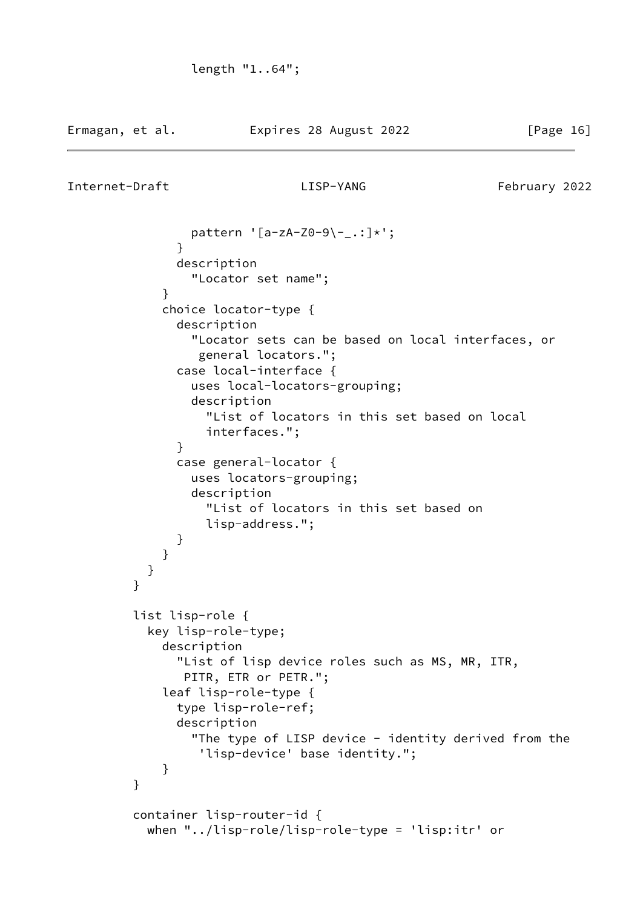```
              length "1..64";
```

```
              pattern '[a-zA-Z0-9\-_.:]*';
            }
            description
              "Locator set name";
          }
          choice locator-type {
            description
              "Locator sets can be based on local interfaces, or
               general locators.";
            case local-interface {
              uses local-locators-grouping;
              description
                "List of locators in this set based on local
                interfaces.";
            }
            case general-locator {
              uses locators-grouping;
              description
                "List of locators in this set based on
                lisp-address.";
            }
          }
        }
      }

      list lisp-role {
        key lisp-role-type;
          description
            "List of lisp device roles such as MS, MR, ITR,
             PITR, ETR or PETR.";
          leaf lisp-role-type {
            type lisp-role-ref;
            description
              "The type of LISP device - identity derived from the
               'lisp-device' base identity.";
          }
      }

      container lisp-router-id {
        when "../lisp-role/lisp-role-type = 'lisp:itr' or
```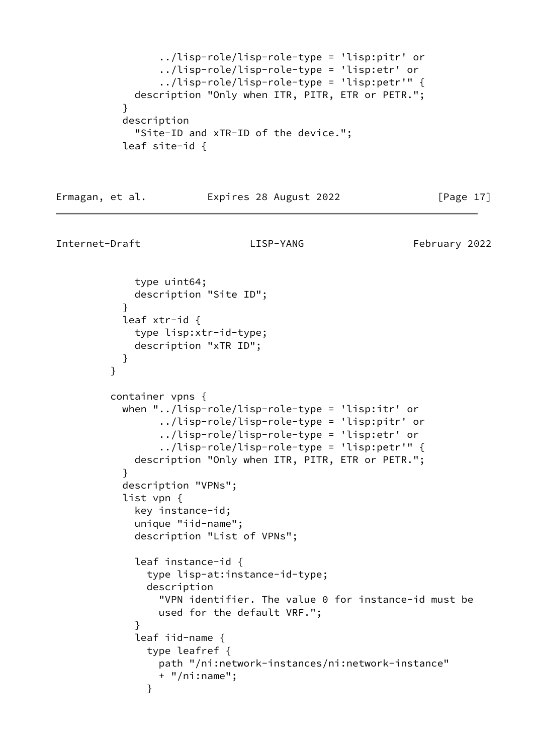```
               ../lisp-role/lisp-role-type = 'lisp:pitr' or
               ../lisp-role/lisp-role-type = 'lisp:etr' or
               ../lisp-role/lisp-role-type = 'lisp:petr'" {
             description "Only when ITR, PITR, ETR or PETR.";
           }
           description
             "Site-ID and xTR-ID of the device.";
           leaf site-id {
             type uint64;
             description "Site ID";
           }
           leaf xtr-id {
             type lisp:xtr-id-type;
             description "xTR ID";
           }
         }

         container vpns {
           when "../lisp-role/lisp-role-type = 'lisp:itr' or
                 ../lisp-role/lisp-role-type = 'lisp:pitr' or
                 ../lisp-role/lisp-role-type = 'lisp:etr' or
                 ../lisp-role/lisp-role-type = 'lisp:petr'" {
             description "Only when ITR, PITR, ETR or PETR.";
           }
           description "VPNs";
           list vpn {
             key instance-id;
             unique "iid-name";
             description "List of VPNs";

             leaf instance-id {
               type lisp-at:instance-id-type;
               description
                 "VPN identifier. The value 0 for instance-id must be
                 used for the default VRF.";
             }
             leaf iid-name {
               type leafref {
                 path "/ni:network-instances/ni:network-instance"
                 + "/ni:name";
               }
```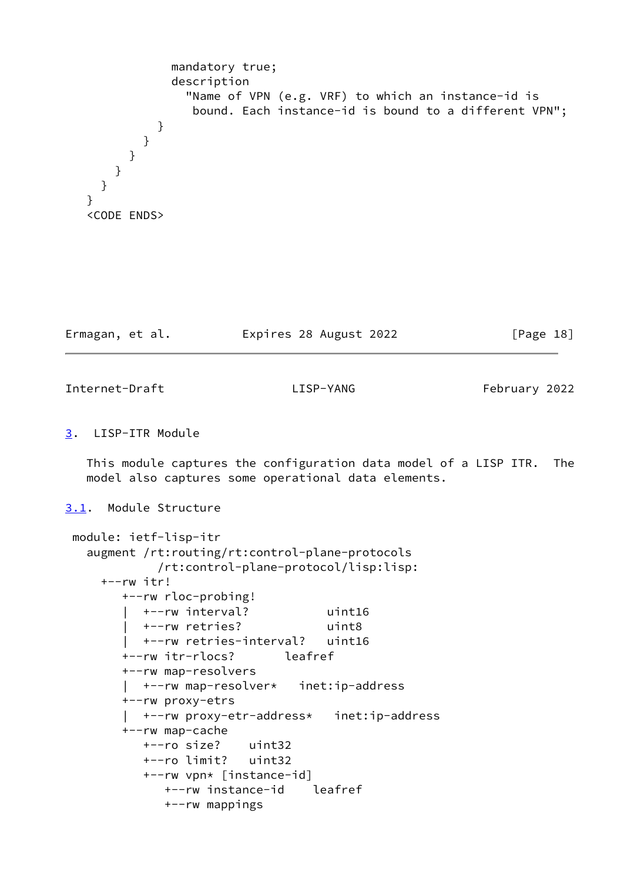```
            mandatory true;
            description
              "Name of VPN (e.g. VRF) to which an instance-id is
               bound. Each instance-id is bound to a different VPN";
          }
        }
      }
    }
  }
}
<CODE ENDS>
```

## 3. LISP-ITR Module

This module captures the configuration data model of a LISP ITR. The model also captures some operational data elements.

### 3.1. Module Structure

```
 module: ietf-lisp-itr
   augment /rt:routing/rt:control-plane-protocols
             /rt:control-plane-protocol/lisp:lisp:
     +--rw itr!
        +--rw rloc-probing!
        |  +--rw interval?           uint16
        |  +--rw retries?            uint8
        |  +--rw retries-interval?   uint16
        +--rw itr-rlocs?       leafref
        +--rw map-resolvers
        |  +--rw map-resolver*   inet:ip-address
        +--rw proxy-etrs
        |  +--rw proxy-etr-address*   inet:ip-address
        +--rw map-cache
           +--ro size?    uint32
           +--ro limit?   uint32
           +--rw vpn* [instance-id]
              +--rw instance-id    leafref
              +--rw mappings
```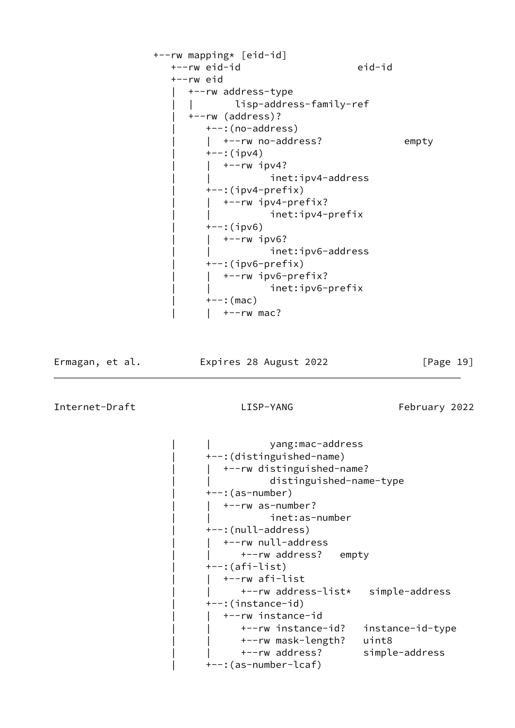```
              +--rw mapping* [eid-id]
                 +--rw eid-id                    eid-id
                 +--rw eid
                 |  +--rw address-type
                 |  |       lisp-address-family-ref
                 |  +--rw (address)?
                 |     +--:(no-address)
                 |     |  +--rw no-address?             empty
                 |     +--:(ipv4)
                 |     |  +--rw ipv4?
                 |     |          inet:ipv4-address
                 |     +--:(ipv4-prefix)
                 |     |  +--rw ipv4-prefix?
                 |     |          inet:ipv4-prefix
                 |     +--:(ipv6)
                 |     |  +--rw ipv6?
                 |     |          inet:ipv6-address
                 |     +--:(ipv6-prefix)
                 |     |  +--rw ipv6-prefix?
                 |     |          inet:ipv6-prefix
                 |     +--:(mac)
                 |     |  +--rw mac?
```

```
                 |     |          yang:mac-address
                 |     +--:(distinguished-name)
                 |     |  +--rw distinguished-name?
                 |     |          distinguished-name-type
                 |     +--:(as-number)
                 |     |  +--rw as-number?
                 |     |          inet:as-number
                 |     +--:(null-address)
                 |     |  +--rw null-address
                 |     |     +--rw address?   empty
                 |     +--:(afi-list)
                 |     |  +--rw afi-list
                 |     |     +--rw address-list*   simple-address
                 |     +--:(instance-id)
                 |     |  +--rw instance-id
                 |     |     +--rw instance-id?   instance-id-type
                 |     |     +--rw mask-length?   uint8
                 |     |     +--rw address?       simple-address
                 |     +--:(as-number-lcaf)
```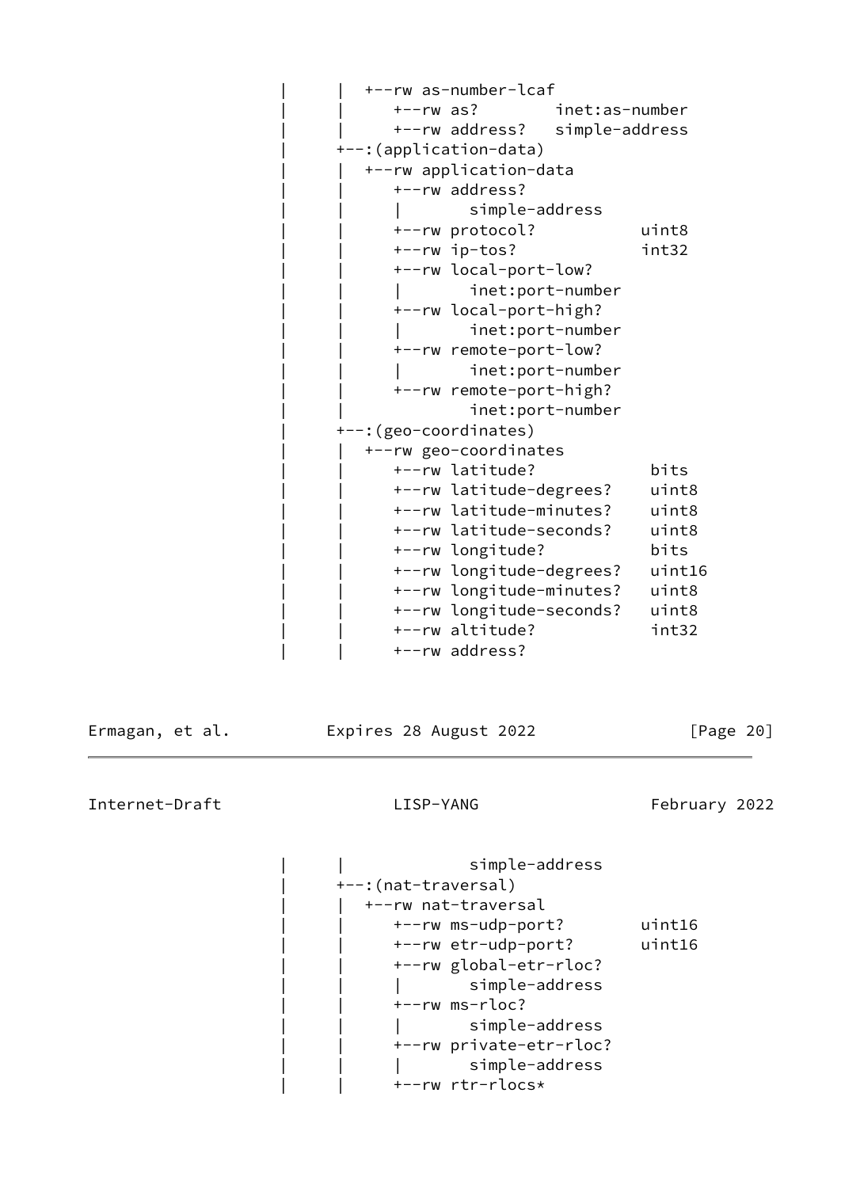```
           |     |  +--rw as-number-lcaf
           |     |     +--rw as?        inet:as-number
           |     |     +--rw address?   simple-address
           |     +--:(application-data)
           |     |  +--rw application-data
           |     |     +--rw address?
           |     |     |       simple-address
           |     |     +--rw protocol?           uint8
           |     |     +--rw ip-tos?             int32
           |     |     +--rw local-port-low?
           |     |     |       inet:port-number
           |     |     +--rw local-port-high?
           |     |     |       inet:port-number
           |     |     +--rw remote-port-low?
           |     |     |       inet:port-number
           |     |     +--rw remote-port-high?
           |     |             inet:port-number
           |     +--:(geo-coordinates)
           |     |  +--rw geo-coordinates
           |     |     +--rw latitude?            bits
           |     |     +--rw latitude-degrees?    uint8
           |     |     +--rw latitude-minutes?    uint8
           |     |     +--rw latitude-seconds?    uint8
           |     |     +--rw longitude?           bits
           |     |     +--rw longitude-degrees?   uint16
           |     |     +--rw longitude-minutes?   uint8
           |     |     +--rw longitude-seconds?   uint8
           |     |     +--rw altitude?            int32
           |     |     +--rw address?
```

```
           |     |             simple-address
           |     +--:(nat-traversal)
           |     |  +--rw nat-traversal
           |     |     +--rw ms-udp-port?        uint16
           |     |     +--rw etr-udp-port?       uint16
           |     |     +--rw global-etr-rloc?
           |     |     |       simple-address
           |     |     +--rw ms-rloc?
           |     |     |       simple-address
           |     |     +--rw private-etr-rloc?
           |     |     |       simple-address
           |     |     +--rw rtr-rlocs*
```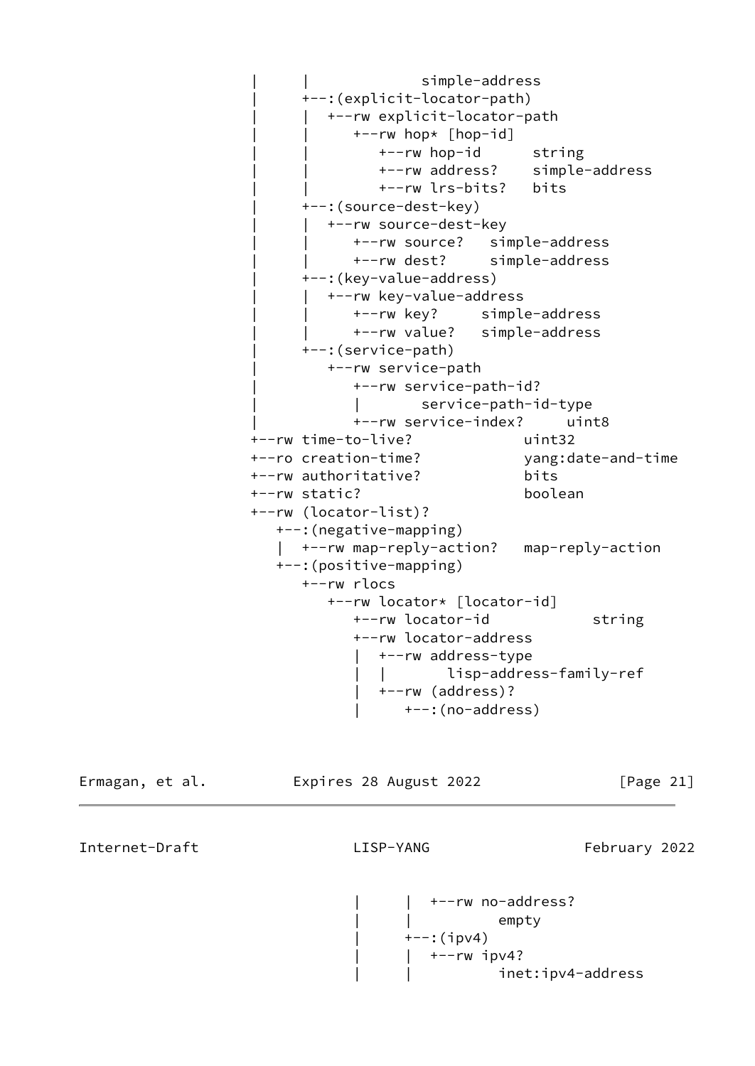```
                 |     |             simple-address
                 |     +--:(explicit-locator-path)
                 |     |  +--rw explicit-locator-path
                 |     |     +--rw hop* [hop-id]
                 |     |        +--rw hop-id      string
                 |     |        +--rw address?    simple-address
                 |     |        +--rw lrs-bits?   bits
                 |     +--:(source-dest-key)
                 |     |  +--rw source-dest-key
                 |     |     +--rw source?   simple-address
                 |     |     +--rw dest?     simple-address
                 |     +--:(key-value-address)
                 |     |  +--rw key-value-address
                 |     |     +--rw key?     simple-address
                 |     |     +--rw value?   simple-address
                 |     +--:(service-path)
                 |        +--rw service-path
                 |           +--rw service-path-id?
                 |           |       service-path-id-type
                 |           +--rw service-index?     uint8
                 +--rw time-to-live?            uint32
                 +--ro creation-time?           yang:date-and-time
                 +--rw authoritative?           bits
                 +--rw static?                  boolean
                 +--rw (locator-list)?
                    +--:(negative-mapping)
                    |  +--rw map-reply-action?   map-reply-action
                    +--:(positive-mapping)
                       +--rw rlocs
                          +--rw locator* [locator-id]
                             +--rw locator-id            string
                             +--rw locator-address
                             |  +--rw address-type
                             |  |       lisp-address-family-ref
                             |  +--rw (address)?
                             |     +--:(no-address)
```

```
                             |     |  +--rw no-address?
                             |     |          empty
                             |     +--:(ipv4)
                             |     |  +--rw ipv4?
                             |     |          inet:ipv4-address
```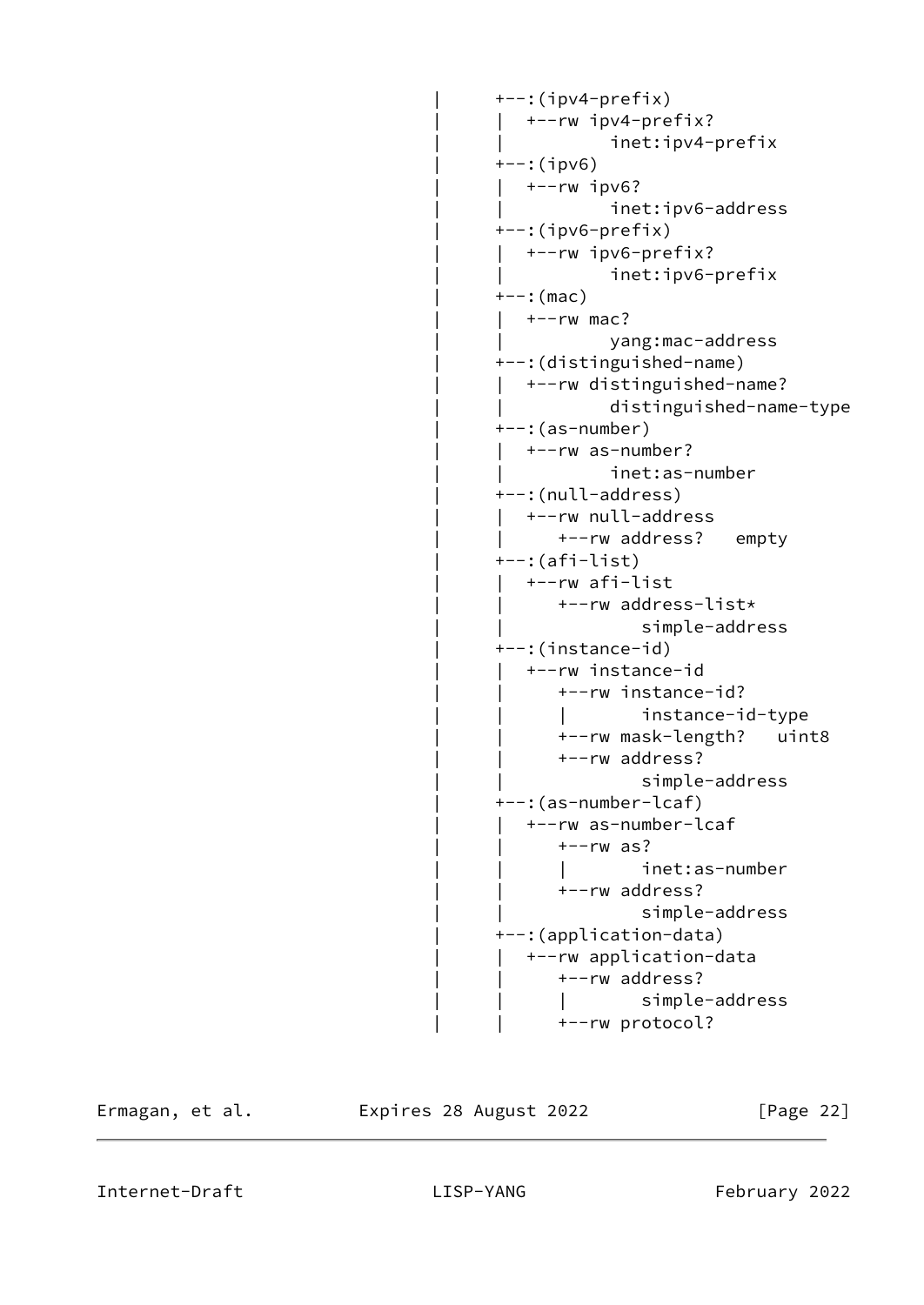```
                                    |      +--:(ipv4-prefix)
                                    |      |  +--rw ipv4-prefix?
                                    |      |          inet:ipv4-prefix
                                    |      +--:(ipv6)
                                    |      |  +--rw ipv6?
                                    |      |          inet:ipv6-address
                                    |      +--:(ipv6-prefix)
                                    |      |  +--rw ipv6-prefix?
                                    |      |          inet:ipv6-prefix
                                    |      +--:(mac)
                                    |      |  +--rw mac?
                                    |      |          yang:mac-address
                                    |      +--:(distinguished-name)
                                    |      |  +--rw distinguished-name?
                                    |      |          distinguished-name-type
                                    |      +--:(as-number)
                                    |      |  +--rw as-number?
                                    |      |          inet:as-number
                                    |      +--:(null-address)
                                    |      |  +--rw null-address
                                    |      |     +--rw address?   empty
                                    |      +--:(afi-list)
                                    |      |  +--rw afi-list
                                    |      |     +--rw address-list*
                                    |      |             simple-address
                                    |      +--:(instance-id)
                                    |      |  +--rw instance-id
                                    |      |     +--rw instance-id?
                                    |      |     |       instance-id-type
                                    |      |     +--rw mask-length?   uint8
                                    |      |     +--rw address?
                                    |      |             simple-address
                                    |      +--:(as-number-lcaf)
                                    |      |  +--rw as-number-lcaf
                                    |      |     +--rw as?
                                    |      |     |       inet:as-number
                                    |      |     +--rw address?
                                    |      |             simple-address
                                    |      +--:(application-data)
                                    |      |  +--rw application-data
                                    |      |     +--rw address?
                                    |      |     |       simple-address
                                    |      |     +--rw protocol?
```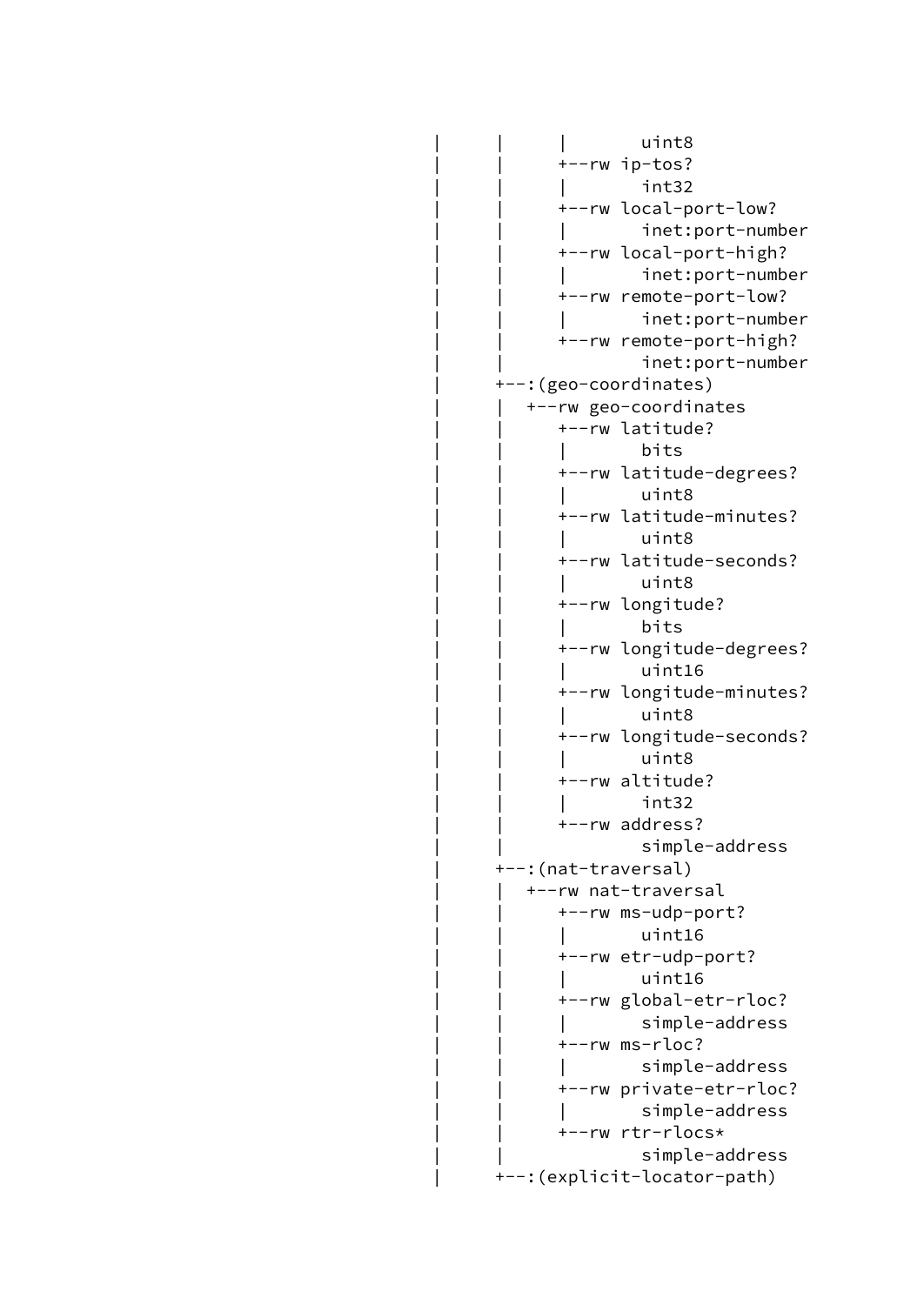```
     |      |      |       uint8
     |      |      +--rw ip-tos?
     |      |      |       int32
     |      |      +--rw local-port-low?
     |      |      |       inet:port-number
     |      |      +--rw local-port-high?
     |      |      |       inet:port-number
     |      |      +--rw remote-port-low?
     |      |      |       inet:port-number
     |      |      +--rw remote-port-high?
     |      |              inet:port-number
     |      +--:(geo-coordinates)
     |      |  +--rw geo-coordinates
     |      |      +--rw latitude?
     |      |      |       bits
     |      |      +--rw latitude-degrees?
     |      |      |       uint8
     |      |      +--rw latitude-minutes?
     |      |      |       uint8
     |      |      +--rw latitude-seconds?
     |      |      |       uint8
     |      |      +--rw longitude?
     |      |      |       bits
     |      |      +--rw longitude-degrees?
     |      |      |       uint16
     |      |      +--rw longitude-minutes?
     |      |      |       uint8
     |      |      +--rw longitude-seconds?
     |      |      |       uint8
     |      |      +--rw altitude?
     |      |      |       int32
     |      |      +--rw address?
     |      |              simple-address
     |      +--:(nat-traversal)
     |      |  +--rw nat-traversal
     |      |      +--rw ms-udp-port?
     |      |      |       uint16
     |      |      +--rw etr-udp-port?
     |      |      |       uint16
     |      |      +--rw global-etr-rloc?
     |      |      |       simple-address
     |      |      +--rw ms-rloc?
     |      |      |       simple-address
     |      |      +--rw private-etr-rloc?
     |      |      |       simple-address
     |      |      +--rw rtr-rlocs*
     |      |              simple-address
     |      +--:(explicit-locator-path)
```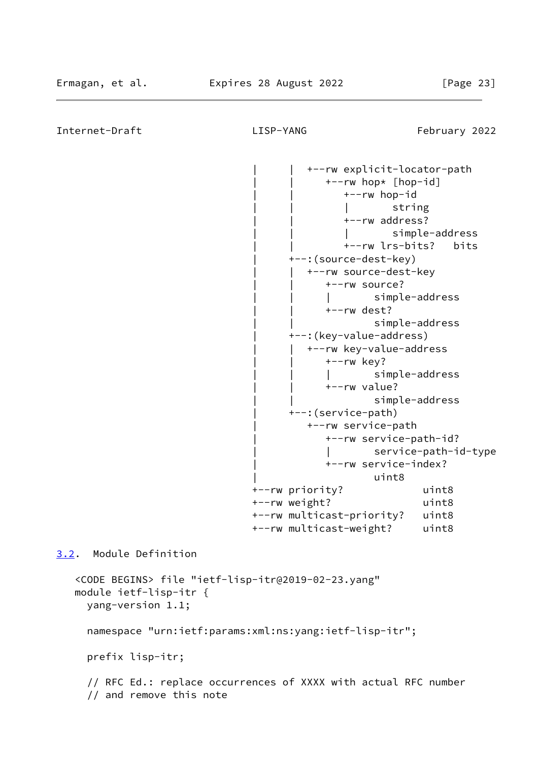```
                                   |      |  +--rw explicit-locator-path
                                   |      |     +--rw hop* [hop-id]
                                   |      |        +--rw hop-id
                                   |      |        |       string
                                   |      |        +--rw address?
                                   |      |        |       simple-address
                                   |      |        +--rw lrs-bits?   bits
                                   |      +--:(source-dest-key)
                                   |      |  +--rw source-dest-key
                                   |      |     +--rw source?
                                   |      |     |       simple-address
                                   |      |     +--rw dest?
                                   |      |             simple-address
                                   |      +--:(key-value-address)
                                   |      |  +--rw key-value-address
                                   |      |     +--rw key?
                                   |      |     |       simple-address
                                   |      |     +--rw value?
                                   |      |             simple-address
                                   |      +--:(service-path)
                                   |         +--rw service-path
                                   |            +--rw service-path-id?
                                   |            |       service-path-id-type
                                   |            +--rw service-index?
                                   |                    uint8
                                   +--rw priority?            uint8
                                   +--rw weight?              uint8
                                   +--rw multicast-priority?  uint8
                                   +--rw multicast-weight?    uint8
```

## 3.2. Module Definition

```
   <CODE BEGINS> file "ietf-lisp-itr@2019-02-23.yang"
   module ietf-lisp-itr {
     yang-version 1.1;

     namespace "urn:ietf:params:xml:ns:yang:ietf-lisp-itr";

     prefix lisp-itr;

     // RFC Ed.: replace occurrences of XXXX with actual RFC number
     // and remove this note
```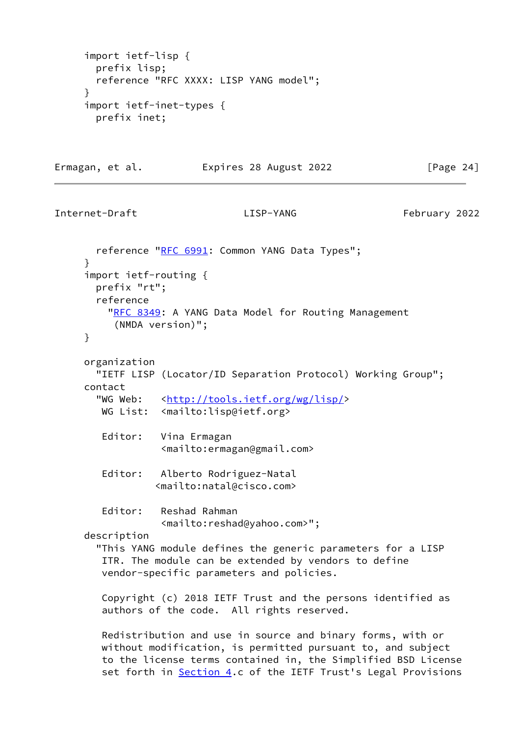```
     import ietf-lisp {
       prefix lisp;
       reference "RFC XXXX: LISP YANG model";
     }
     import ietf-inet-types {
       prefix inet;
       reference "RFC 6991: Common YANG Data Types";
     }
     import ietf-routing {
       prefix "rt";
       reference
         "RFC 8349: A YANG Data Model for Routing Management
          (NMDA version)";
     }

     organization
       "IETF LISP (Locator/ID Separation Protocol) Working Group";
     contact
       "WG Web:   <http://tools.ietf.org/wg/lisp/>
        WG List:  <mailto:lisp@ietf.org>

        Editor:   Vina Ermagan
                  <mailto:ermagan@gmail.com>

        Editor:   Alberto Rodriguez-Natal
                 <mailto:natal@cisco.com>

        Editor:   Reshad Rahman
                  <mailto:reshad@yahoo.com>";
     description
       "This YANG module defines the generic parameters for a LISP
        ITR. The module can be extended by vendors to define
        vendor-specific parameters and policies.

        Copyright (c) 2018 IETF Trust and the persons identified as
        authors of the code.  All rights reserved.

        Redistribution and use in source and binary forms, with or
        without modification, is permitted pursuant to, and subject
        to the license terms contained in, the Simplified BSD License
        set forth in Section 4.c of the IETF Trust's Legal Provisions
```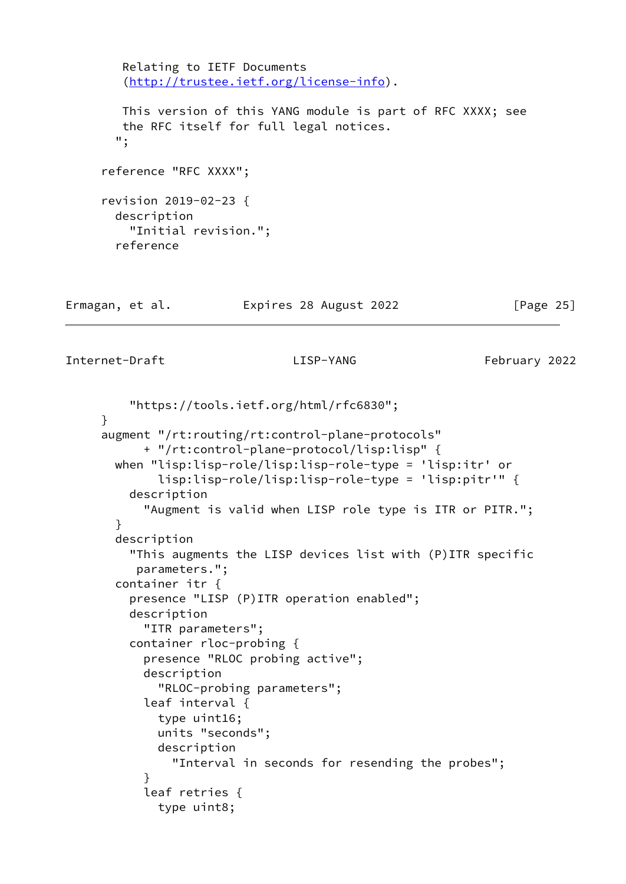```
         Relating to IETF Documents
         (http://trustee.ietf.org/license-info).

         This version of this YANG module is part of RFC XXXX; see
         the RFC itself for full legal notices.
        ";

      reference "RFC XXXX";

      revision 2019-02-23 {
        description
          "Initial revision.";
        reference
          "https://tools.ietf.org/html/rfc6830";
      }
      augment "/rt:routing/rt:control-plane-protocols"
            + "/rt:control-plane-protocol/lisp:lisp" {
        when "lisp:lisp-role/lisp:lisp-role-type = 'lisp:itr' or
              lisp:lisp-role/lisp:lisp-role-type = 'lisp:pitr'" {
          description
            "Augment is valid when LISP role type is ITR or PITR.";
        }
        description
          "This augments the LISP devices list with (P)ITR specific
           parameters.";
        container itr {
          presence "LISP (P)ITR operation enabled";
          description
            "ITR parameters";
          container rloc-probing {
            presence "RLOC probing active";
            description
              "RLOC-probing parameters";
            leaf interval {
              type uint16;
              units "seconds";
              description
                "Interval in seconds for resending the probes";
            }
            leaf retries {
              type uint8;
```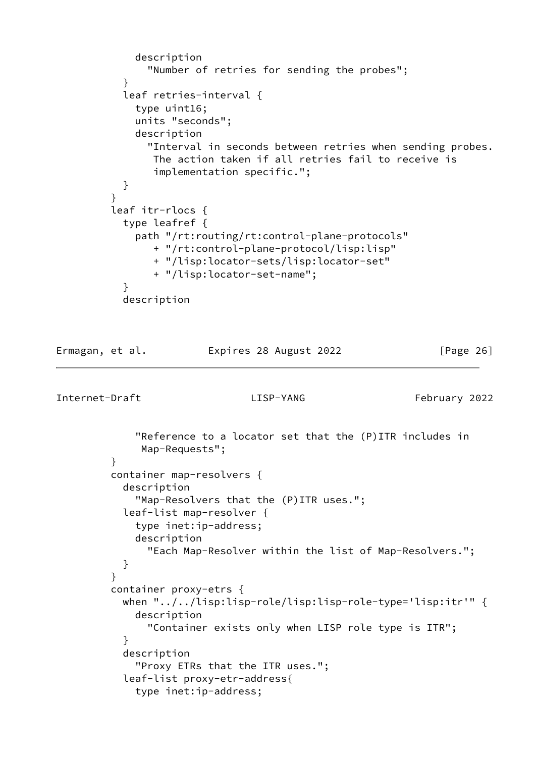```
            description
              "Number of retries for sending the probes";
          }
          leaf retries-interval {
            type uint16;
            units "seconds";
            description
              "Interval in seconds between retries when sending probes.
               The action taken if all retries fail to receive is
               implementation specific.";
          }
        }
        leaf itr-rlocs {
          type leafref {
            path "/rt:routing/rt:control-plane-protocols"
               + "/rt:control-plane-protocol/lisp:lisp"
               + "/lisp:locator-sets/lisp:locator-set"
               + "/lisp:locator-set-name";
          }
          description
            "Reference to a locator set that the (P)ITR includes in
             Map-Requests";
        }
        container map-resolvers {
          description
            "Map-Resolvers that the (P)ITR uses.";
          leaf-list map-resolver {
            type inet:ip-address;
            description
              "Each Map-Resolver within the list of Map-Resolvers.";
          }
        }
        container proxy-etrs {
          when "../../lisp:lisp-role/lisp:lisp-role-type='lisp:itr'" {
            description
              "Container exists only when LISP role type is ITR";
          }
          description
            "Proxy ETRs that the ITR uses.";
          leaf-list proxy-etr-address{
            type inet:ip-address;
```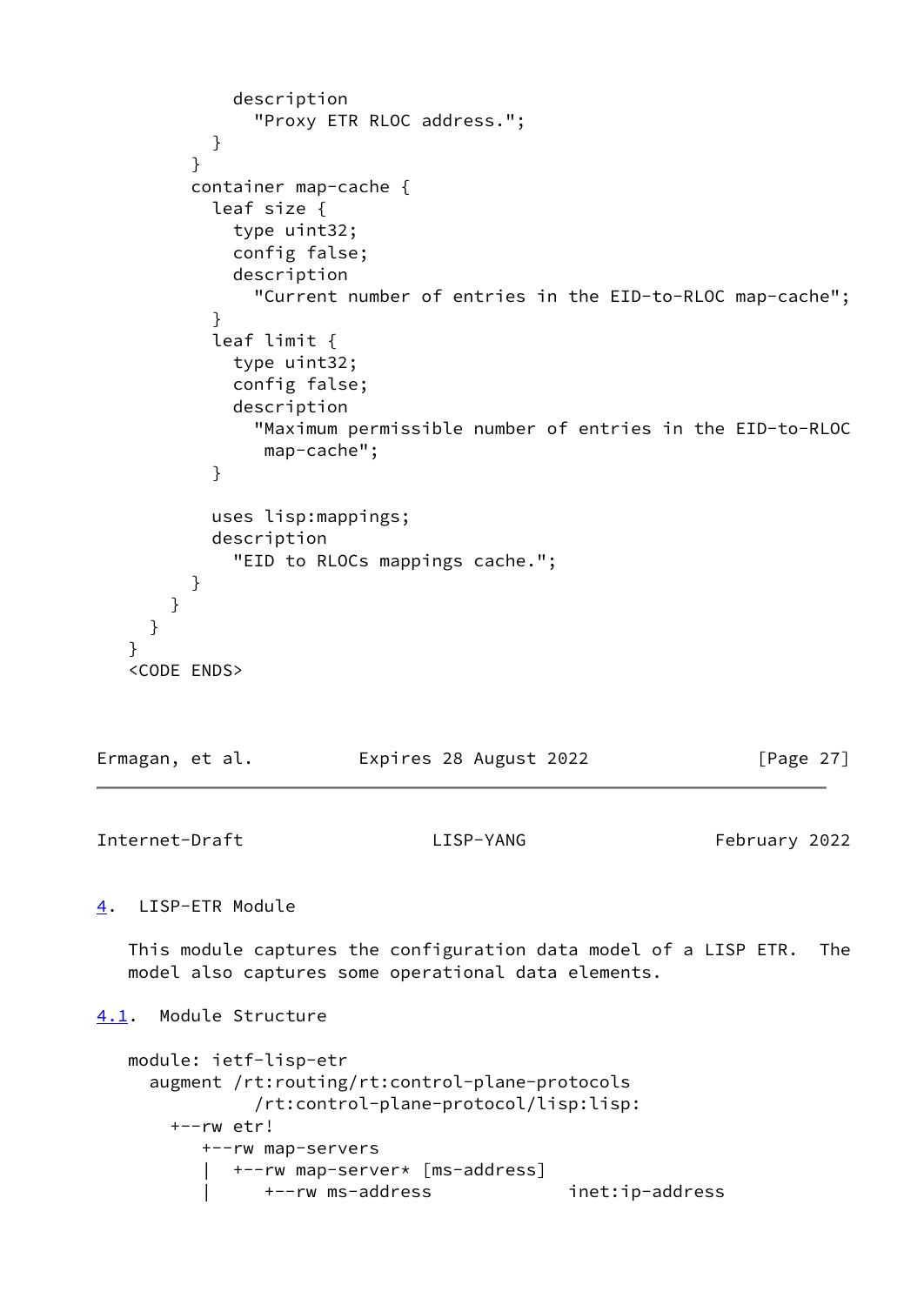```
            description
              "Proxy ETR RLOC address.";
          }
        }
        container map-cache {
          leaf size {
            type uint32;
            config false;
            description
              "Current number of entries in the EID-to-RLOC map-cache";
          }
          leaf limit {
            type uint32;
            config false;
            description
              "Maximum permissible number of entries in the EID-to-RLOC
               map-cache";
          }

          uses lisp:mappings;
          description
            "EID to RLOCs mappings cache.";
        }
      }
    }
  }
  <CODE ENDS>
```

## 4. LISP-ETR Module

This module captures the configuration data model of a LISP ETR. The model also captures some operational data elements.

### 4.1. Module Structure

```
  module: ietf-lisp-etr
    augment /rt:routing/rt:control-plane-protocols
              /rt:control-plane-protocol/lisp:lisp:
      +--rw etr!
         +--rw map-servers
         |  +--rw map-server* [ms-address]
         |     +--rw ms-address            inet:ip-address
```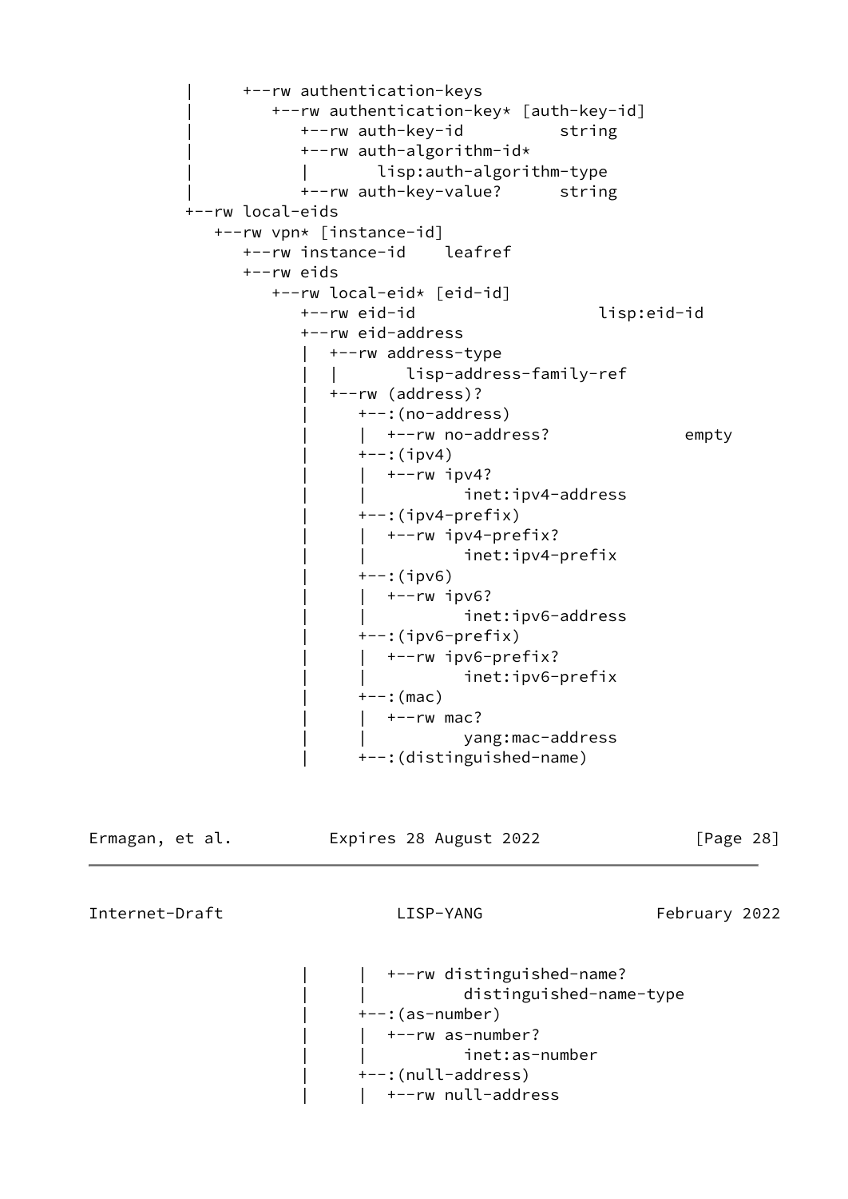```
        |      +--rw authentication-keys
        |         +--rw authentication-key* [auth-key-id]
        |            +--rw auth-key-id          string
        |            +--rw auth-algorithm-id*
        |            |       lisp:auth-algorithm-type
        |            +--rw auth-key-value?      string
        +--rw local-eids
           +--rw vpn* [instance-id]
              +--rw instance-id    leafref
              +--rw eids
                 +--rw local-eid* [eid-id]
                    +--rw eid-id                  lisp:eid-id
                    +--rw eid-address
                    |  +--rw address-type
                    |  |       lisp-address-family-ref
                    |  +--rw (address)?
                    |     +--:(no-address)
                    |     |  +--rw no-address?             empty
                    |     +--:(ipv4)
                    |     |  +--rw ipv4?
                    |     |          inet:ipv4-address
                    |     +--:(ipv4-prefix)
                    |     |  +--rw ipv4-prefix?
                    |     |          inet:ipv4-prefix
                    |     +--:(ipv6)
                    |     |  +--rw ipv6?
                    |     |          inet:ipv6-address
                    |     +--:(ipv6-prefix)
                    |     |  +--rw ipv6-prefix?
                    |     |          inet:ipv6-prefix
                    |     +--:(mac)
                    |     |  +--rw mac?
                    |     |          yang:mac-address
                    |     +--:(distinguished-name)
                    |     |  +--rw distinguished-name?
                    |     |          distinguished-name-type
                    |     +--:(as-number)
                    |     |  +--rw as-number?
                    |     |          inet:as-number
                    |     +--:(null-address)
                    |     |  +--rw null-address
```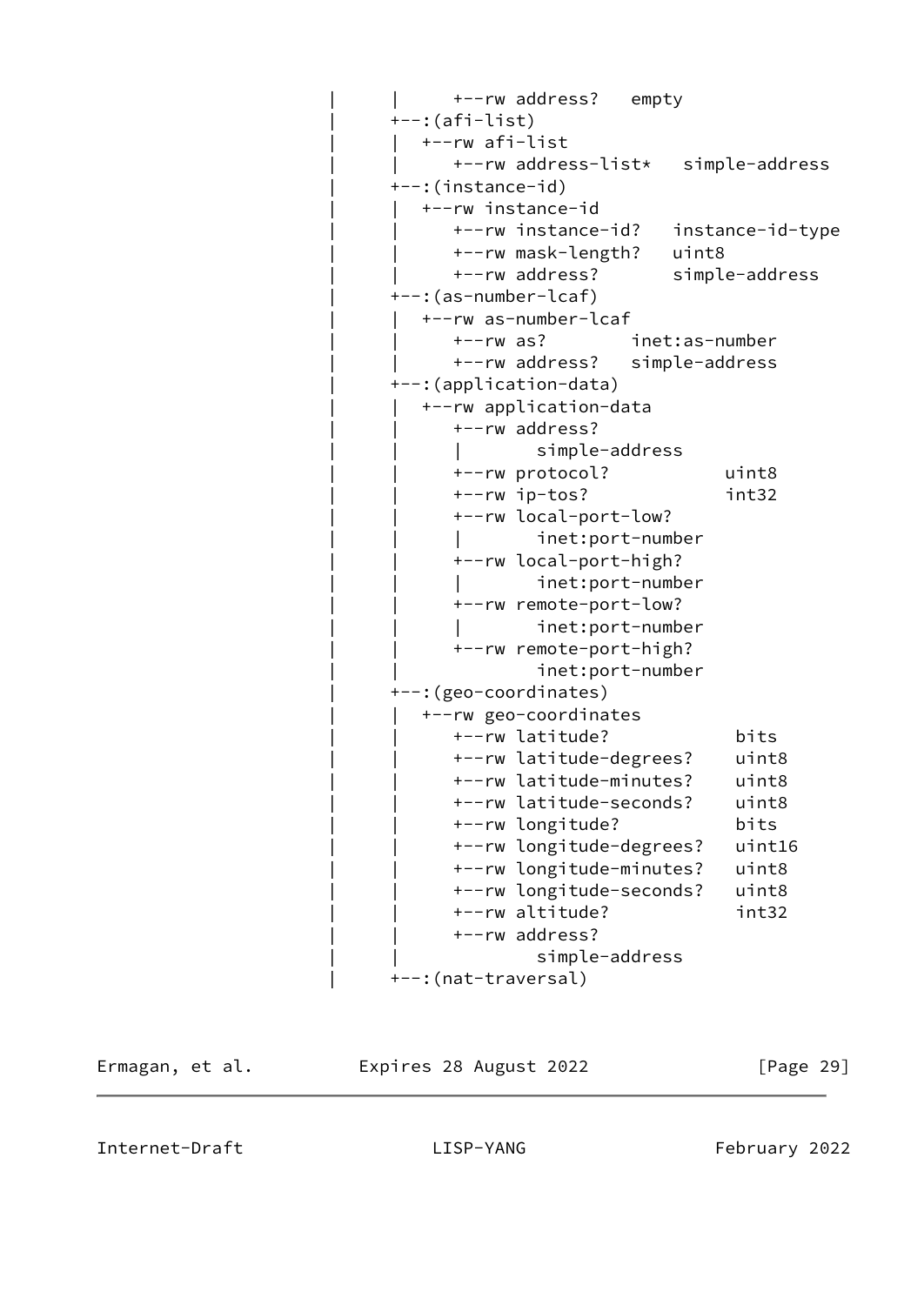```
                 |     |     +--rw address?   empty
                 |     +--:(afi-list)
                 |     |  +--rw afi-list
                 |     |     +--rw address-list*   simple-address
                 |     +--:(instance-id)
                 |     |  +--rw instance-id
                 |     |     +--rw instance-id?   instance-id-type
                 |     |     +--rw mask-length?   uint8
                 |     |     +--rw address?       simple-address
                 |     +--:(as-number-lcaf)
                 |     |  +--rw as-number-lcaf
                 |     |     +--rw as?        inet:as-number
                 |     |     +--rw address?   simple-address
                 |     +--:(application-data)
                 |     |  +--rw application-data
                 |     |     +--rw address?
                 |     |     |       simple-address
                 |     |     +--rw protocol?           uint8
                 |     |     +--rw ip-tos?             int32
                 |     |     +--rw local-port-low?
                 |     |     |       inet:port-number
                 |     |     +--rw local-port-high?
                 |     |     |       inet:port-number
                 |     |     +--rw remote-port-low?
                 |     |     |       inet:port-number
                 |     |     +--rw remote-port-high?
                 |     |             inet:port-number
                 |     +--:(geo-coordinates)
                 |     |  +--rw geo-coordinates
                 |     |     +--rw latitude?            bits
                 |     |     +--rw latitude-degrees?    uint8
                 |     |     +--rw latitude-minutes?    uint8
                 |     |     +--rw latitude-seconds?    uint8
                 |     |     +--rw longitude?           bits
                 |     |     +--rw longitude-degrees?   uint16
                 |     |     +--rw longitude-minutes?   uint8
                 |     |     +--rw longitude-seconds?   uint8
                 |     |     +--rw altitude?            int32
                 |     |     +--rw address?
                 |     |             simple-address
                 |     +--:(nat-traversal)
```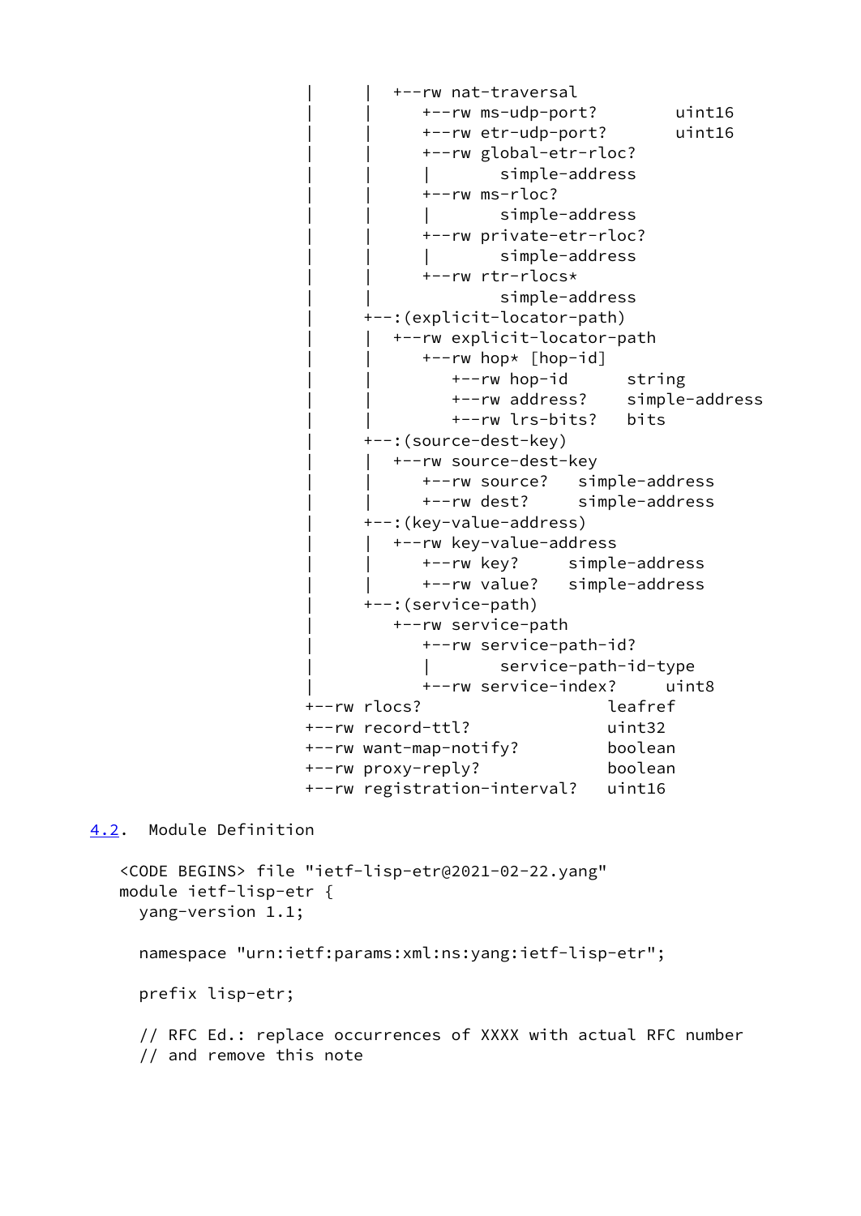```
          |     |  +--rw nat-traversal
          |     |     +--rw ms-udp-port?        uint16
          |     |     +--rw etr-udp-port?       uint16
          |     |     +--rw global-etr-rloc?
          |     |     |       simple-address
          |     |     +--rw ms-rloc?
          |     |     |       simple-address
          |     |     +--rw private-etr-rloc?
          |     |     |       simple-address
          |     |     +--rw rtr-rlocs*
          |     |             simple-address
          |     +--:(explicit-locator-path)
          |     |  +--rw explicit-locator-path
          |     |     +--rw hop* [hop-id]
          |     |        +--rw hop-id      string
          |     |        +--rw address?    simple-address
          |     |        +--rw lrs-bits?   bits
          |     +--:(source-dest-key)
          |     |  +--rw source-dest-key
          |     |     +--rw source?   simple-address
          |     |     +--rw dest?     simple-address
          |     +--:(key-value-address)
          |     |  +--rw key-value-address
          |     |     +--rw key?     simple-address
          |     |     +--rw value?   simple-address
          |     +--:(service-path)
          |        +--rw service-path
          |           +--rw service-path-id?
          |           |       service-path-id-type
          |           +--rw service-index?     uint8
          +--rw rlocs?                   leafref
          +--rw record-ttl?              uint32
          +--rw want-map-notify?         boolean
          +--rw proxy-reply?             boolean
          +--rw registration-interval?   uint16
```

## 4.2. Module Definition

```
<CODE BEGINS> file "ietf-lisp-etr@2021-02-22.yang"
module ietf-lisp-etr {
  yang-version 1.1;

  namespace "urn:ietf:params:xml:ns:yang:ietf-lisp-etr";

  prefix lisp-etr;

  // RFC Ed.: replace occurrences of XXXX with actual RFC number
  // and remove this note
```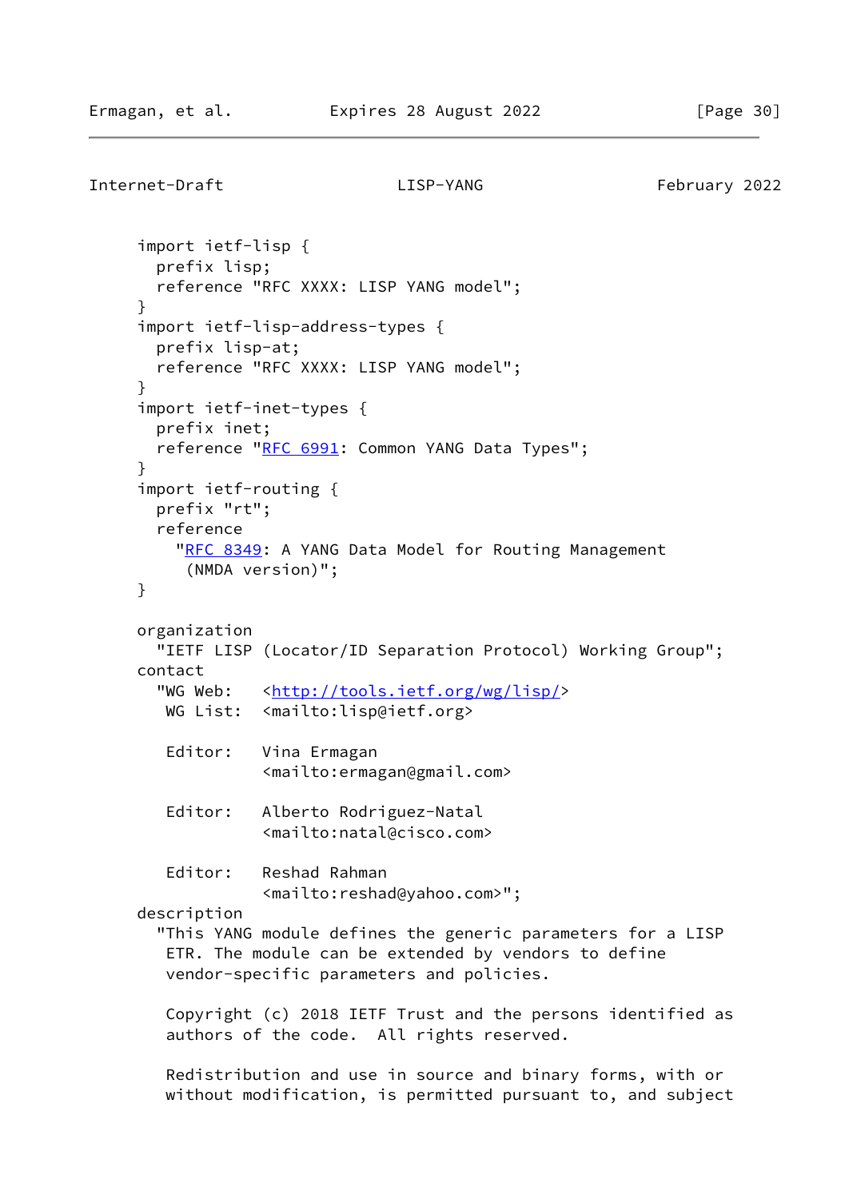```
     import ietf-lisp {
       prefix lisp;
       reference "RFC XXXX: LISP YANG model";
     }
     import ietf-lisp-address-types {
       prefix lisp-at;
       reference "RFC XXXX: LISP YANG model";
     }
     import ietf-inet-types {
       prefix inet;
       reference "RFC 6991: Common YANG Data Types";
     }
     import ietf-routing {
       prefix "rt";
       reference
         "RFC 8349: A YANG Data Model for Routing Management
          (NMDA version)";
     }

     organization
       "IETF LISP (Locator/ID Separation Protocol) Working Group";
     contact
       "WG Web:   <http://tools.ietf.org/wg/lisp/>
        WG List:  <mailto:lisp@ietf.org>

        Editor:   Vina Ermagan
                  <mailto:ermagan@gmail.com>

        Editor:   Alberto Rodriguez-Natal
                  <mailto:natal@cisco.com>

        Editor:   Reshad Rahman
                  <mailto:reshad@yahoo.com>";
     description
       "This YANG module defines the generic parameters for a LISP
        ETR. The module can be extended by vendors to define
        vendor-specific parameters and policies.

        Copyright (c) 2018 IETF Trust and the persons identified as
        authors of the code.  All rights reserved.

        Redistribution and use in source and binary forms, with or
        without modification, is permitted pursuant to, and subject
```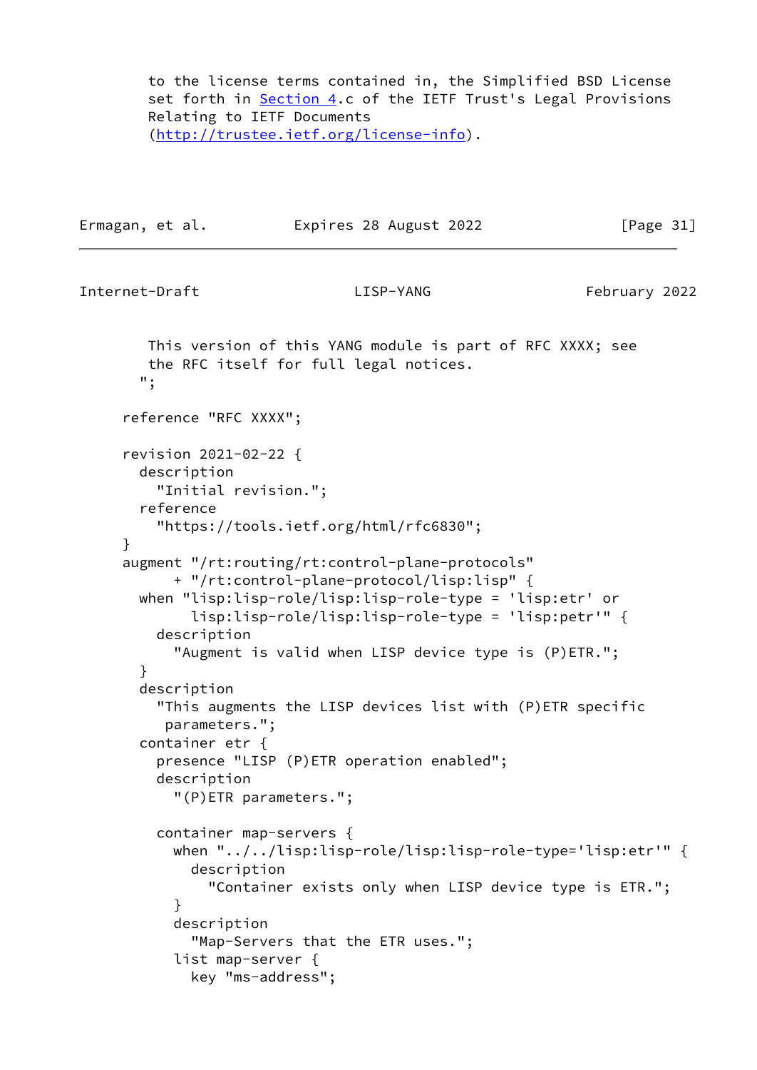```
        to the license terms contained in, the Simplified BSD License
        set forth in Section 4.c of the IETF Trust's Legal Provisions
        Relating to IETF Documents
        (http://trustee.ietf.org/license-info).
```

```
        This version of this YANG module is part of RFC XXXX; see
        the RFC itself for full legal notices.
       ";

     reference "RFC XXXX";

     revision 2021-02-22 {
       description
         "Initial revision.";
       reference
         "https://tools.ietf.org/html/rfc6830";
     }
     augment "/rt:routing/rt:control-plane-protocols"
           + "/rt:control-plane-protocol/lisp:lisp" {
       when "lisp:lisp-role/lisp:lisp-role-type = 'lisp:etr' or
             lisp:lisp-role/lisp:lisp-role-type = 'lisp:petr'" {
         description
           "Augment is valid when LISP device type is (P)ETR.";
       }
       description
         "This augments the LISP devices list with (P)ETR specific
          parameters.";
       container etr {
         presence "LISP (P)ETR operation enabled";
         description
           "(P)ETR parameters.";

         container map-servers {
           when "../../lisp:lisp-role/lisp:lisp-role-type='lisp:etr'" {
             description
               "Container exists only when LISP device type is ETR.";
           }
           description
             "Map-Servers that the ETR uses.";
           list map-server {
             key "ms-address";
```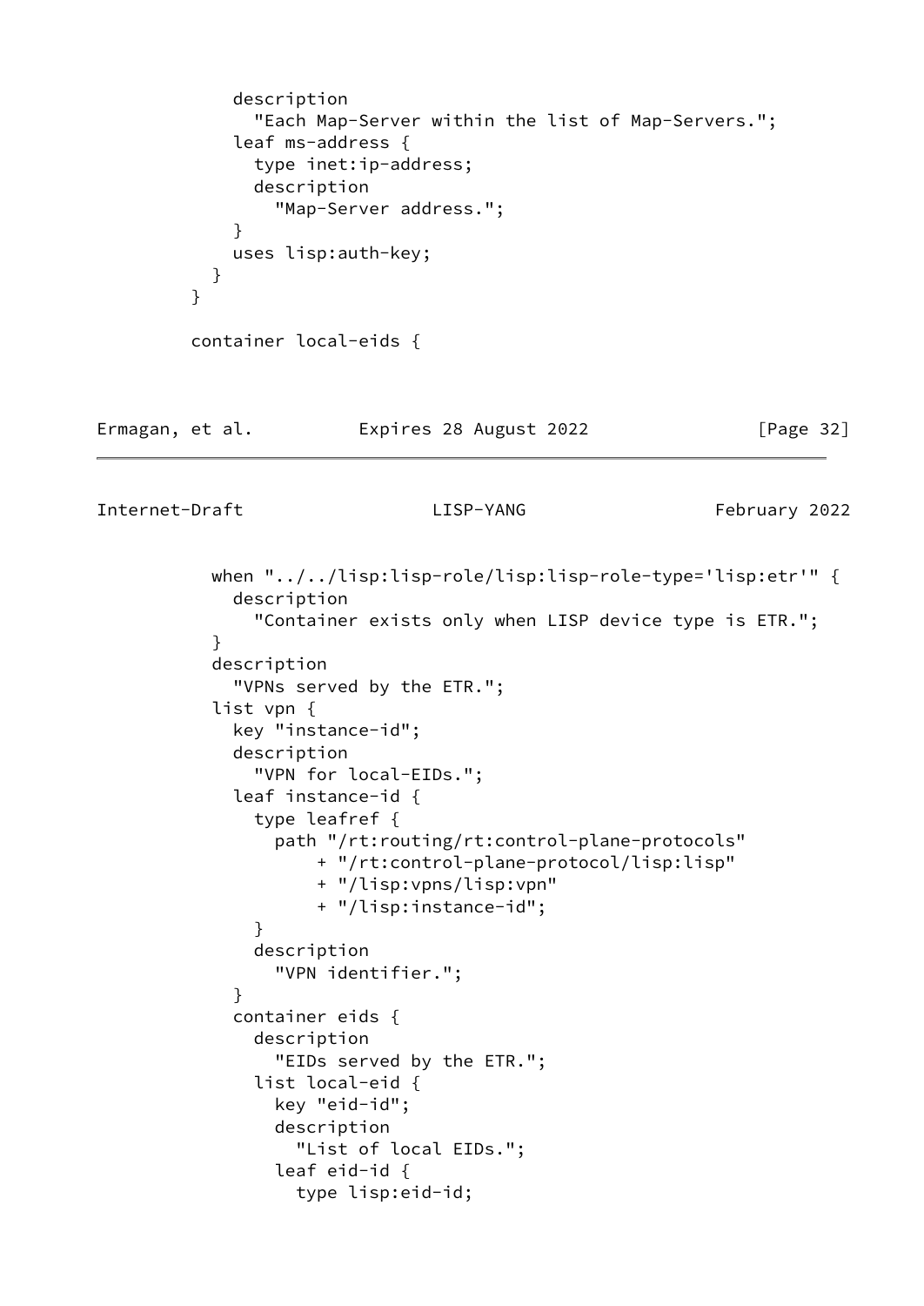```
          description
            "Each Map-Server within the list of Map-Servers.";
          leaf ms-address {
            type inet:ip-address;
            description
              "Map-Server address.";
          }
          uses lisp:auth-key;
        }
      }

      container local-eids {
```

```
        when "../../lisp:lisp-role/lisp:lisp-role-type='lisp:etr'" {
          description
            "Container exists only when LISP device type is ETR.";
        }
        description
          "VPNs served by the ETR.";
        list vpn {
          key "instance-id";
          description
            "VPN for local-EIDs.";
          leaf instance-id {
            type leafref {
              path "/rt:routing/rt:control-plane-protocols"
                 + "/rt:control-plane-protocol/lisp:lisp"
                 + "/lisp:vpns/lisp:vpn"
                 + "/lisp:instance-id";
            }
            description
              "VPN identifier.";
          }
          container eids {
            description
              "EIDs served by the ETR.";
            list local-eid {
              key "eid-id";
              description
                "List of local EIDs.";
              leaf eid-id {
                type lisp:eid-id;
```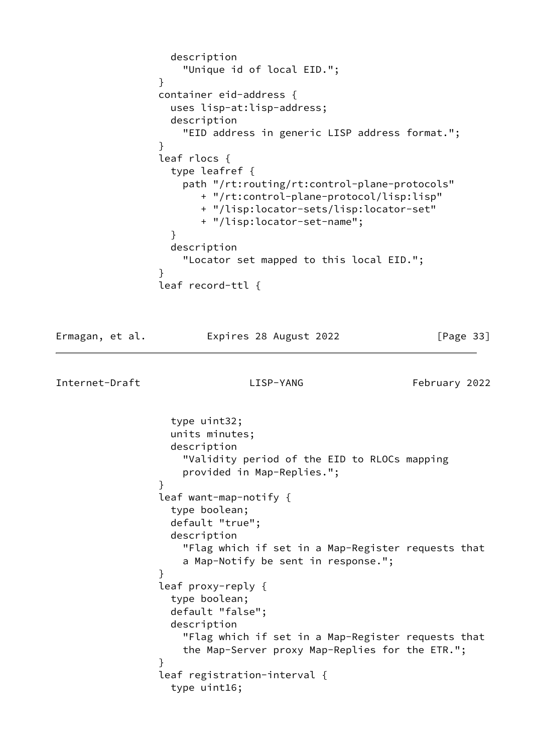```
                description
                  "Unique id of local EID.";
              }
              container eid-address {
                uses lisp-at:lisp-address;
                description
                  "EID address in generic LISP address format.";
              }
              leaf rlocs {
                type leafref {
                  path "/rt:routing/rt:control-plane-protocols"
                     + "/rt:control-plane-protocol/lisp:lisp"
                     + "/lisp:locator-sets/lisp:locator-set"
                     + "/lisp:locator-set-name";
                }
                description
                  "Locator set mapped to this local EID.";
              }
              leaf record-ttl {
                type uint32;
                units minutes;
                description
                  "Validity period of the EID to RLOCs mapping
                  provided in Map-Replies.";
              }
              leaf want-map-notify {
                type boolean;
                default "true";
                description
                  "Flag which if set in a Map-Register requests that
                  a Map-Notify be sent in response.";
              }
              leaf proxy-reply {
                type boolean;
                default "false";
                description
                  "Flag which if set in a Map-Register requests that
                  the Map-Server proxy Map-Replies for the ETR.";
              }
              leaf registration-interval {
                type uint16;
```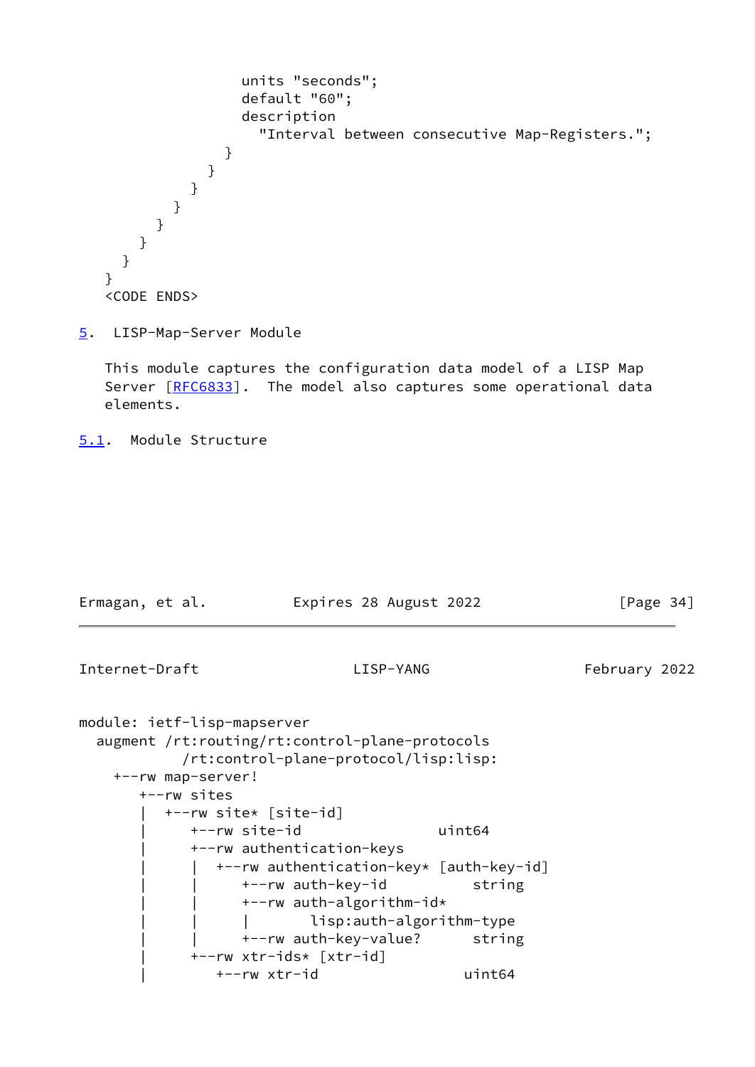```
                units "seconds";
                default "60";
                description
                  "Interval between consecutive Map-Registers.";
              }
            }
          }
        }
      }
    }
  }
}
<CODE ENDS>
```

## 5. LISP-Map-Server Module

This module captures the configuration data model of a LISP Map Server [RFC6833]. The model also captures some operational data elements.

### 5.1. Module Structure

```
module: ietf-lisp-mapserver
  augment /rt:routing/rt:control-plane-protocols
            /rt:control-plane-protocol/lisp:lisp:
    +--rw map-server!
       +--rw sites
       |  +--rw site* [site-id]
       |     +--rw site-id                 uint64
       |     +--rw authentication-keys
       |     |  +--rw authentication-key* [auth-key-id]
       |     |     +--rw auth-key-id          string
       |     |     +--rw auth-algorithm-id*
       |     |     |       lisp:auth-algorithm-type
       |     |     +--rw auth-key-value?      string
       |     +--rw xtr-ids* [xtr-id]
       |        +--rw xtr-id                 uint64
```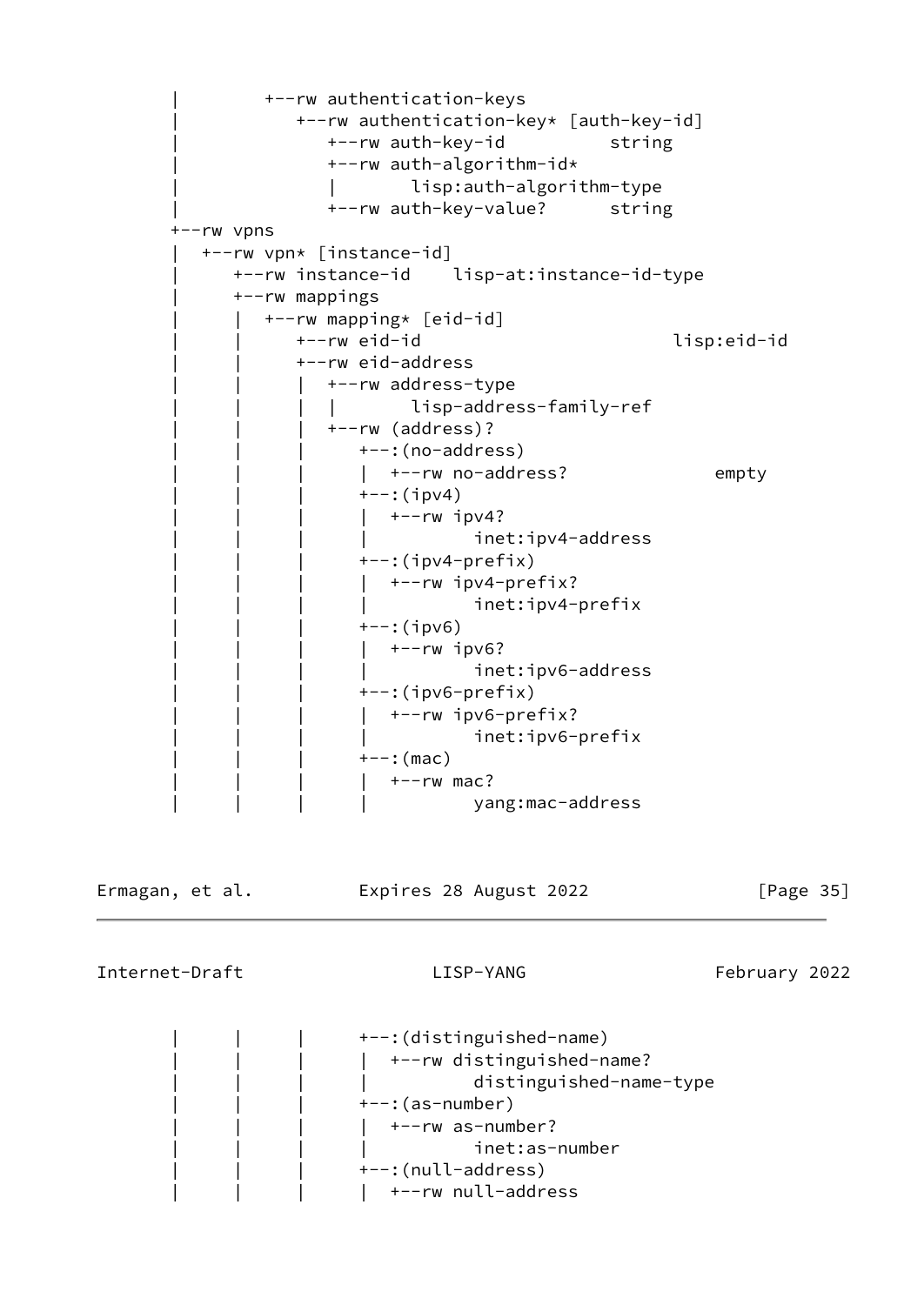```
     |        +--rw authentication-keys
     |           +--rw authentication-key* [auth-key-id]
     |              +--rw auth-key-id          string
     |              +--rw auth-algorithm-id*
     |              |       lisp:auth-algorithm-type
     |              +--rw auth-key-value?      string
     +--rw vpns
     |  +--rw vpn* [instance-id]
     |     +--rw instance-id    lisp-at:instance-id-type
     |     +--rw mappings
     |     |  +--rw mapping* [eid-id]
     |     |     +--rw eid-id                         lisp:eid-id
     |     |     +--rw eid-address
     |     |     |  +--rw address-type
     |     |     |  |       lisp-address-family-ref
     |     |     |  +--rw (address)?
     |     |     |     +--:(no-address)
     |     |     |     |  +--rw no-address?             empty
     |     |     |     +--:(ipv4)
     |     |     |     |  +--rw ipv4?
     |     |     |     |          inet:ipv4-address
     |     |     |     +--:(ipv4-prefix)
     |     |     |     |  +--rw ipv4-prefix?
     |     |     |     |          inet:ipv4-prefix
     |     |     |     +--:(ipv6)
     |     |     |     |  +--rw ipv6?
     |     |     |     |          inet:ipv6-address
     |     |     |     +--:(ipv6-prefix)
     |     |     |     |  +--rw ipv6-prefix?
     |     |     |     |          inet:ipv6-prefix
     |     |     |     +--:(mac)
     |     |     |     |  +--rw mac?
     |     |     |     |          yang:mac-address
     |     |     |     +--:(distinguished-name)
     |     |     |     |  +--rw distinguished-name?
     |     |     |     |          distinguished-name-type
     |     |     |     +--:(as-number)
     |     |     |     |  +--rw as-number?
     |     |     |     |          inet:as-number
     |     |     |     +--:(null-address)
     |     |     |     |  +--rw null-address
```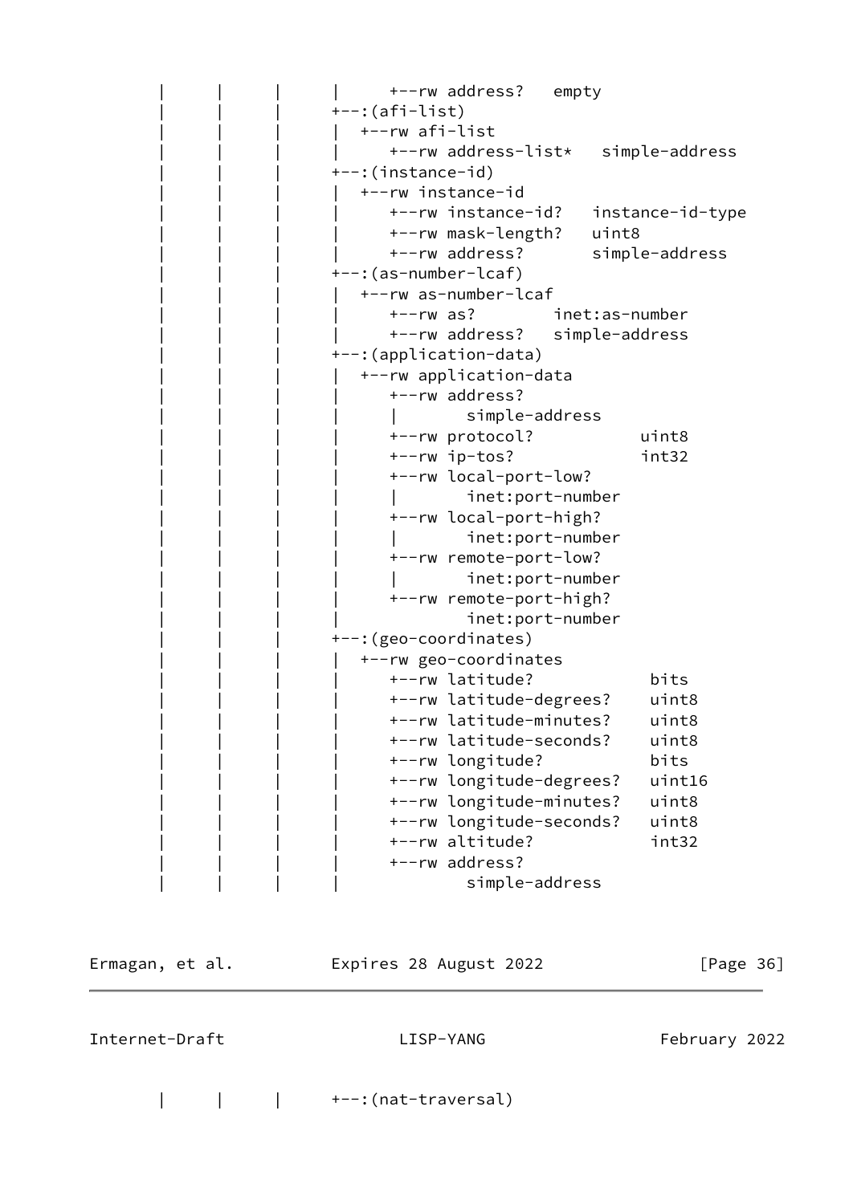```
   |     |     |     |     +--rw address?   empty
   |     |     |     +--:(afi-list)
   |     |     |     |  +--rw afi-list
   |     |     |     |     +--rw address-list*   simple-address
   |     |     |     +--:(instance-id)
   |     |     |     |  +--rw instance-id
   |     |     |     |     +--rw instance-id?   instance-id-type
   |     |     |     |     +--rw mask-length?   uint8
   |     |     |     |     +--rw address?       simple-address
   |     |     |     +--:(as-number-lcaf)
   |     |     |     |  +--rw as-number-lcaf
   |     |     |     |     +--rw as?        inet:as-number
   |     |     |     |     +--rw address?   simple-address
   |     |     |     +--:(application-data)
   |     |     |     |  +--rw application-data
   |     |     |     |     +--rw address?
   |     |     |     |     |       simple-address
   |     |     |     |     +--rw protocol?           uint8
   |     |     |     |     +--rw ip-tos?             int32
   |     |     |     |     +--rw local-port-low?
   |     |     |     |     |       inet:port-number
   |     |     |     |     +--rw local-port-high?
   |     |     |     |     |       inet:port-number
   |     |     |     |     +--rw remote-port-low?
   |     |     |     |     |       inet:port-number
   |     |     |     |     +--rw remote-port-high?
   |     |     |     |             inet:port-number
   |     |     |     +--:(geo-coordinates)
   |     |     |     |  +--rw geo-coordinates
   |     |     |     |     +--rw latitude?            bits
   |     |     |     |     +--rw latitude-degrees?    uint8
   |     |     |     |     +--rw latitude-minutes?    uint8
   |     |     |     |     +--rw latitude-seconds?    uint8
   |     |     |     |     +--rw longitude?           bits
   |     |     |     |     +--rw longitude-degrees?   uint16
   |     |     |     |     +--rw longitude-minutes?   uint8
   |     |     |     |     +--rw longitude-seconds?   uint8
   |     |     |     |     +--rw altitude?            int32
   |     |     |     |     +--rw address?
   |     |     |     |             simple-address
```

```
   |     |     |     +--:(nat-traversal)
```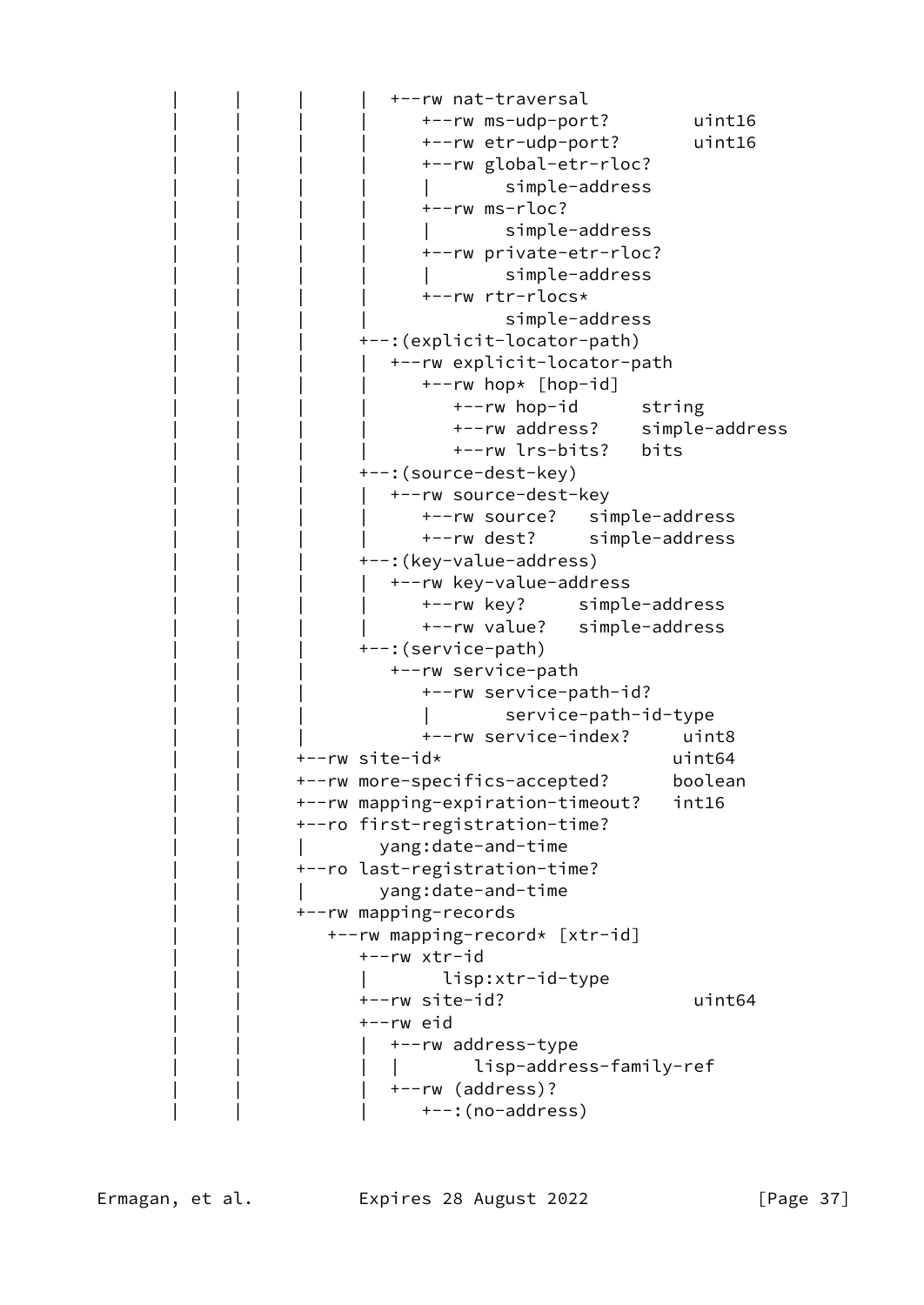```
   |     |     |     |  +--rw nat-traversal
   |     |     |     |     +--rw ms-udp-port?        uint16
   |     |     |     |     +--rw etr-udp-port?       uint16
   |     |     |     |     +--rw global-etr-rloc?
   |     |     |     |     |       simple-address
   |     |     |     |     +--rw ms-rloc?
   |     |     |     |     |       simple-address
   |     |     |     |     +--rw private-etr-rloc?
   |     |     |     |     |       simple-address
   |     |     |     |     +--rw rtr-rlocs*
   |     |     |     |             simple-address
   |     |     |     +--:(explicit-locator-path)
   |     |     |     |  +--rw explicit-locator-path
   |     |     |     |     +--rw hop* [hop-id]
   |     |     |     |        +--rw hop-id      string
   |     |     |     |        +--rw address?    simple-address
   |     |     |     |        +--rw lrs-bits?   bits
   |     |     |     +--:(source-dest-key)
   |     |     |     |  +--rw source-dest-key
   |     |     |     |     +--rw source?   simple-address
   |     |     |     |     +--rw dest?     simple-address
   |     |     |     +--:(key-value-address)
   |     |     |     |  +--rw key-value-address
   |     |     |     |     +--rw key?     simple-address
   |     |     |     |     +--rw value?   simple-address
   |     |     |     +--:(service-path)
   |     |     |        +--rw service-path
   |     |     |           +--rw service-path-id?
   |     |     |           |       service-path-id-type
   |     |     |           +--rw service-index?     uint8
   |     |     +--rw site-id*                      uint64
   |     |     +--rw more-specifics-accepted?      boolean
   |     |     +--rw mapping-expiration-timeout?   int16
   |     |     +--ro first-registration-time?
   |     |     |       yang:date-and-time
   |     |     +--ro last-registration-time?
   |     |     |       yang:date-and-time
   |     |     +--rw mapping-records
   |     |        +--rw mapping-record* [xtr-id]
   |     |           +--rw xtr-id
   |     |           |       lisp:xtr-id-type
   |     |           +--rw site-id?                 uint64
   |     |           +--rw eid
   |     |           |  +--rw address-type
   |     |           |  |       lisp-address-family-ref
   |     |           |  +--rw (address)?
   |     |           |     +--:(no-address)
```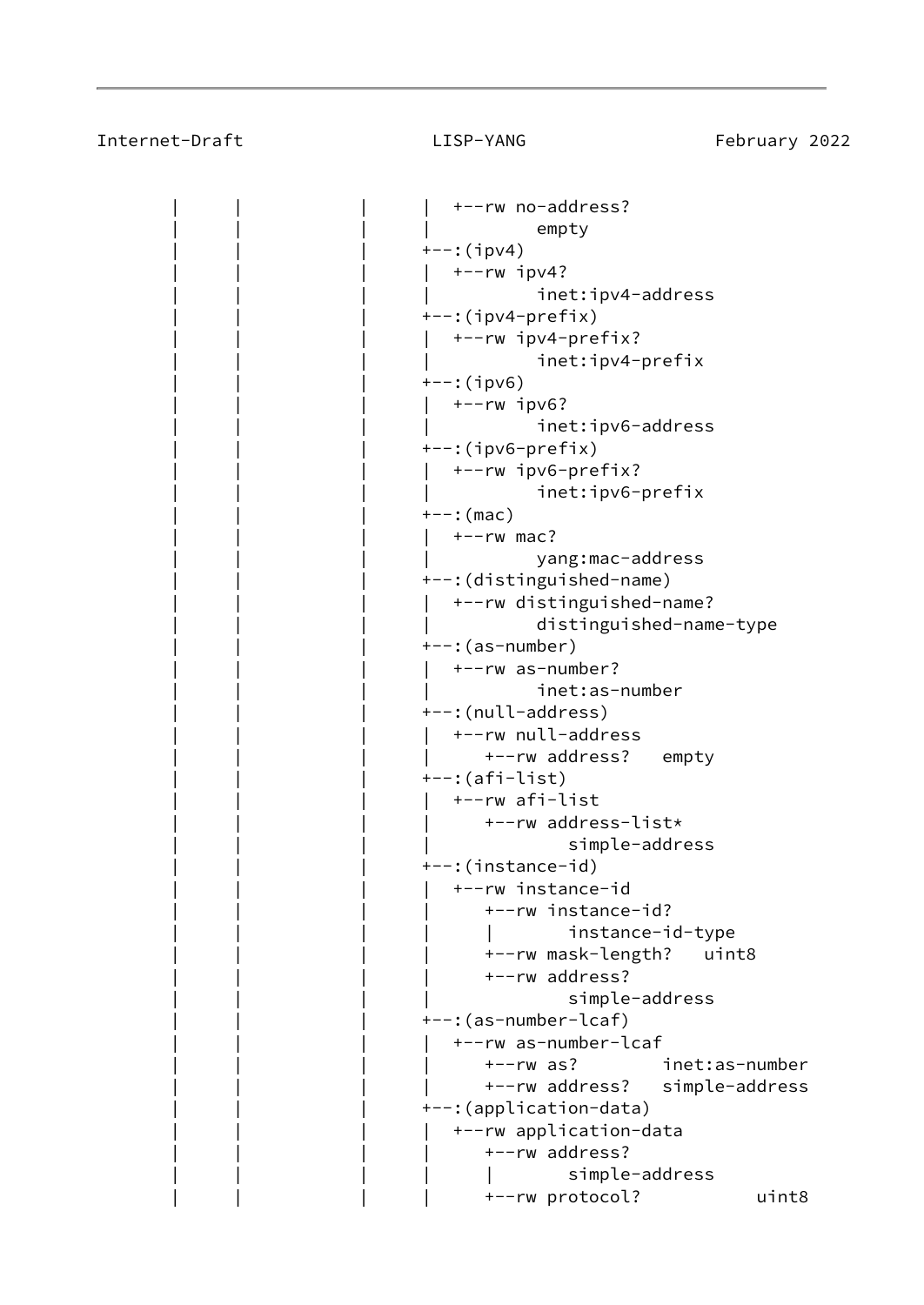```
     |      |           |     |  +--rw no-address?
     |      |           |     |          empty
     |      |           |     +--:(ipv4)
     |      |           |     |  +--rw ipv4?
     |      |           |     |          inet:ipv4-address
     |      |           |     +--:(ipv4-prefix)
     |      |           |     |  +--rw ipv4-prefix?
     |      |           |     |          inet:ipv4-prefix
     |      |           |     +--:(ipv6)
     |      |           |     |  +--rw ipv6?
     |      |           |     |          inet:ipv6-address
     |      |           |     +--:(ipv6-prefix)
     |      |           |     |  +--rw ipv6-prefix?
     |      |           |     |          inet:ipv6-prefix
     |      |           |     +--:(mac)
     |      |           |     |  +--rw mac?
     |      |           |     |          yang:mac-address
     |      |           |     +--:(distinguished-name)
     |      |           |     |  +--rw distinguished-name?
     |      |           |     |          distinguished-name-type
     |      |           |     +--:(as-number)
     |      |           |     |  +--rw as-number?
     |      |           |     |          inet:as-number
     |      |           |     +--:(null-address)
     |      |           |     |  +--rw null-address
     |      |           |     |     +--rw address?   empty
     |      |           |     +--:(afi-list)
     |      |           |     |  +--rw afi-list
     |      |           |     |     +--rw address-list*
     |      |           |     |             simple-address
     |      |           |     +--:(instance-id)
     |      |           |     |  +--rw instance-id
     |      |           |     |     +--rw instance-id?
     |      |           |     |     |       instance-id-type
     |      |           |     |     +--rw mask-length?   uint8
     |      |           |     |     +--rw address?
     |      |           |     |             simple-address
     |      |           |     +--:(as-number-lcaf)
     |      |           |     |  +--rw as-number-lcaf
     |      |           |     |     +--rw as?        inet:as-number
     |      |           |     |     +--rw address?   simple-address
     |      |           |     +--:(application-data)
     |      |           |     |  +--rw application-data
     |      |           |     |     +--rw address?
     |      |           |     |     |       simple-address
     |      |           |     |     +--rw protocol?           uint8
```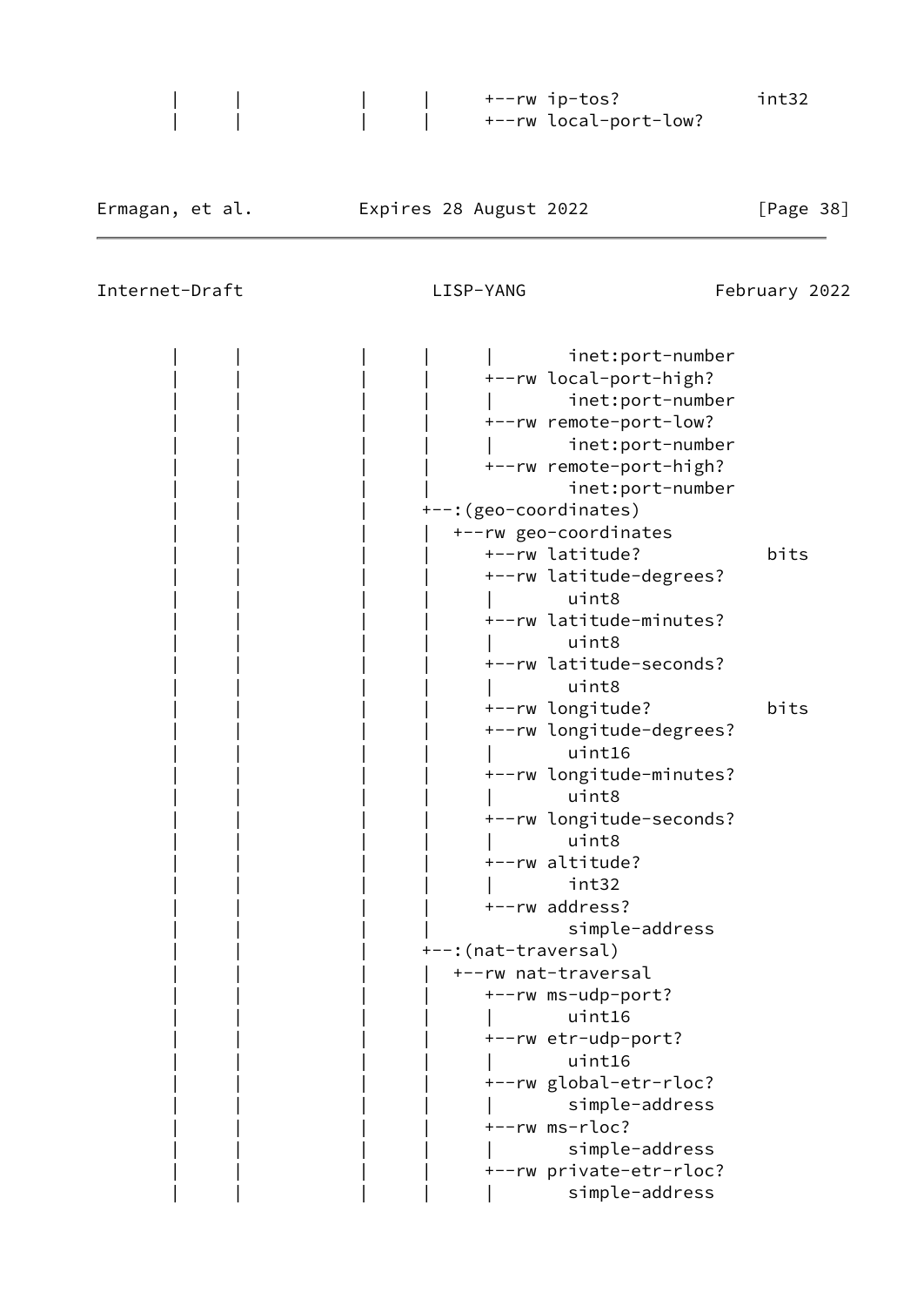```
   |      |           |     |      +--rw ip-tos?            int32
   |      |           |     |      +--rw local-port-low?
   |      |           |     |      |       inet:port-number
   |      |           |     |      +--rw local-port-high?
   |      |           |     |      |       inet:port-number
   |      |           |     |      +--rw remote-port-low?
   |      |           |     |      |       inet:port-number
   |      |           |     |      +--rw remote-port-high?
   |      |           |     |              inet:port-number
   |      |           |     +--:(geo-coordinates)
   |      |           |     |  +--rw geo-coordinates
   |      |           |     |     +--rw latitude?            bits
   |      |           |     |     +--rw latitude-degrees?
   |      |           |     |     |       uint8
   |      |           |     |     +--rw latitude-minutes?
   |      |           |     |     |       uint8
   |      |           |     |     +--rw latitude-seconds?
   |      |           |     |     |       uint8
   |      |           |     |     +--rw longitude?           bits
   |      |           |     |     +--rw longitude-degrees?
   |      |           |     |     |       uint16
   |      |           |     |     +--rw longitude-minutes?
   |      |           |     |     |       uint8
   |      |           |     |     +--rw longitude-seconds?
   |      |           |     |     |       uint8
   |      |           |     |     +--rw altitude?
   |      |           |     |     |       int32
   |      |           |     |     +--rw address?
   |      |           |     |             simple-address
   |      |           |     +--:(nat-traversal)
   |      |           |     |  +--rw nat-traversal
   |      |           |     |     +--rw ms-udp-port?
   |      |           |     |     |       uint16
   |      |           |     |     +--rw etr-udp-port?
   |      |           |     |     |       uint16
   |      |           |     |     +--rw global-etr-rloc?
   |      |           |     |     |       simple-address
   |      |           |     |     +--rw ms-rloc?
   |      |           |     |     |       simple-address
   |      |           |     |     +--rw private-etr-rloc?
   |      |           |     |     |       simple-address
```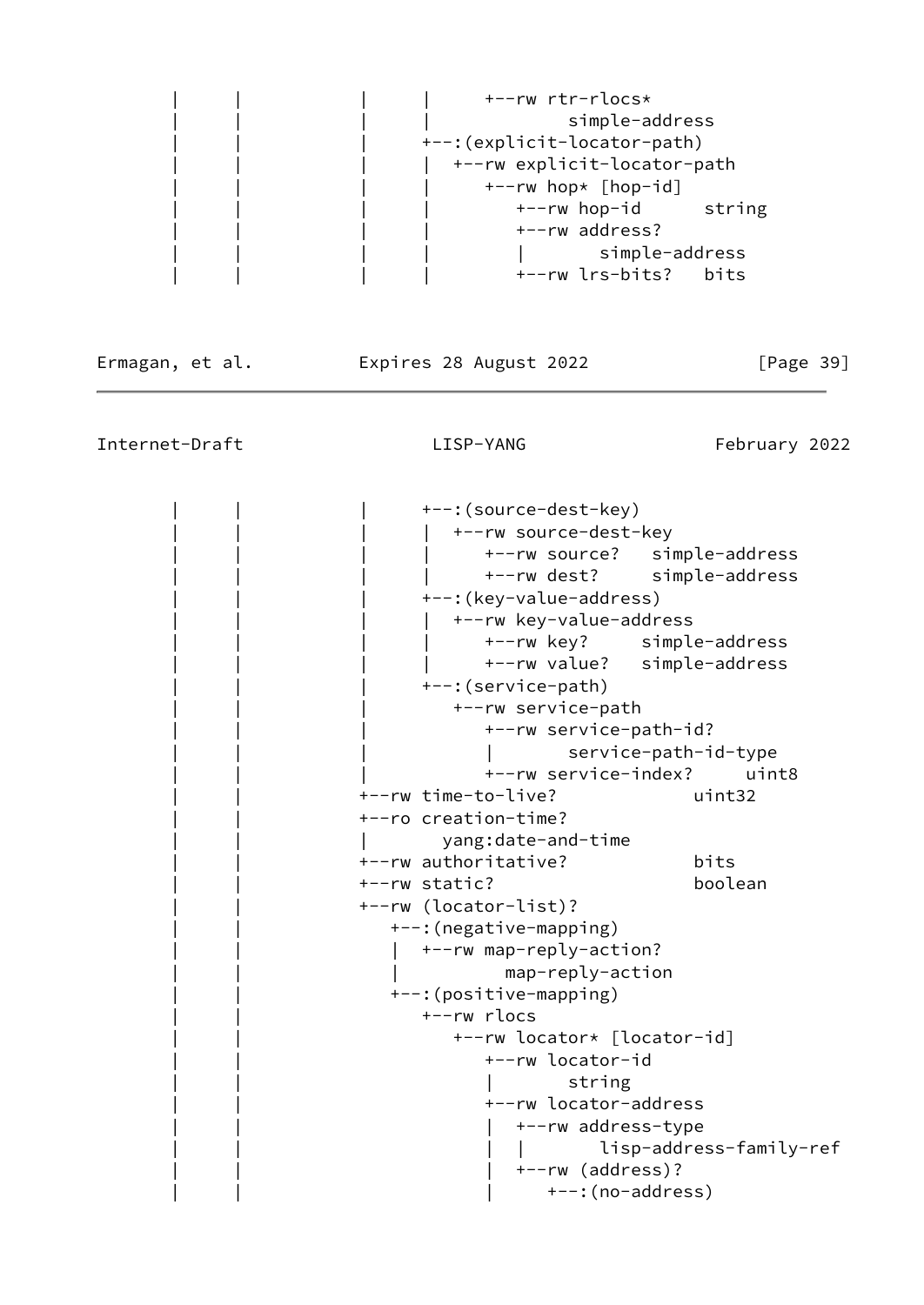```
     |      |           |      |      +--rw rtr-rlocs*
     |      |           |      |              simple-address
     |      |           |      +--:(explicit-locator-path)
     |      |           |      |  +--rw explicit-locator-path
     |      |           |      |     +--rw hop* [hop-id]
     |      |           |      |        +--rw hop-id      string
     |      |           |      |        +--rw address?
     |      |           |      |        |       simple-address
     |      |           |      |        +--rw lrs-bits?   bits
```

```
     |      |           |      +--:(source-dest-key)
     |      |           |      |  +--rw source-dest-key
     |      |           |      |     +--rw source?   simple-address
     |      |           |      |     +--rw dest?     simple-address
     |      |           |      +--:(key-value-address)
     |      |           |      |  +--rw key-value-address
     |      |           |      |     +--rw key?     simple-address
     |      |           |      |     +--rw value?   simple-address
     |      |           |      +--:(service-path)
     |      |           |         +--rw service-path
     |      |           |            +--rw service-path-id?
     |      |           |            |       service-path-id-type
     |      |           |            +--rw service-index?     uint8
     |      |           +--rw time-to-live?             uint32
     |      |           +--ro creation-time?
     |      |           |       yang:date-and-time
     |      |           +--rw authoritative?            bits
     |      |           +--rw static?                   boolean
     |      |           +--rw (locator-list)?
     |      |              +--:(negative-mapping)
     |      |              |  +--rw map-reply-action?
     |      |              |          map-reply-action
     |      |              +--:(positive-mapping)
     |      |                 +--rw rlocs
     |      |                    +--rw locator* [locator-id]
     |      |                       +--rw locator-id
     |      |                       |       string
     |      |                       +--rw locator-address
     |      |                       |  +--rw address-type
     |      |                       |  |       lisp-address-family-ref
     |      |                       |  +--rw (address)?
     |      |                       |     +--:(no-address)
```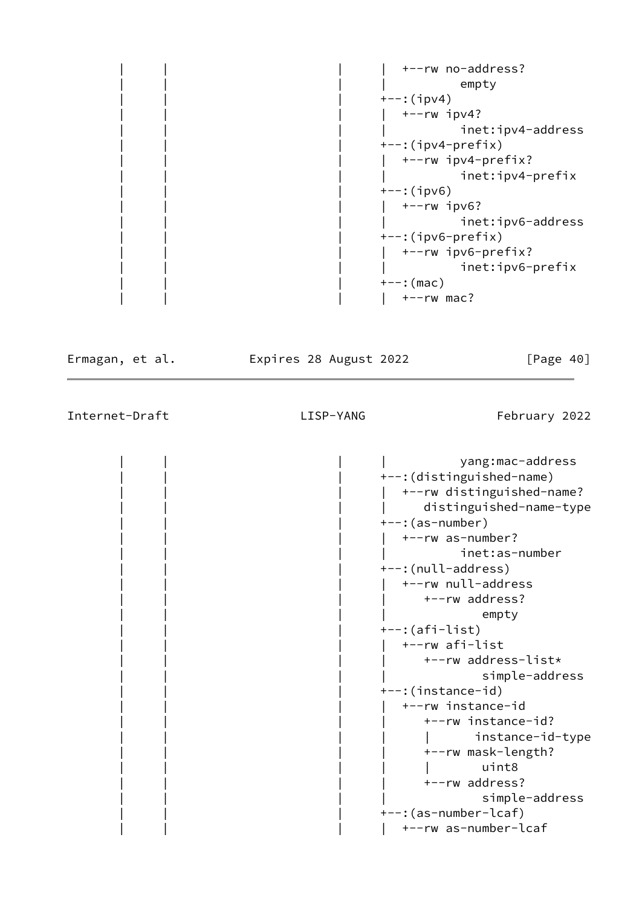```
       |      |                       |      |  +--rw no-address?
       |      |                       |      |          empty
       |      |                       |      +--:(ipv4)
       |      |                       |      |  +--rw ipv4?
       |      |                       |      |          inet:ipv4-address
       |      |                       |      +--:(ipv4-prefix)
       |      |                       |      |  +--rw ipv4-prefix?
       |      |                       |      |          inet:ipv4-prefix
       |      |                       |      +--:(ipv6)
       |      |                       |      |  +--rw ipv6?
       |      |                       |      |          inet:ipv6-address
       |      |                       |      +--:(ipv6-prefix)
       |      |                       |      |  +--rw ipv6-prefix?
       |      |                       |      |          inet:ipv6-prefix
       |      |                       |      +--:(mac)
       |      |                       |      |  +--rw mac?
       |      |                       |      |          yang:mac-address
       |      |                       |      +--:(distinguished-name)
       |      |                       |      |  +--rw distinguished-name?
       |      |                       |      |     distinguished-name-type
       |      |                       |      +--:(as-number)
       |      |                       |      |  +--rw as-number?
       |      |                       |      |          inet:as-number
       |      |                       |      +--:(null-address)
       |      |                       |      |  +--rw null-address
       |      |                       |      |     +--rw address?
       |      |                       |      |             empty
       |      |                       |      +--:(afi-list)
       |      |                       |      |  +--rw afi-list
       |      |                       |      |     +--rw address-list*
       |      |                       |      |             simple-address
       |      |                       |      +--:(instance-id)
       |      |                       |      |  +--rw instance-id
       |      |                       |      |     +--rw instance-id?
       |      |                       |      |     |      instance-id-type
       |      |                       |      |     +--rw mask-length?
       |      |                       |      |     |       uint8
       |      |                       |      |     +--rw address?
       |      |                       |      |             simple-address
       |      |                       |      +--:(as-number-lcaf)
       |      |                       |      |  +--rw as-number-lcaf
```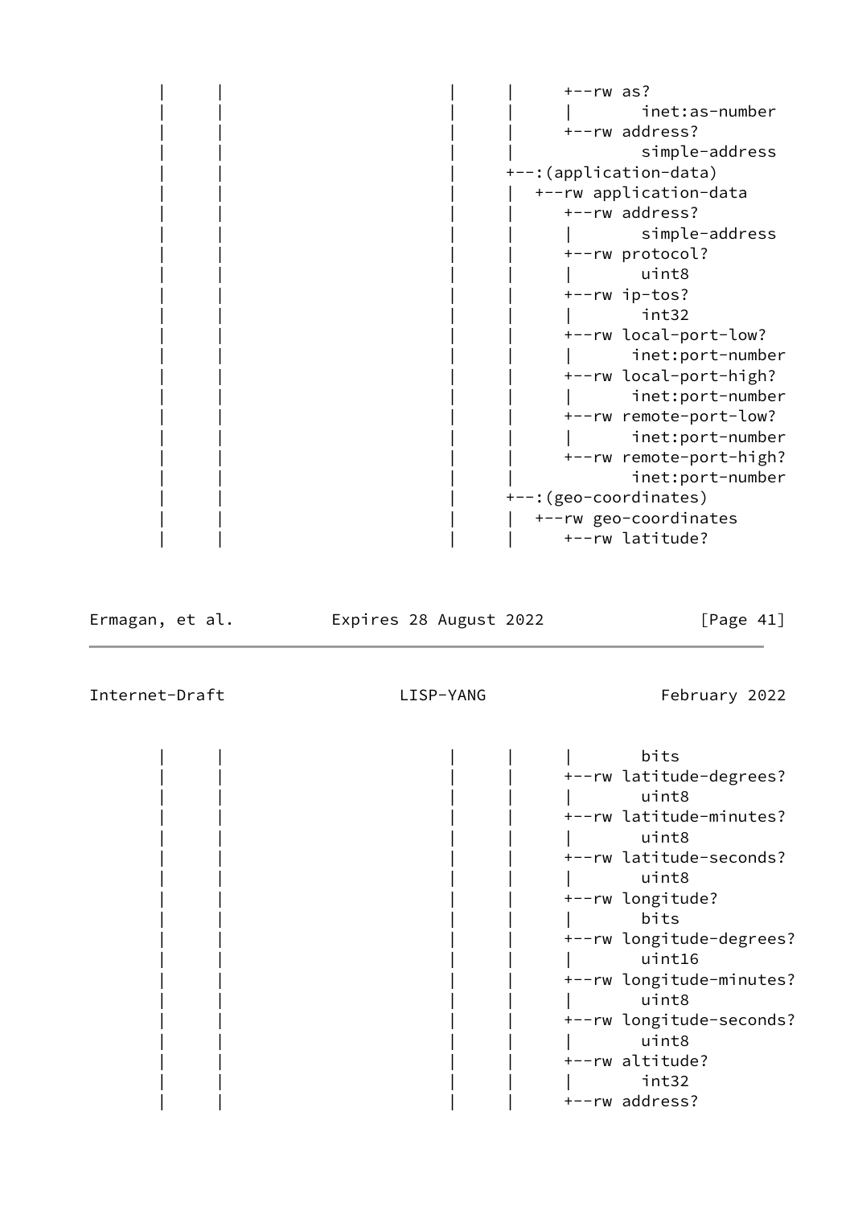```
     |      |                      |      |      +--rw as?
     |      |                      |      |      |       inet:as-number
     |      |                      |      |      +--rw address?
     |      |                      |      |              simple-address
     |      |                      |      +--:(application-data)
     |      |                      |      |  +--rw application-data
     |      |                      |      |     +--rw address?
     |      |                      |      |     |       simple-address
     |      |                      |      |     +--rw protocol?
     |      |                      |      |     |       uint8
     |      |                      |      |     +--rw ip-tos?
     |      |                      |      |     |       int32
     |      |                      |      |     +--rw local-port-low?
     |      |                      |      |     |      inet:port-number
     |      |                      |      |     +--rw local-port-high?
     |      |                      |      |     |      inet:port-number
     |      |                      |      |     +--rw remote-port-low?
     |      |                      |      |     |      inet:port-number
     |      |                      |      |     +--rw remote-port-high?
     |      |                      |      |            inet:port-number
     |      |                      |      +--:(geo-coordinates)
     |      |                      |      |  +--rw geo-coordinates
     |      |                      |      |     +--rw latitude?
```

```
     |      |                      |      |     |       bits
     |      |                      |      |     +--rw latitude-degrees?
     |      |                      |      |     |       uint8
     |      |                      |      |     +--rw latitude-minutes?
     |      |                      |      |     |       uint8
     |      |                      |      |     +--rw latitude-seconds?
     |      |                      |      |     |       uint8
     |      |                      |      |     +--rw longitude?
     |      |                      |      |     |       bits
     |      |                      |      |     +--rw longitude-degrees?
     |      |                      |      |     |       uint16
     |      |                      |      |     +--rw longitude-minutes?
     |      |                      |      |     |       uint8
     |      |                      |      |     +--rw longitude-seconds?
     |      |                      |      |     |       uint8
     |      |                      |      |     +--rw altitude?
     |      |                      |      |     |       int32
     |      |                      |      |     +--rw address?
```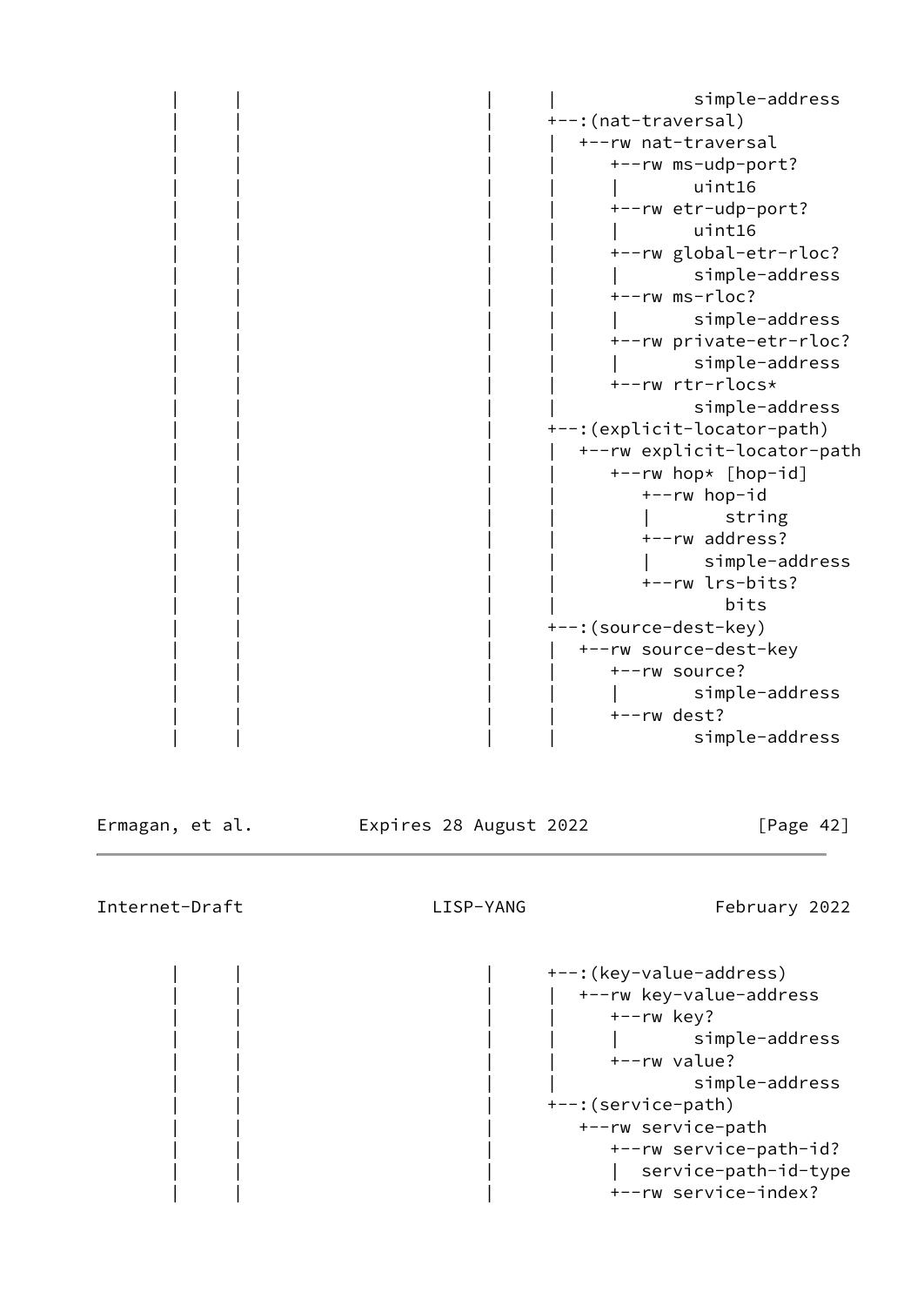```
        |      |                        |      |             simple-address
        |      |                        |      +--:(nat-traversal)
        |      |                        |      |  +--rw nat-traversal
        |      |                        |      |     +--rw ms-udp-port?
        |      |                        |      |     |       uint16
        |      |                        |      |     +--rw etr-udp-port?
        |      |                        |      |     |       uint16
        |      |                        |      |     +--rw global-etr-rloc?
        |      |                        |      |     |       simple-address
        |      |                        |      |     +--rw ms-rloc?
        |      |                        |      |     |       simple-address
        |      |                        |      |     +--rw private-etr-rloc?
        |      |                        |      |     |       simple-address
        |      |                        |      |     +--rw rtr-rlocs*
        |      |                        |      |             simple-address
        |      |                        |      +--:(explicit-locator-path)
        |      |                        |      |  +--rw explicit-locator-path
        |      |                        |      |     +--rw hop* [hop-id]
        |      |                        |      |        +--rw hop-id
        |      |                        |      |        |       string
        |      |                        |      |        +--rw address?
        |      |                        |      |        |     simple-address
        |      |                        |      |        +--rw lrs-bits?
        |      |                        |      |                bits
        |      |                        |      +--:(source-dest-key)
        |      |                        |      |  +--rw source-dest-key
        |      |                        |      |     +--rw source?
        |      |                        |      |     |       simple-address
        |      |                        |      |     +--rw dest?
        |      |                        |      |             simple-address
        |      |                        |      +--:(key-value-address)
        |      |                        |      |  +--rw key-value-address
        |      |                        |      |     +--rw key?
        |      |                        |      |     |       simple-address
        |      |                        |      |     +--rw value?
        |      |                        |      |             simple-address
        |      |                        |      +--:(service-path)
        |      |                        |         +--rw service-path
        |      |                        |            +--rw service-path-id?
        |      |                        |            |  service-path-id-type
        |      |                        |            +--rw service-index?
```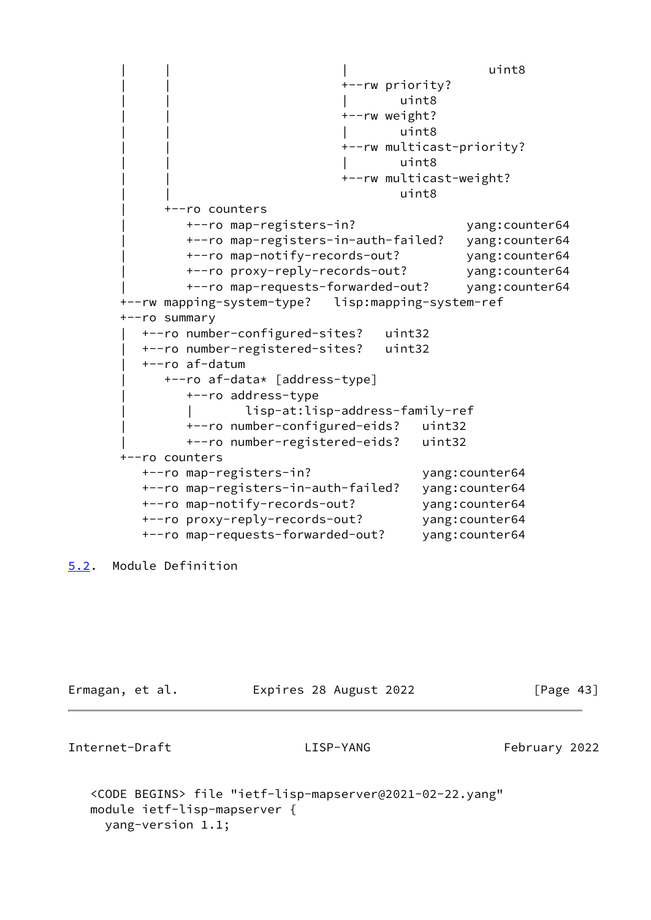```
      |     |                        |                   uint8
      |     |                        +--rw priority?
      |     |                        |       uint8
      |     |                        +--rw weight?
      |     |                        |       uint8
      |     |                        +--rw multicast-priority?
      |     |                        |       uint8
      |     |                        +--rw multicast-weight?
      |     |                                uint8
      |     +--ro counters
      |        +--ro map-registers-in?              yang:counter64
      |        +--ro map-registers-in-auth-failed?   yang:counter64
      |        +--ro map-notify-records-out?         yang:counter64
      |        +--ro proxy-reply-records-out?        yang:counter64
      |        +--ro map-requests-forwarded-out?     yang:counter64
      +--rw mapping-system-type?   lisp:mapping-system-ref
      +--ro summary
      |  +--ro number-configured-sites?   uint32
      |  +--ro number-registered-sites?   uint32
      |  +--ro af-datum
      |     +--ro af-data* [address-type]
      |        +--ro address-type
      |        |       lisp-at:lisp-address-family-ref
      |        +--ro number-configured-eids?   uint32
      |        +--ro number-registered-eids?   uint32
      +--ro counters
         +--ro map-registers-in?              yang:counter64
         +--ro map-registers-in-auth-failed?   yang:counter64
         +--ro map-notify-records-out?         yang:counter64
         +--ro proxy-reply-records-out?        yang:counter64
         +--ro map-requests-forwarded-out?     yang:counter64
```

### 5.2. Module Definition

```
   <CODE BEGINS> file "ietf-lisp-mapserver@2021-02-22.yang"
   module ietf-lisp-mapserver {
     yang-version 1.1;
```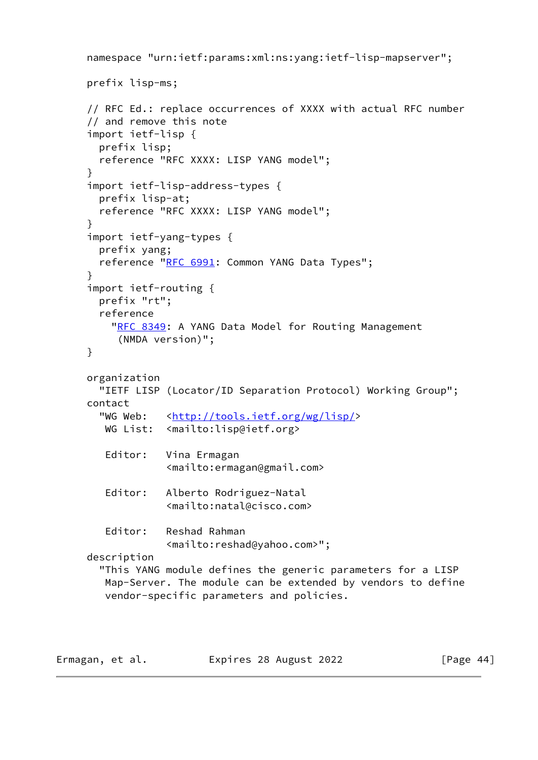```
     namespace "urn:ietf:params:xml:ns:yang:ietf-lisp-mapserver";

     prefix lisp-ms;

     // RFC Ed.: replace occurrences of XXXX with actual RFC number
     // and remove this note
     import ietf-lisp {
       prefix lisp;
       reference "RFC XXXX: LISP YANG model";
     }
     import ietf-lisp-address-types {
       prefix lisp-at;
       reference "RFC XXXX: LISP YANG model";
     }
     import ietf-yang-types {
       prefix yang;
       reference "RFC 6991: Common YANG Data Types";
     }
     import ietf-routing {
       prefix "rt";
       reference
         "RFC 8349: A YANG Data Model for Routing Management
          (NMDA version)";
     }

     organization
       "IETF LISP (Locator/ID Separation Protocol) Working Group";
     contact
       "WG Web:   <http://tools.ietf.org/wg/lisp/>
        WG List:  <mailto:lisp@ietf.org>

        Editor:   Vina Ermagan
                  <mailto:ermagan@gmail.com>

        Editor:   Alberto Rodriguez-Natal
                  <mailto:natal@cisco.com>

        Editor:   Reshad Rahman
                  <mailto:reshad@yahoo.com>";
     description
       "This YANG module defines the generic parameters for a LISP
        Map-Server. The module can be extended by vendors to define
        vendor-specific parameters and policies.
```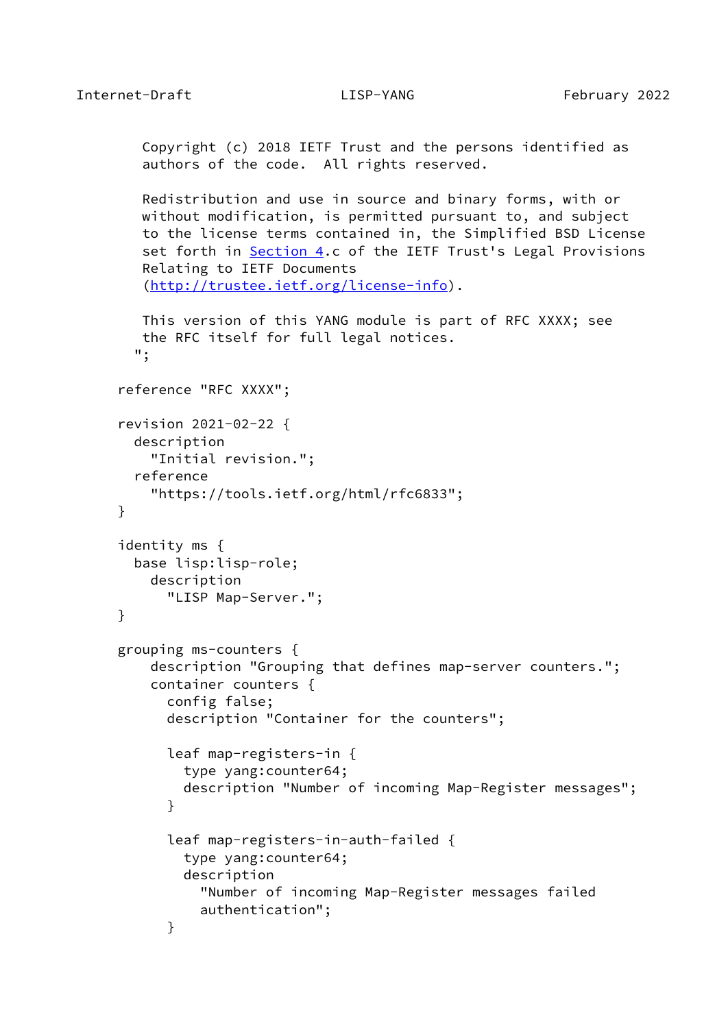```
     Copyright (c) 2018 IETF Trust and the persons identified as
     authors of the code.  All rights reserved.

     Redistribution and use in source and binary forms, with or
     without modification, is permitted pursuant to, and subject
     to the license terms contained in, the Simplified BSD License
     set forth in Section 4.c of the IETF Trust's Legal Provisions
     Relating to IETF Documents
     (http://trustee.ietf.org/license-info).

     This version of this YANG module is part of RFC XXXX; see
     the RFC itself for full legal notices.
    ";

  reference "RFC XXXX";

  revision 2021-02-22 {
    description
      "Initial revision.";
    reference
      "https://tools.ietf.org/html/rfc6833";
  }

  identity ms {
    base lisp:lisp-role;
      description
        "LISP Map-Server.";
  }

  grouping ms-counters {
      description "Grouping that defines map-server counters.";
      container counters {
        config false;
        description "Container for the counters";

        leaf map-registers-in {
          type yang:counter64;
          description "Number of incoming Map-Register messages";
        }

        leaf map-registers-in-auth-failed {
          type yang:counter64;
          description
            "Number of incoming Map-Register messages failed
            authentication";
        }
```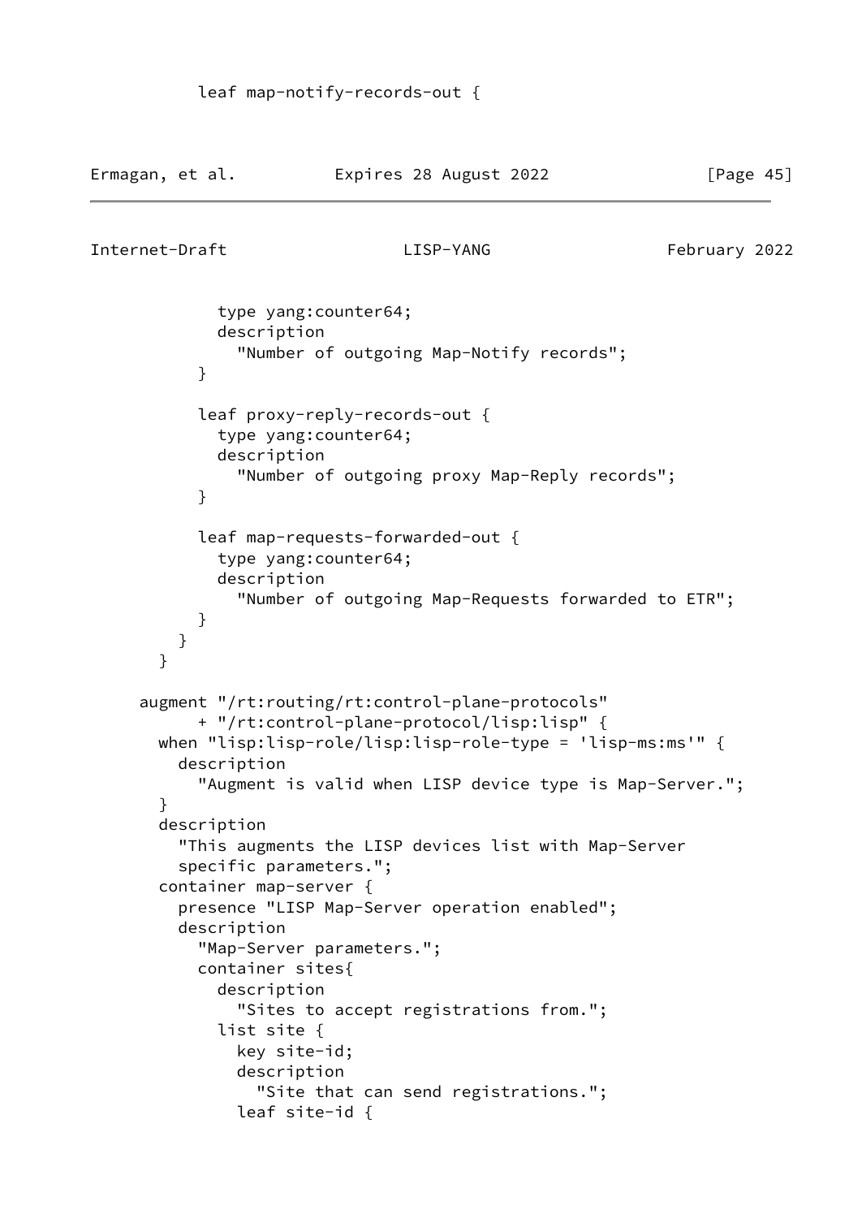```
          leaf map-notify-records-out {
            type yang:counter64;
            description
              "Number of outgoing Map-Notify records";
          }

          leaf proxy-reply-records-out {
            type yang:counter64;
            description
              "Number of outgoing proxy Map-Reply records";
          }

          leaf map-requests-forwarded-out {
            type yang:counter64;
            description
              "Number of outgoing Map-Requests forwarded to ETR";
          }
        }
      }

    augment "/rt:routing/rt:control-plane-protocols"
          + "/rt:control-plane-protocol/lisp:lisp" {
      when "lisp:lisp-role/lisp:lisp-role-type = 'lisp-ms:ms'" {
        description
          "Augment is valid when LISP device type is Map-Server.";
      }
      description
        "This augments the LISP devices list with Map-Server
        specific parameters.";
      container map-server {
        presence "LISP Map-Server operation enabled";
        description
          "Map-Server parameters.";
          container sites{
            description
              "Sites to accept registrations from.";
            list site {
              key site-id;
              description
                "Site that can send registrations.";
              leaf site-id {
```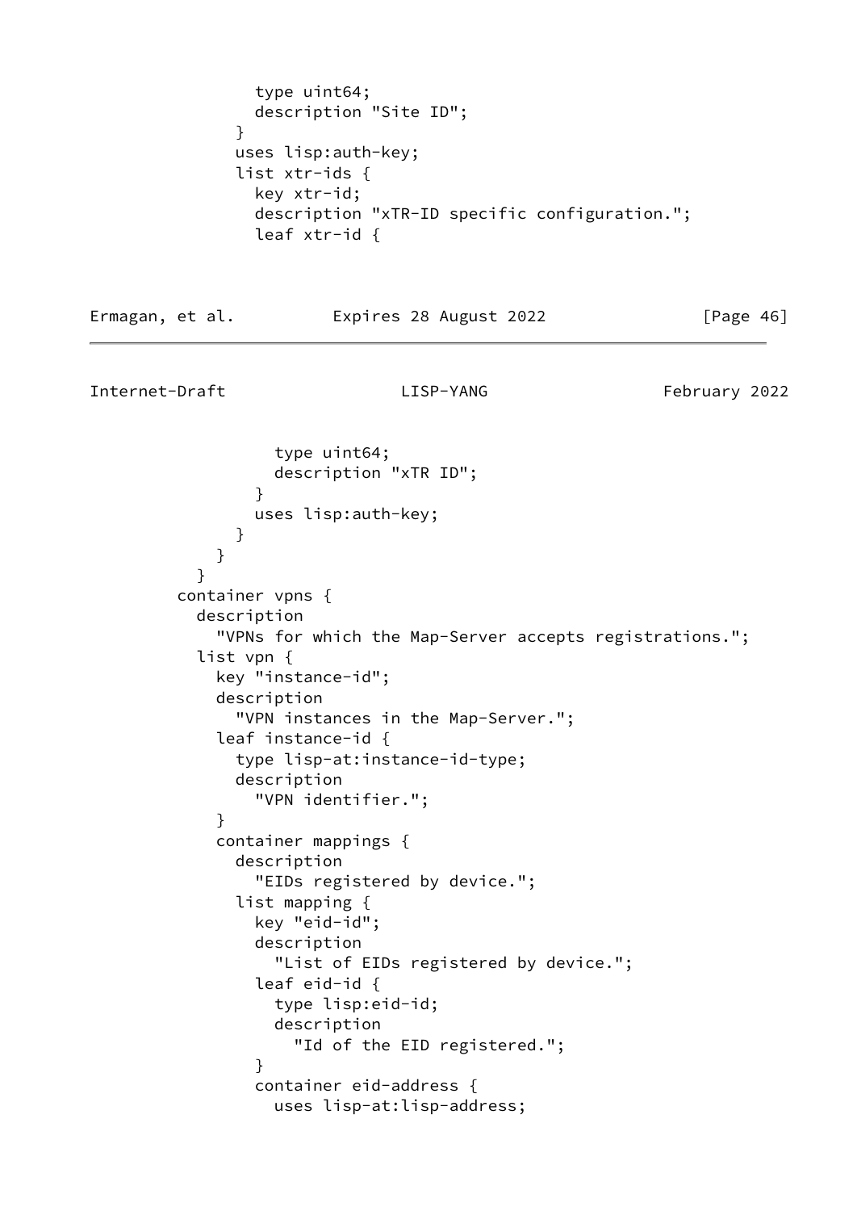```
                type uint64;
                description "Site ID";
              }
              uses lisp:auth-key;
              list xtr-ids {
                key xtr-id;
                description "xTR-ID specific configuration.";
                leaf xtr-id {
                  type uint64;
                  description "xTR ID";
                }
                uses lisp:auth-key;
              }
            }
          }
          container vpns {
            description
              "VPNs for which the Map-Server accepts registrations.";
            list vpn {
              key "instance-id";
              description
                "VPN instances in the Map-Server.";
              leaf instance-id {
                type lisp-at:instance-id-type;
                description
                  "VPN identifier.";
              }
              container mappings {
                description
                  "EIDs registered by device.";
                list mapping {
                  key "eid-id";
                  description
                    "List of EIDs registered by device.";
                  leaf eid-id {
                    type lisp:eid-id;
                    description
                      "Id of the EID registered.";
                  }
                  container eid-address {
                    uses lisp-at:lisp-address;
```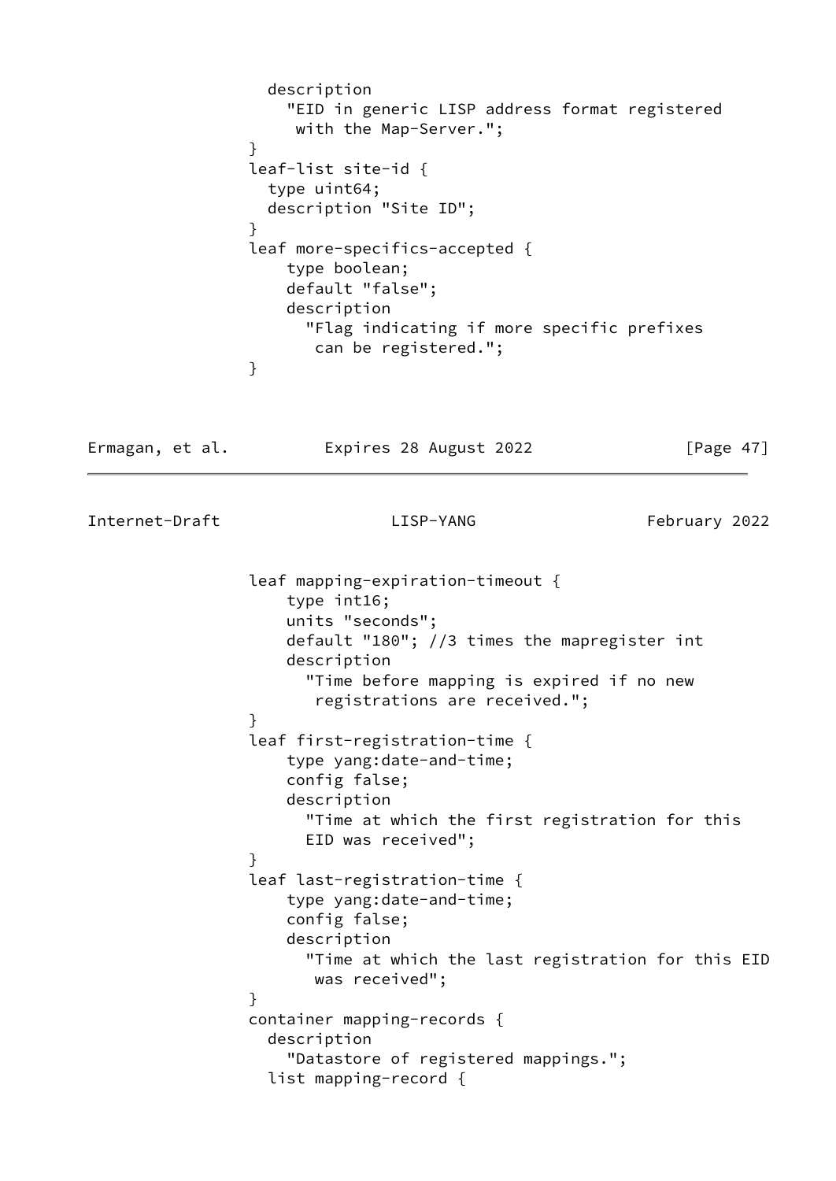```
                description
                  "EID in generic LISP address format registered
                   with the Map-Server.";
              }
              leaf-list site-id {
                type uint64;
                description "Site ID";
              }
              leaf more-specifics-accepted {
                  type boolean;
                  default "false";
                  description
                    "Flag indicating if more specific prefixes
                     can be registered.";
              }
```

```
              leaf mapping-expiration-timeout {
                  type int16;
                  units "seconds";
                  default "180"; //3 times the mapregister int
                  description
                    "Time before mapping is expired if no new
                     registrations are received.";
              }
              leaf first-registration-time {
                  type yang:date-and-time;
                  config false;
                  description
                    "Time at which the first registration for this
                    EID was received";
              }
              leaf last-registration-time {
                  type yang:date-and-time;
                  config false;
                  description
                    "Time at which the last registration for this EID
                     was received";
              }
              container mapping-records {
                description
                  "Datastore of registered mappings.";
                list mapping-record {
```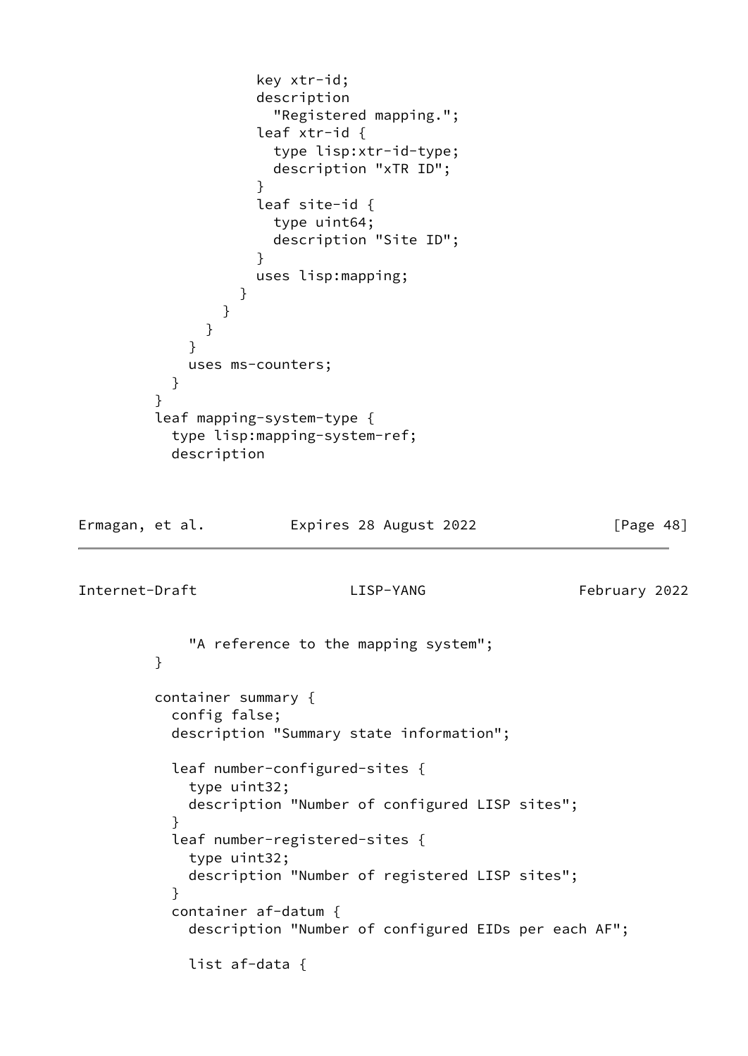```
                key xtr-id;
                description
                  "Registered mapping.";
                leaf xtr-id {
                  type lisp:xtr-id-type;
                  description "xTR ID";
                }
                leaf site-id {
                  type uint64;
                  description "Site ID";
                }
                uses lisp:mapping;
              }
            }
          }
        }
        uses ms-counters;
      }
    }
    leaf mapping-system-type {
      type lisp:mapping-system-ref;
      description
```

```
        "A reference to the mapping system";
    }

    container summary {
      config false;
      description "Summary state information";

      leaf number-configured-sites {
        type uint32;
        description "Number of configured LISP sites";
      }
      leaf number-registered-sites {
        type uint32;
        description "Number of registered LISP sites";
      }
      container af-datum {
        description "Number of configured EIDs per each AF";

        list af-data {
```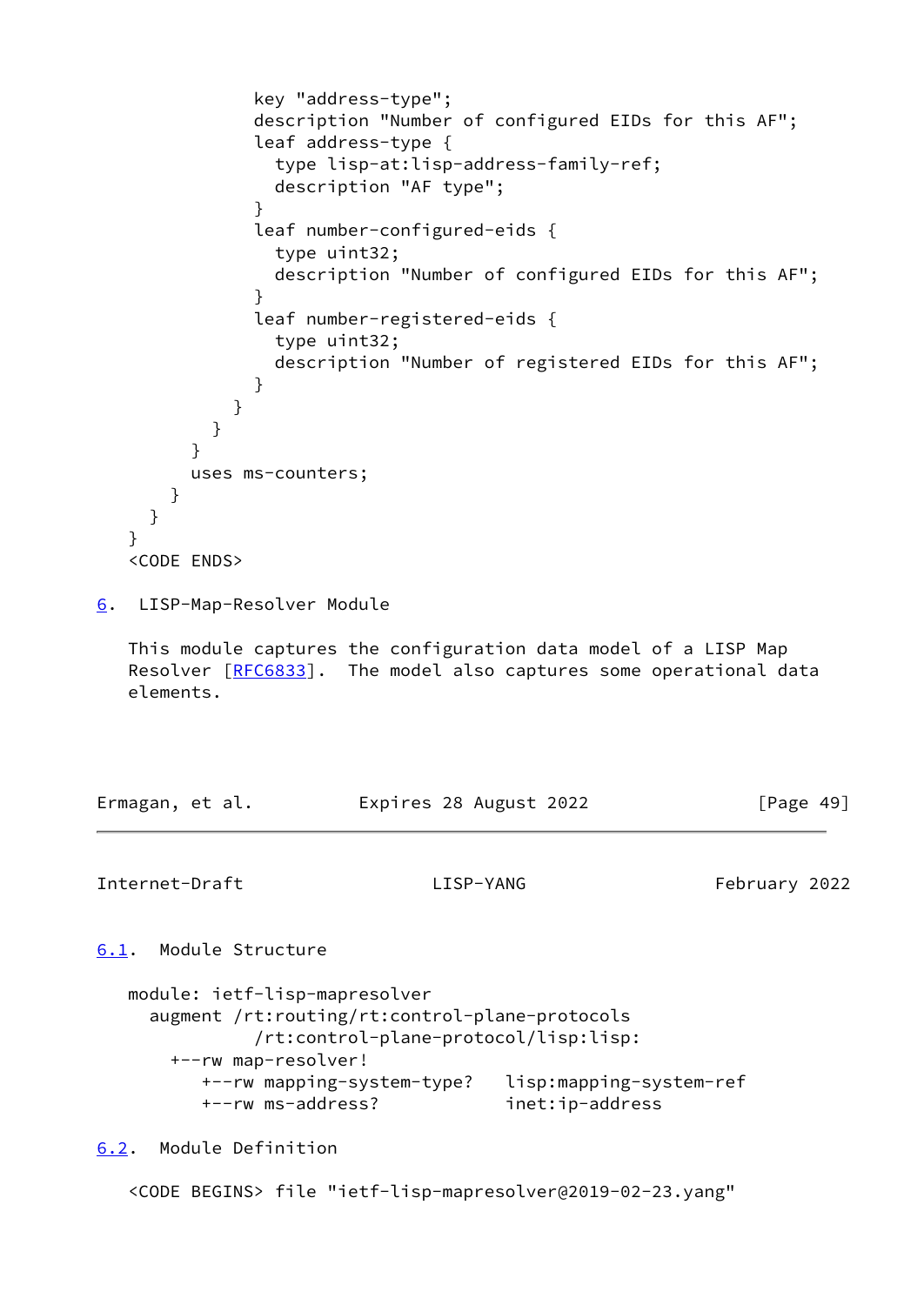```
              key "address-type";
              description "Number of configured EIDs for this AF";
              leaf address-type {
                type lisp-at:lisp-address-family-ref;
                description "AF type";
              }
              leaf number-configured-eids {
                type uint32;
                description "Number of configured EIDs for this AF";
              }
              leaf number-registered-eids {
                type uint32;
                description "Number of registered EIDs for this AF";
              }
            }
          }
        }
        uses ms-counters;
      }
    }
  }
  <CODE ENDS>
```

## 6. LISP-Map-Resolver Module

This module captures the configuration data model of a LISP Map Resolver [RFC6833]. The model also captures some operational data elements.

### 6.1. Module Structure

```
module: ietf-lisp-mapresolver
  augment /rt:routing/rt:control-plane-protocols
            /rt:control-plane-protocol/lisp:lisp:
    +--rw map-resolver!
       +--rw mapping-system-type?   lisp:mapping-system-ref
       +--rw ms-address?            inet:ip-address
```

### 6.2. Module Definition

```
<CODE BEGINS> file "ietf-lisp-mapresolver@2019-02-23.yang"
```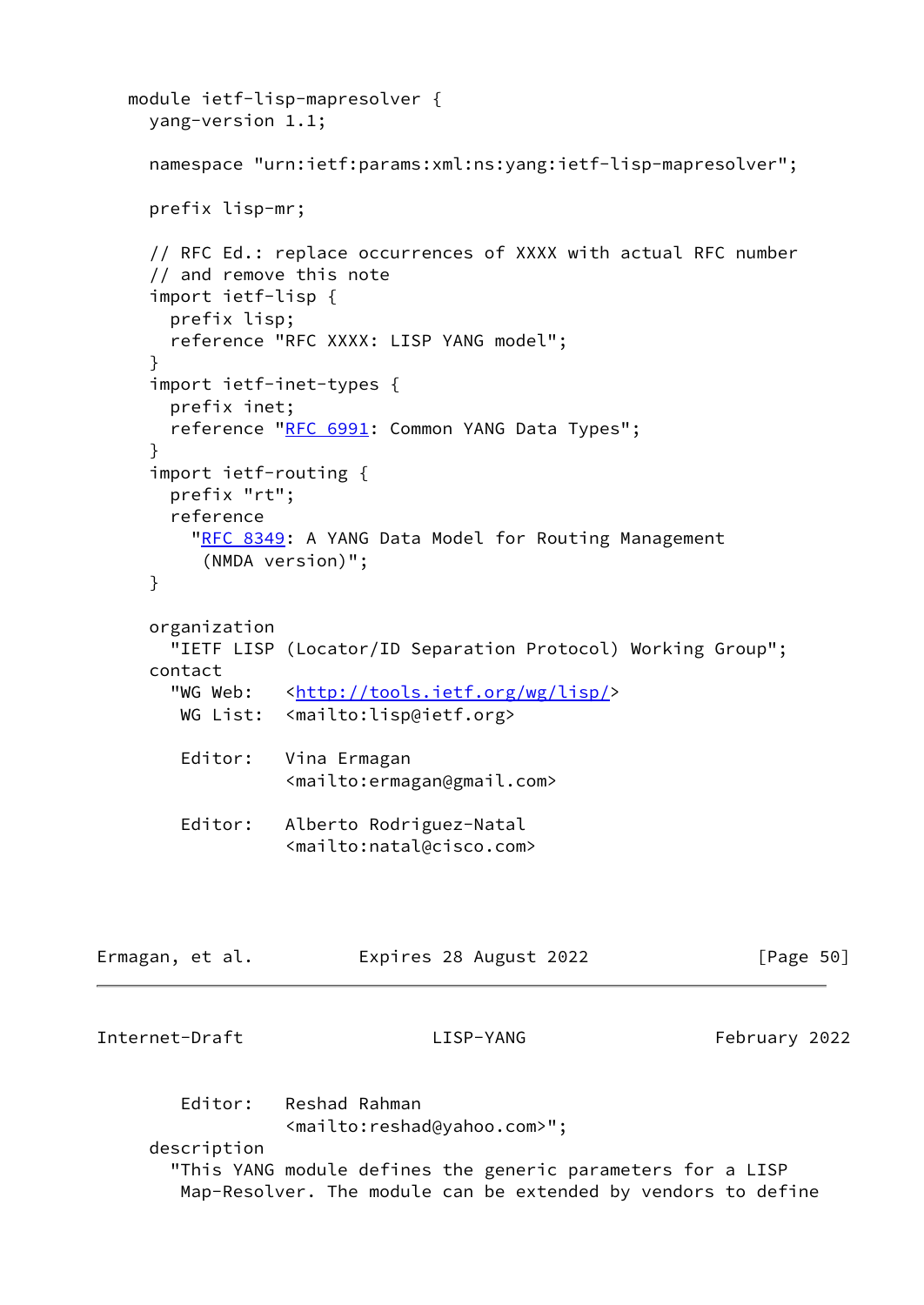```
   module ietf-lisp-mapresolver {
     yang-version 1.1;

     namespace "urn:ietf:params:xml:ns:yang:ietf-lisp-mapresolver";

     prefix lisp-mr;

     // RFC Ed.: replace occurrences of XXXX with actual RFC number
     // and remove this note
     import ietf-lisp {
       prefix lisp;
       reference "RFC XXXX: LISP YANG model";
     }
     import ietf-inet-types {
       prefix inet;
       reference "RFC 6991: Common YANG Data Types";
     }
     import ietf-routing {
       prefix "rt";
       reference
         "RFC 8349: A YANG Data Model for Routing Management
          (NMDA version)";
     }

     organization
       "IETF LISP (Locator/ID Separation Protocol) Working Group";
     contact
       "WG Web:   <http://tools.ietf.org/wg/lisp/>
        WG List:  <mailto:lisp@ietf.org>

        Editor:   Vina Ermagan
                  <mailto:ermagan@gmail.com>

        Editor:   Alberto Rodriguez-Natal
                  <mailto:natal@cisco.com>

        Editor:   Reshad Rahman
                  <mailto:reshad@yahoo.com>";
     description
       "This YANG module defines the generic parameters for a LISP
        Map-Resolver. The module can be extended by vendors to define
```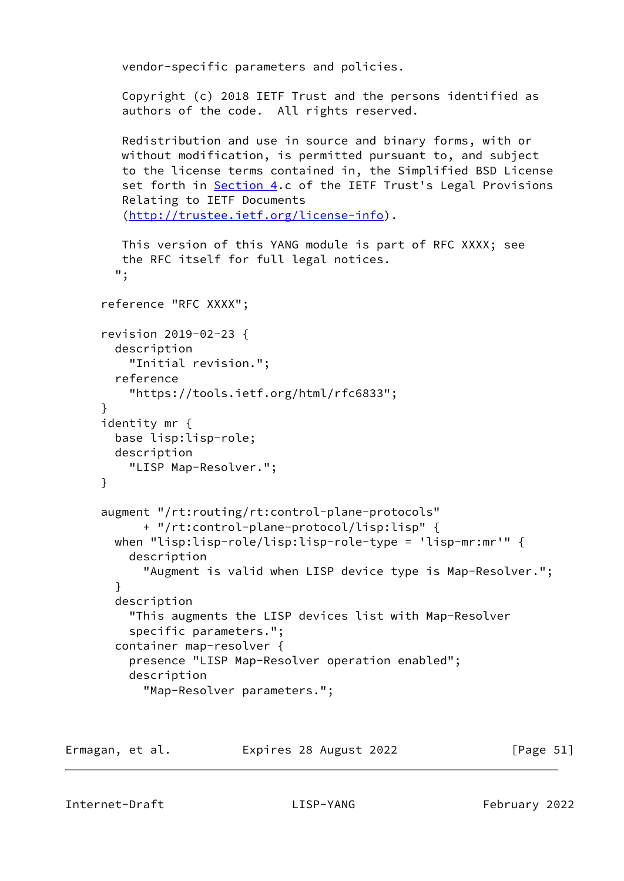```
       vendor-specific parameters and policies.

       Copyright (c) 2018 IETF Trust and the persons identified as
       authors of the code.  All rights reserved.

       Redistribution and use in source and binary forms, with or
       without modification, is permitted pursuant to, and subject
       to the license terms contained in, the Simplified BSD License
       set forth in Section 4.c of the IETF Trust's Legal Provisions
       Relating to IETF Documents
       (http://trustee.ietf.org/license-info).

       This version of this YANG module is part of RFC XXXX; see
       the RFC itself for full legal notices.
      ";

    reference "RFC XXXX";

    revision 2019-02-23 {
      description
        "Initial revision.";
      reference
        "https://tools.ietf.org/html/rfc6833";
    }
    identity mr {
      base lisp:lisp-role;
      description
        "LISP Map-Resolver.";
    }

    augment "/rt:routing/rt:control-plane-protocols"
          + "/rt:control-plane-protocol/lisp:lisp" {
      when "lisp:lisp-role/lisp:lisp-role-type = 'lisp-mr:mr'" {
        description
          "Augment is valid when LISP device type is Map-Resolver.";
      }
      description
        "This augments the LISP devices list with Map-Resolver
        specific parameters.";
      container map-resolver {
        presence "LISP Map-Resolver operation enabled";
        description
          "Map-Resolver parameters.";
```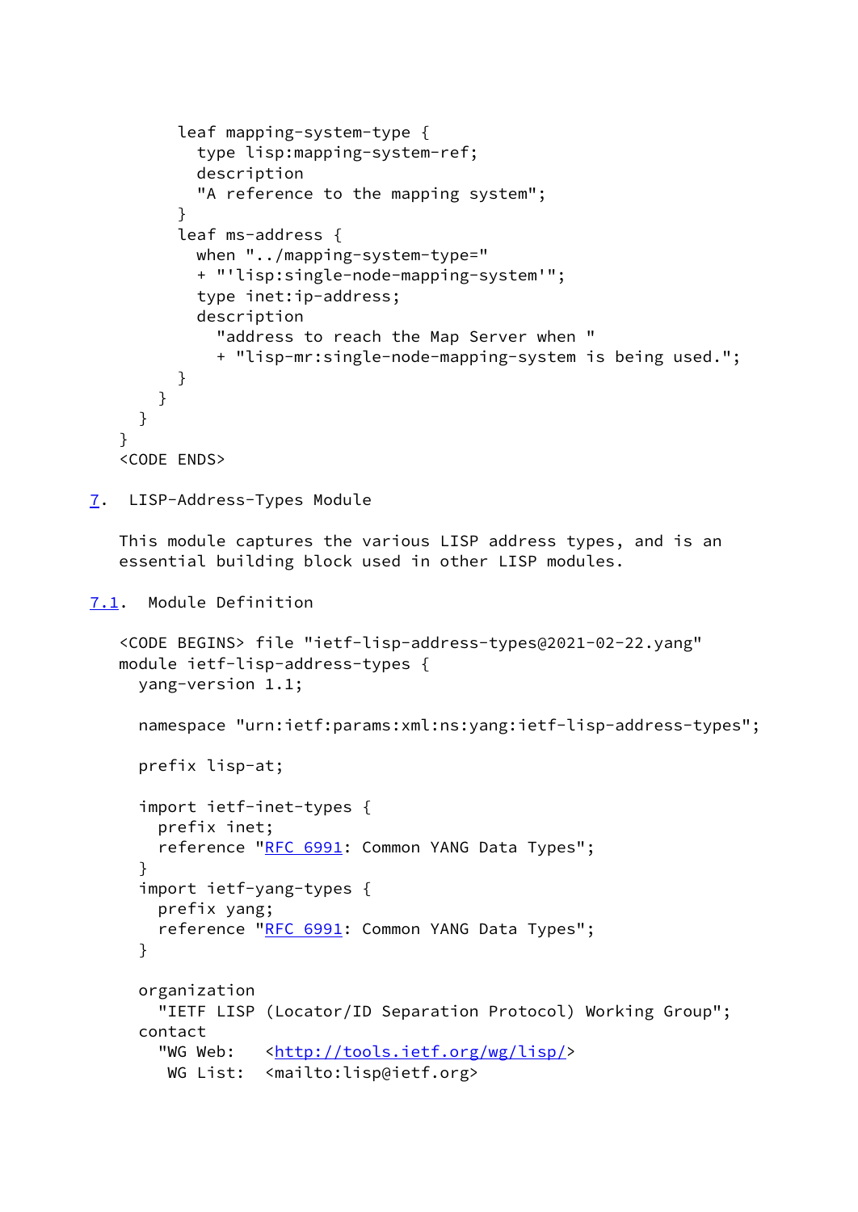```
        leaf mapping-system-type {
          type lisp:mapping-system-ref;
          description
          "A reference to the mapping system";
        }
        leaf ms-address {
          when "../mapping-system-type="
          + "'lisp:single-node-mapping-system'";
          type inet:ip-address;
          description
            "address to reach the Map Server when "
            + "lisp-mr:single-node-mapping-system is being used.";
        }
      }
    }
  }
<CODE ENDS>
```

## 7. LISP-Address-Types Module

This module captures the various LISP address types, and is an essential building block used in other LISP modules.

### 7.1. Module Definition

```
<CODE BEGINS> file "ietf-lisp-address-types@2021-02-22.yang"
module ietf-lisp-address-types {
  yang-version 1.1;

  namespace "urn:ietf:params:xml:ns:yang:ietf-lisp-address-types";

  prefix lisp-at;

  import ietf-inet-types {
    prefix inet;
    reference "RFC 6991: Common YANG Data Types";
  }
  import ietf-yang-types {
    prefix yang;
    reference "RFC 6991: Common YANG Data Types";
  }

  organization
    "IETF LISP (Locator/ID Separation Protocol) Working Group";
  contact
    "WG Web:   <http://tools.ietf.org/wg/lisp/>
     WG List:  <mailto:lisp@ietf.org>
```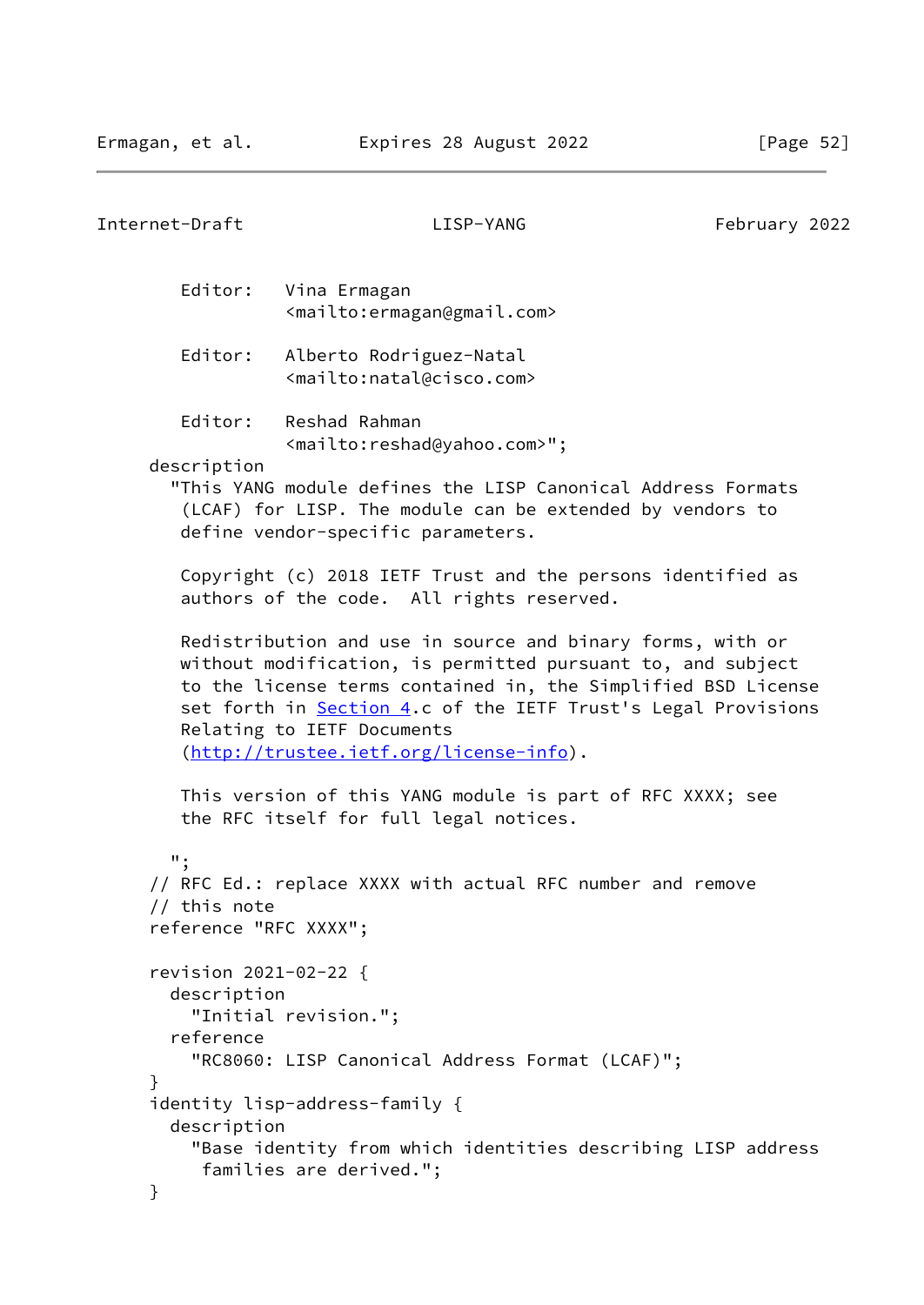```
        Editor:   Vina Ermagan
                  <mailto:ermagan@gmail.com>

        Editor:   Alberto Rodriguez-Natal
                  <mailto:natal@cisco.com>

        Editor:   Reshad Rahman
                  <mailto:reshad@yahoo.com>";
     description
       "This YANG module defines the LISP Canonical Address Formats
        (LCAF) for LISP. The module can be extended by vendors to
        define vendor-specific parameters.

        Copyright (c) 2018 IETF Trust and the persons identified as
        authors of the code.  All rights reserved.

        Redistribution and use in source and binary forms, with or
        without modification, is permitted pursuant to, and subject
        to the license terms contained in, the Simplified BSD License
        set forth in Section 4.c of the IETF Trust's Legal Provisions
        Relating to IETF Documents
        (http://trustee.ietf.org/license-info).

        This version of this YANG module is part of RFC XXXX; see
        the RFC itself for full legal notices.

       ";
     // RFC Ed.: replace XXXX with actual RFC number and remove
     // this note
     reference "RFC XXXX";

     revision 2021-02-22 {
       description
         "Initial revision.";
       reference
         "RC8060: LISP Canonical Address Format (LCAF)";
     }
     identity lisp-address-family {
       description
         "Base identity from which identities describing LISP address
          families are derived.";
     }
```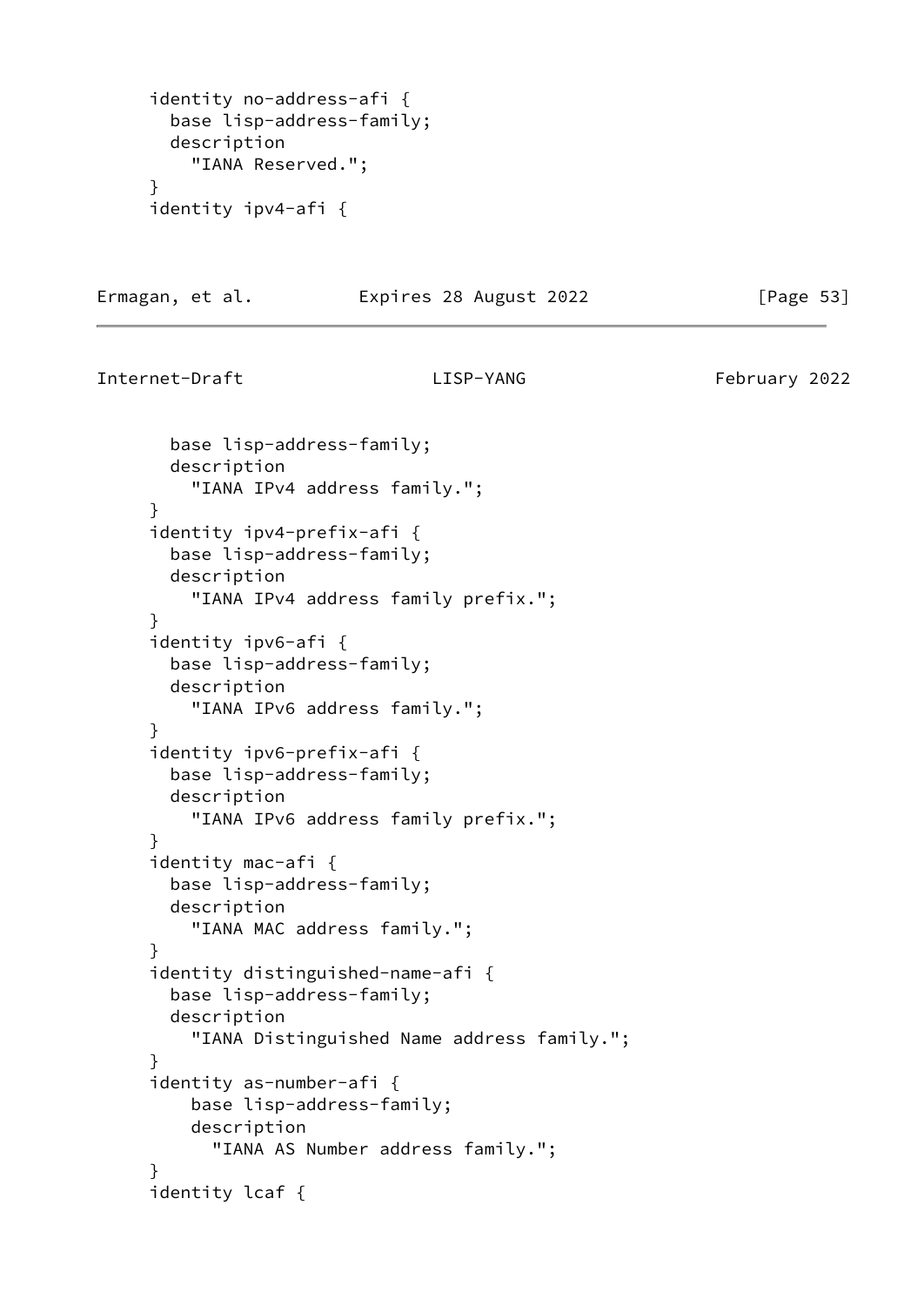```
     identity no-address-afi {
       base lisp-address-family;
       description
         "IANA Reserved.";
     }
     identity ipv4-afi {
       base lisp-address-family;
       description
         "IANA IPv4 address family.";
     }
     identity ipv4-prefix-afi {
       base lisp-address-family;
       description
         "IANA IPv4 address family prefix.";
     }
     identity ipv6-afi {
       base lisp-address-family;
       description
         "IANA IPv6 address family.";
     }
     identity ipv6-prefix-afi {
       base lisp-address-family;
       description
         "IANA IPv6 address family prefix.";
     }
     identity mac-afi {
       base lisp-address-family;
       description
         "IANA MAC address family.";
     }
     identity distinguished-name-afi {
       base lisp-address-family;
       description
         "IANA Distinguished Name address family.";
     }
     identity as-number-afi {
         base lisp-address-family;
         description
           "IANA AS Number address family.";
     }
     identity lcaf {
```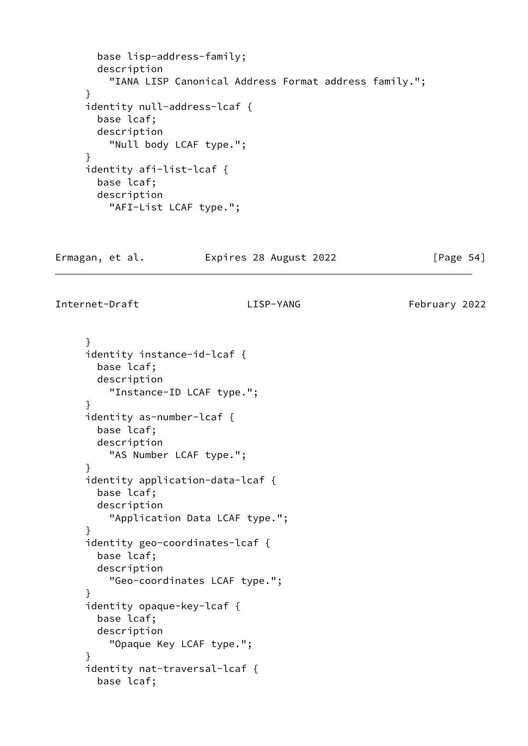```
       base lisp-address-family;
       description
         "IANA LISP Canonical Address Format address family.";
     }
     identity null-address-lcaf {
       base lcaf;
       description
         "Null body LCAF type.";
     }
     identity afi-list-lcaf {
       base lcaf;
       description
         "AFI-List LCAF type.";
     }
     identity instance-id-lcaf {
       base lcaf;
       description
         "Instance-ID LCAF type.";
     }
     identity as-number-lcaf {
       base lcaf;
       description
         "AS Number LCAF type.";
     }
     identity application-data-lcaf {
       base lcaf;
       description
         "Application Data LCAF type.";
     }
     identity geo-coordinates-lcaf {
       base lcaf;
       description
         "Geo-coordinates LCAF type.";
     }
     identity opaque-key-lcaf {
       base lcaf;
       description
         "Opaque Key LCAF type.";
     }
     identity nat-traversal-lcaf {
       base lcaf;
```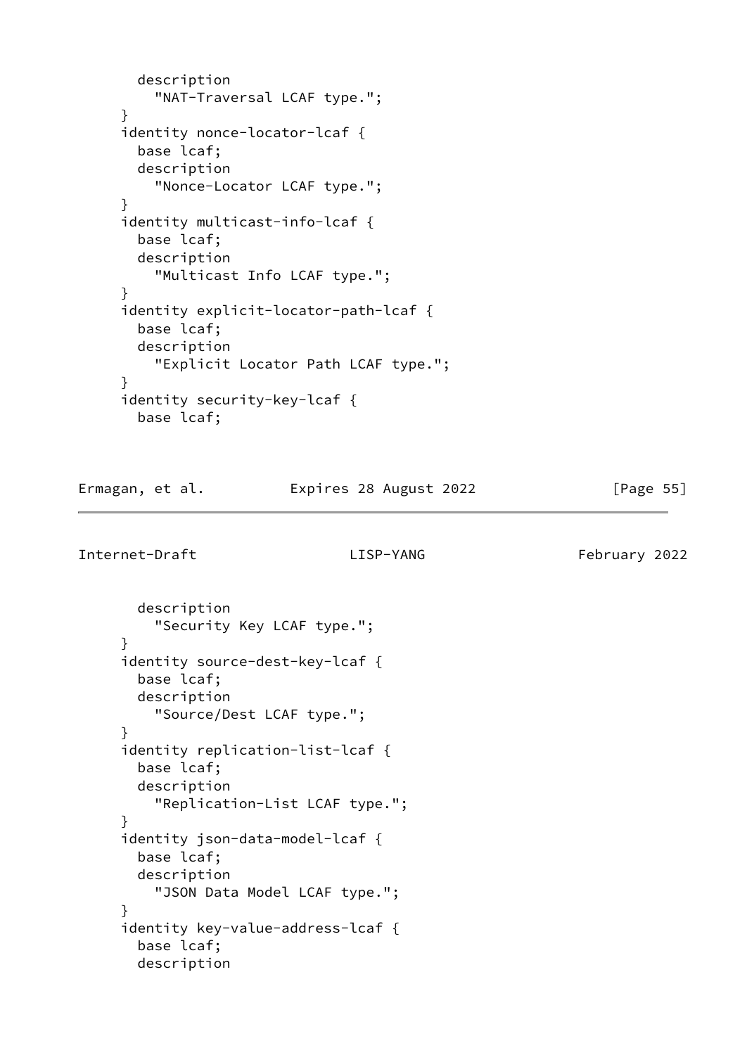```
       description
         "NAT-Traversal LCAF type.";
     }
     identity nonce-locator-lcaf {
       base lcaf;
       description
         "Nonce-Locator LCAF type.";
     }
     identity multicast-info-lcaf {
       base lcaf;
       description
         "Multicast Info LCAF type.";
     }
     identity explicit-locator-path-lcaf {
       base lcaf;
       description
         "Explicit Locator Path LCAF type.";
     }
     identity security-key-lcaf {
       base lcaf;
       description
         "Security Key LCAF type.";
     }
     identity source-dest-key-lcaf {
       base lcaf;
       description
         "Source/Dest LCAF type.";
     }
     identity replication-list-lcaf {
       base lcaf;
       description
         "Replication-List LCAF type.";
     }
     identity json-data-model-lcaf {
       base lcaf;
       description
         "JSON Data Model LCAF type.";
     }
     identity key-value-address-lcaf {
       base lcaf;
       description
```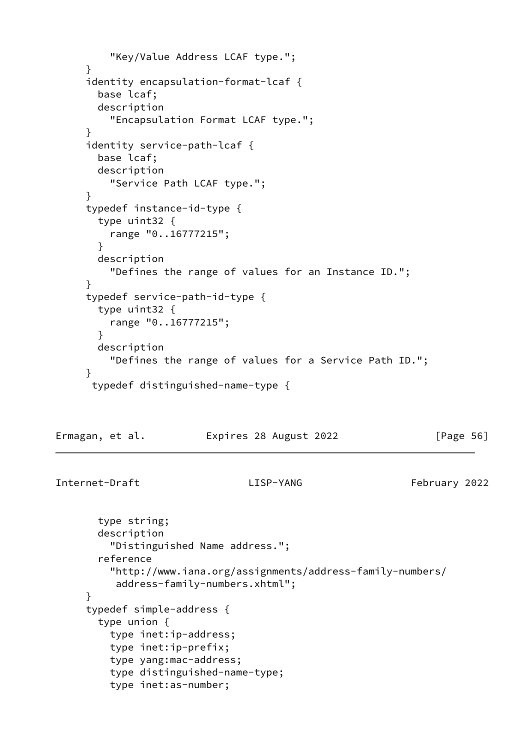```
           "Key/Value Address LCAF type.";
       }
       identity encapsulation-format-lcaf {
         base lcaf;
         description
           "Encapsulation Format LCAF type.";
       }
       identity service-path-lcaf {
         base lcaf;
         description
           "Service Path LCAF type.";
       }
       typedef instance-id-type {
         type uint32 {
           range "0..16777215";
         }
         description
           "Defines the range of values for an Instance ID.";
       }
       typedef service-path-id-type {
         type uint32 {
           range "0..16777215";
         }
         description
           "Defines the range of values for a Service Path ID.";
       }
        typedef distinguished-name-type {
         type string;
         description
           "Distinguished Name address.";
         reference
           "http://www.iana.org/assignments/address-family-numbers/
            address-family-numbers.xhtml";
       }
       typedef simple-address {
         type union {
           type inet:ip-address;
           type inet:ip-prefix;
           type yang:mac-address;
           type distinguished-name-type;
           type inet:as-number;
```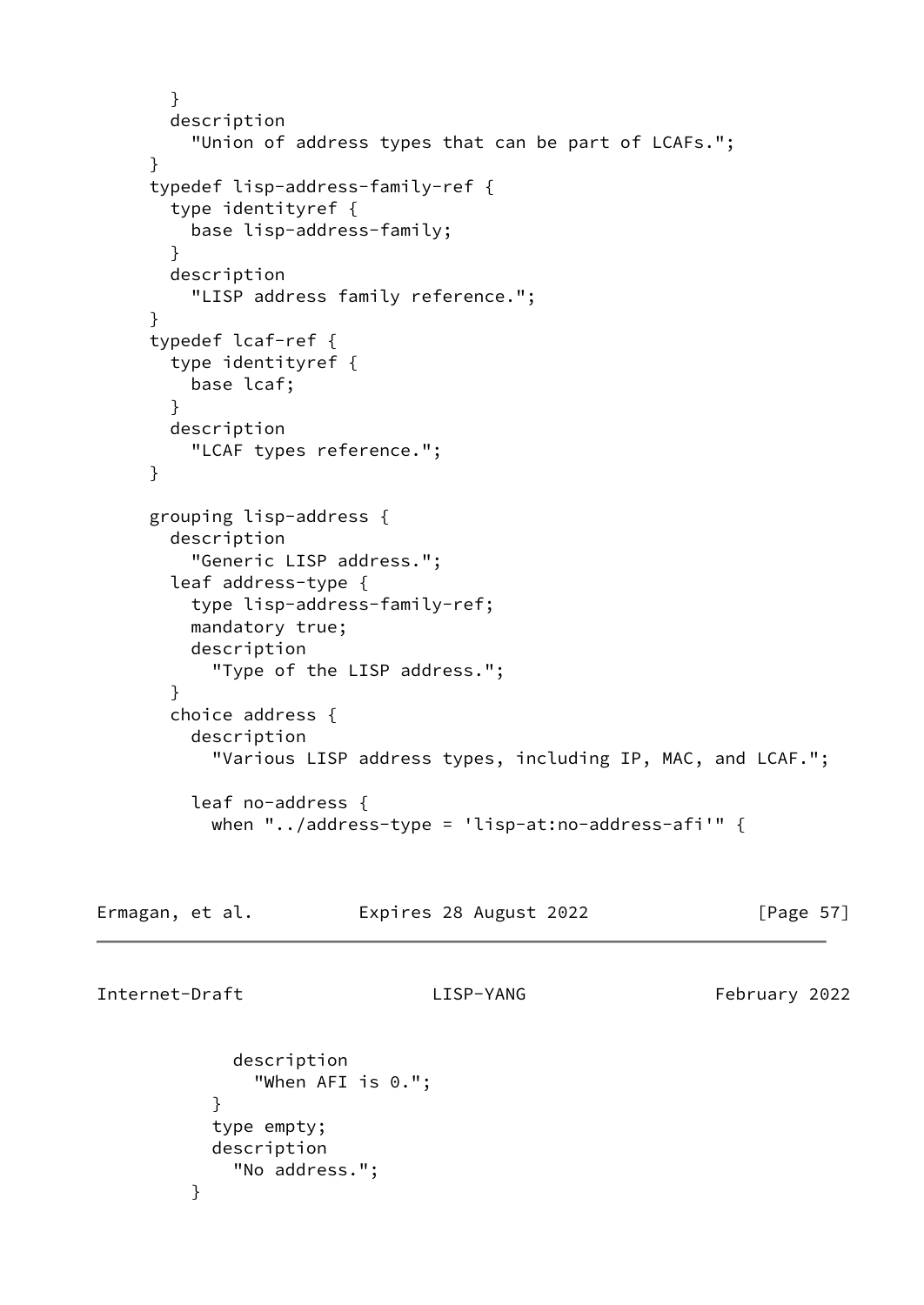```
       }
       description
         "Union of address types that can be part of LCAFs.";
     }
     typedef lisp-address-family-ref {
       type identityref {
         base lisp-address-family;
       }
       description
         "LISP address family reference.";
     }
     typedef lcaf-ref {
       type identityref {
         base lcaf;
       }
       description
         "LCAF types reference.";
     }

     grouping lisp-address {
       description
         "Generic LISP address.";
       leaf address-type {
         type lisp-address-family-ref;
         mandatory true;
         description
           "Type of the LISP address.";
       }
       choice address {
         description
           "Various LISP address types, including IP, MAC, and LCAF.";

         leaf no-address {
           when "../address-type = 'lisp-at:no-address-afi'" {
             description
               "When AFI is 0.";
           }
           type empty;
           description
             "No address.";
         }
```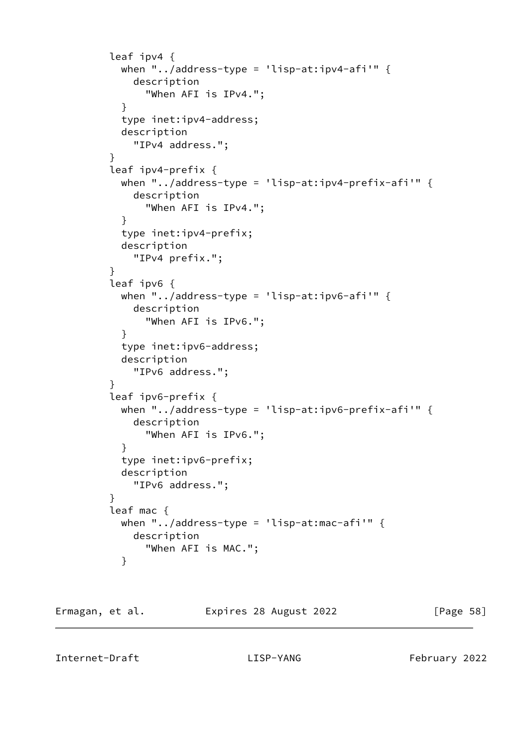```
        leaf ipv4 {
          when "../address-type = 'lisp-at:ipv4-afi'" {
            description
              "When AFI is IPv4.";
          }
          type inet:ipv4-address;
          description
            "IPv4 address.";
        }
        leaf ipv4-prefix {
          when "../address-type = 'lisp-at:ipv4-prefix-afi'" {
            description
              "When AFI is IPv4.";
          }
          type inet:ipv4-prefix;
          description
            "IPv4 prefix.";
        }
        leaf ipv6 {
          when "../address-type = 'lisp-at:ipv6-afi'" {
            description
              "When AFI is IPv6.";
          }
          type inet:ipv6-address;
          description
            "IPv6 address.";
        }
        leaf ipv6-prefix {
          when "../address-type = 'lisp-at:ipv6-prefix-afi'" {
            description
              "When AFI is IPv6.";
          }
          type inet:ipv6-prefix;
          description
            "IPv6 address.";
        }
        leaf mac {
          when "../address-type = 'lisp-at:mac-afi'" {
            description
              "When AFI is MAC.";
          }
```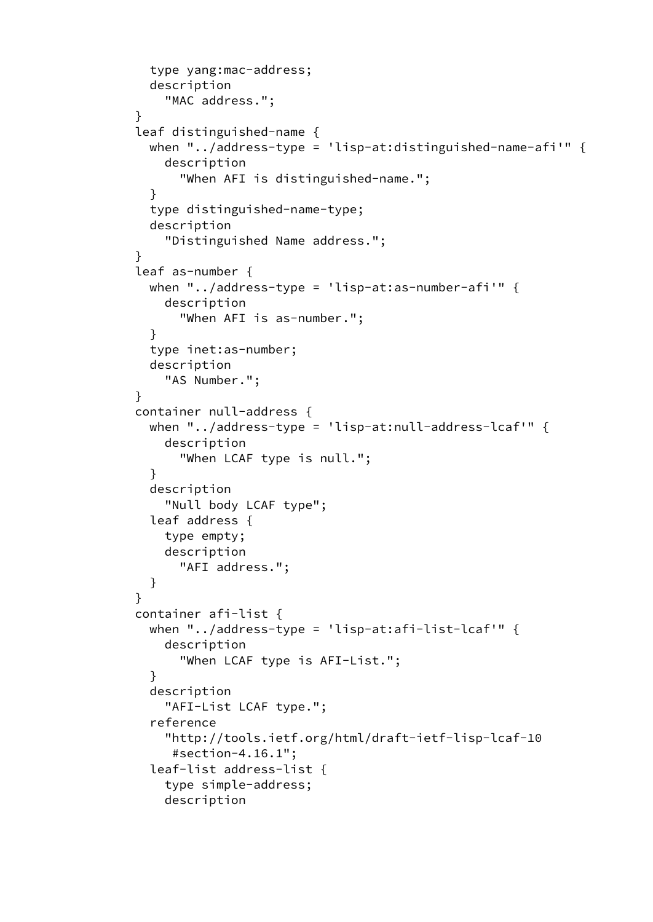```
          type yang:mac-address;
          description
            "MAC address.";
        }
        leaf distinguished-name {
          when "../address-type = 'lisp-at:distinguished-name-afi'" {
            description
              "When AFI is distinguished-name.";
          }
          type distinguished-name-type;
          description
            "Distinguished Name address.";
        }
        leaf as-number {
          when "../address-type = 'lisp-at:as-number-afi'" {
            description
              "When AFI is as-number.";
          }
          type inet:as-number;
          description
            "AS Number.";
        }
        container null-address {
          when "../address-type = 'lisp-at:null-address-lcaf'" {
            description
              "When LCAF type is null.";
          }
          description
            "Null body LCAF type";
          leaf address {
            type empty;
            description
              "AFI address.";
          }
        }
        container afi-list {
          when "../address-type = 'lisp-at:afi-list-lcaf'" {
            description
              "When LCAF type is AFI-List.";
          }
          description
            "AFI-List LCAF type.";
          reference
            "http://tools.ietf.org/html/draft-ietf-lisp-lcaf-10
             #section-4.16.1";
          leaf-list address-list {
            type simple-address;
            description
```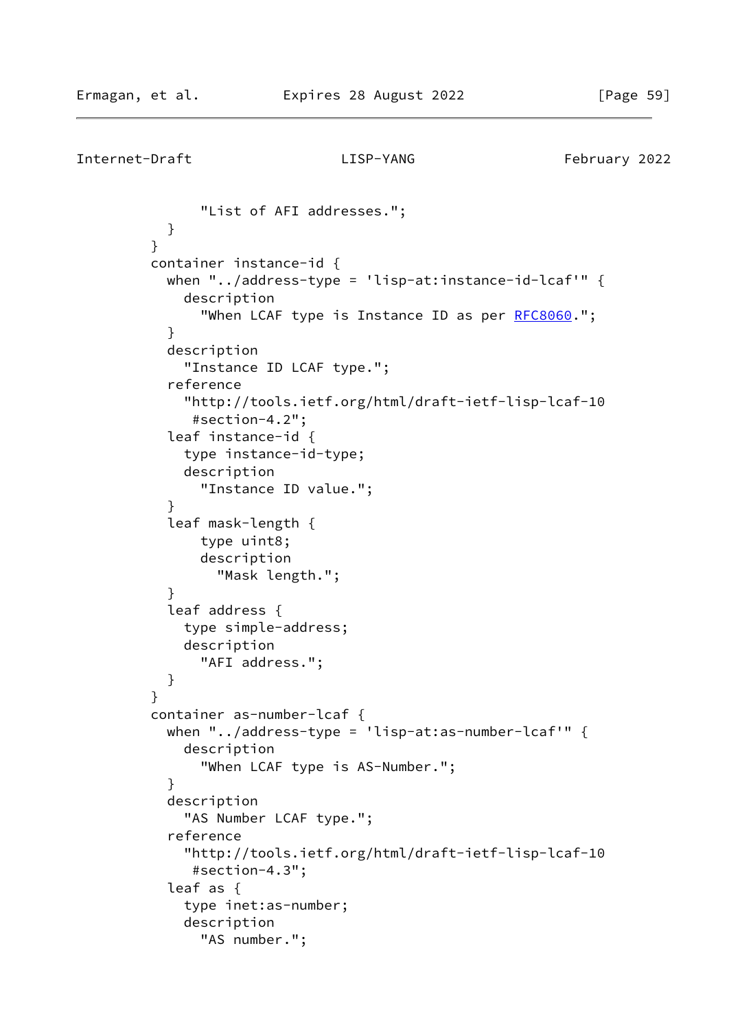```
              "List of AFI addresses.";
          }
        }
        container instance-id {
          when "../address-type = 'lisp-at:instance-id-lcaf'" {
            description
              "When LCAF type is Instance ID as per RFC8060.";
          }
          description
            "Instance ID LCAF type.";
          reference
            "http://tools.ietf.org/html/draft-ietf-lisp-lcaf-10
             #section-4.2";
          leaf instance-id {
            type instance-id-type;
            description
              "Instance ID value.";
          }
          leaf mask-length {
              type uint8;
              description
                "Mask length.";
          }
          leaf address {
            type simple-address;
            description
              "AFI address.";
          }
        }
        container as-number-lcaf {
          when "../address-type = 'lisp-at:as-number-lcaf'" {
            description
              "When LCAF type is AS-Number.";
          }
          description
            "AS Number LCAF type.";
          reference
            "http://tools.ietf.org/html/draft-ietf-lisp-lcaf-10
             #section-4.3";
          leaf as {
            type inet:as-number;
            description
              "AS number.";
```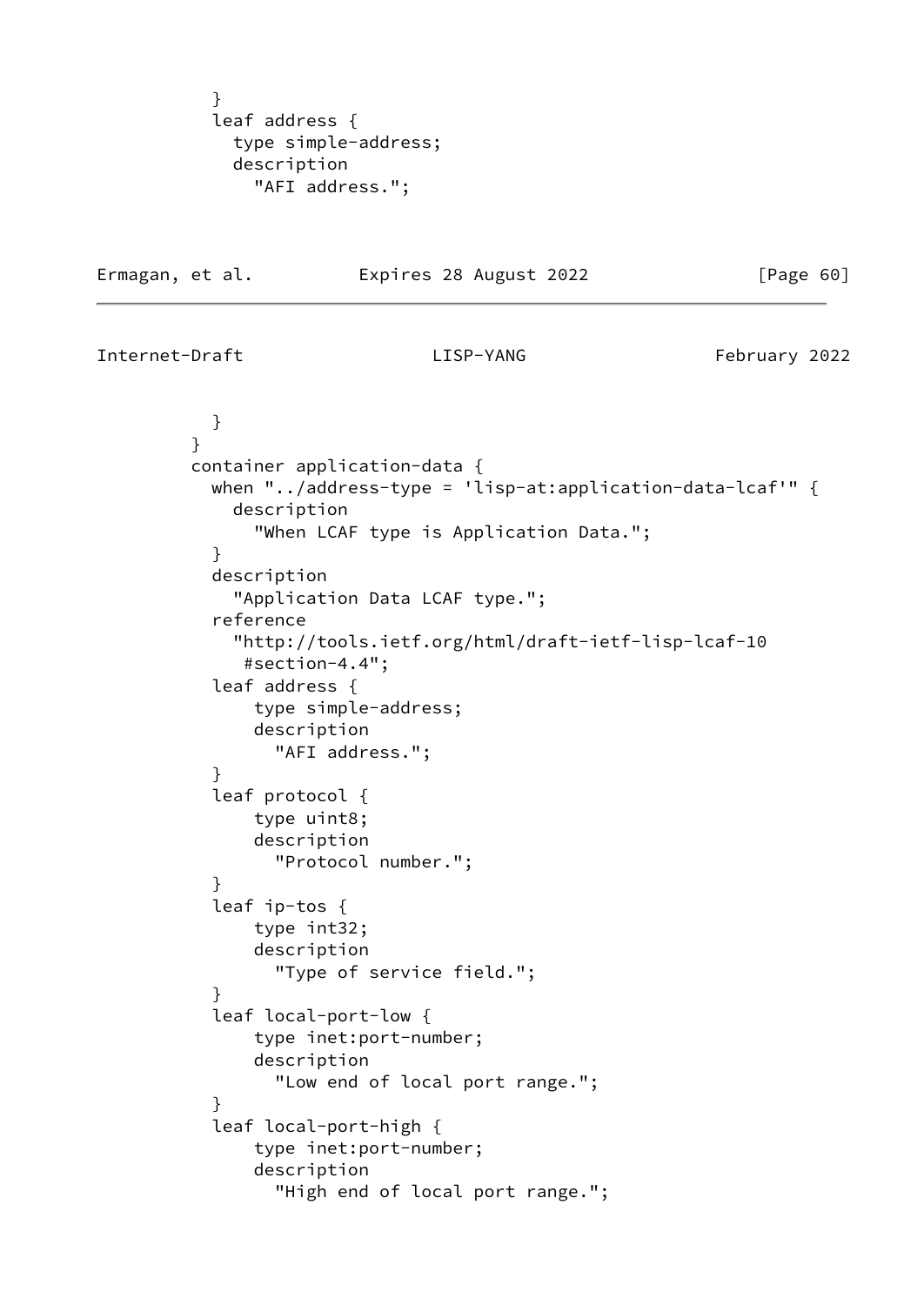```
          }
          leaf address {
            type simple-address;
            description
              "AFI address.";
```

```
          }
        }
        container application-data {
          when "../address-type = 'lisp-at:application-data-lcaf'" {
            description
              "When LCAF type is Application Data.";
          }
          description
            "Application Data LCAF type.";
          reference
            "http://tools.ietf.org/html/draft-ietf-lisp-lcaf-10
             #section-4.4";
          leaf address {
              type simple-address;
              description
                "AFI address.";
          }
          leaf protocol {
              type uint8;
              description
                "Protocol number.";
          }
          leaf ip-tos {
              type int32;
              description
                "Type of service field.";
          }
          leaf local-port-low {
              type inet:port-number;
              description
                "Low end of local port range.";
          }
          leaf local-port-high {
              type inet:port-number;
              description
                "High end of local port range.";
```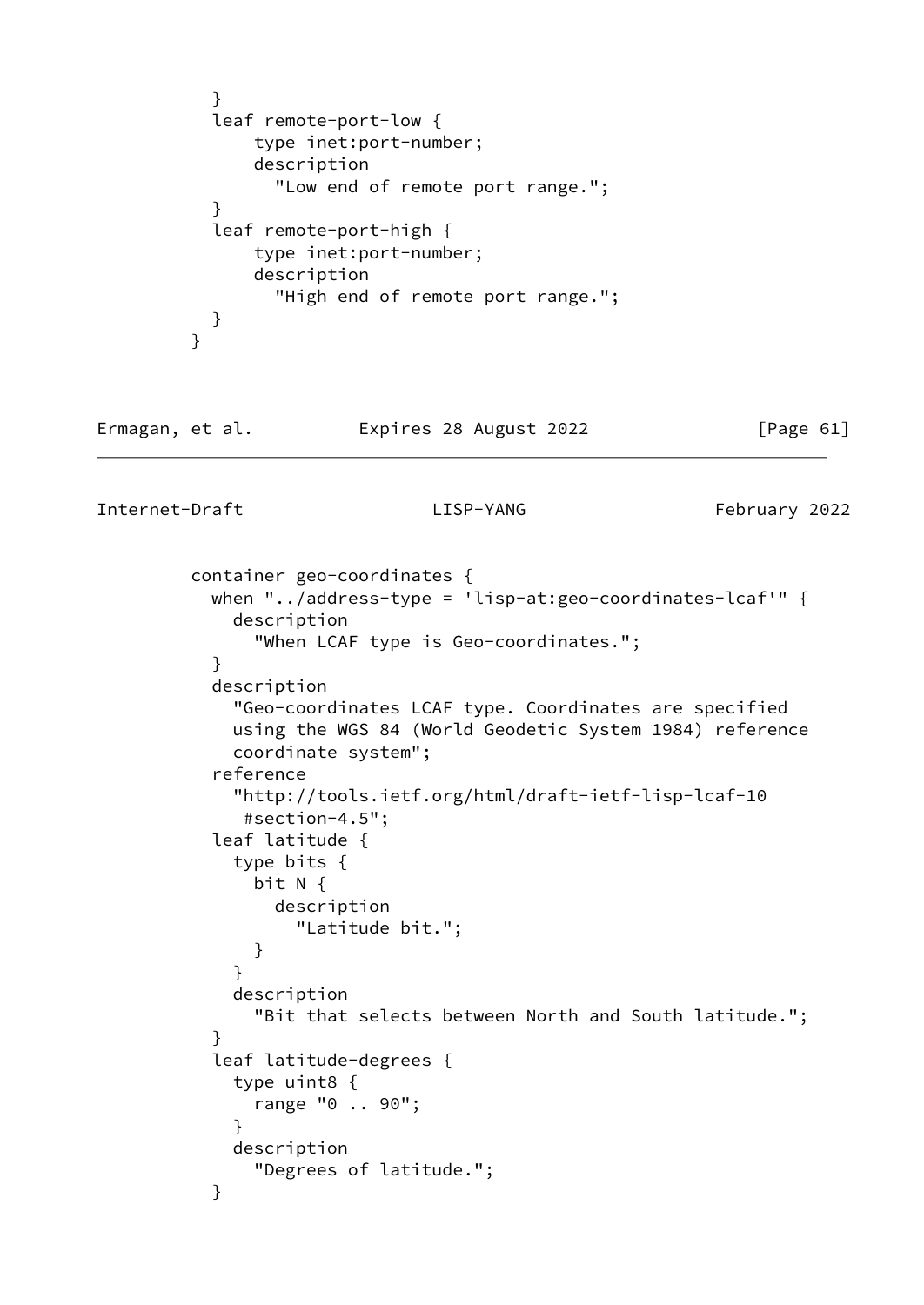```
          }
          leaf remote-port-low {
              type inet:port-number;
              description
                "Low end of remote port range.";
          }
          leaf remote-port-high {
              type inet:port-number;
              description
                "High end of remote port range.";
          }
        }
```

```
        container geo-coordinates {
          when "../address-type = 'lisp-at:geo-coordinates-lcaf'" {
            description
              "When LCAF type is Geo-coordinates.";
          }
          description
            "Geo-coordinates LCAF type. Coordinates are specified
            using the WGS 84 (World Geodetic System 1984) reference
            coordinate system";
          reference
            "http://tools.ietf.org/html/draft-ietf-lisp-lcaf-10
             #section-4.5";
          leaf latitude {
            type bits {
              bit N {
                description
                  "Latitude bit.";
              }
            }
            description
              "Bit that selects between North and South latitude.";
          }
          leaf latitude-degrees {
            type uint8 {
              range "0 .. 90";
            }
            description
              "Degrees of latitude.";
          }
```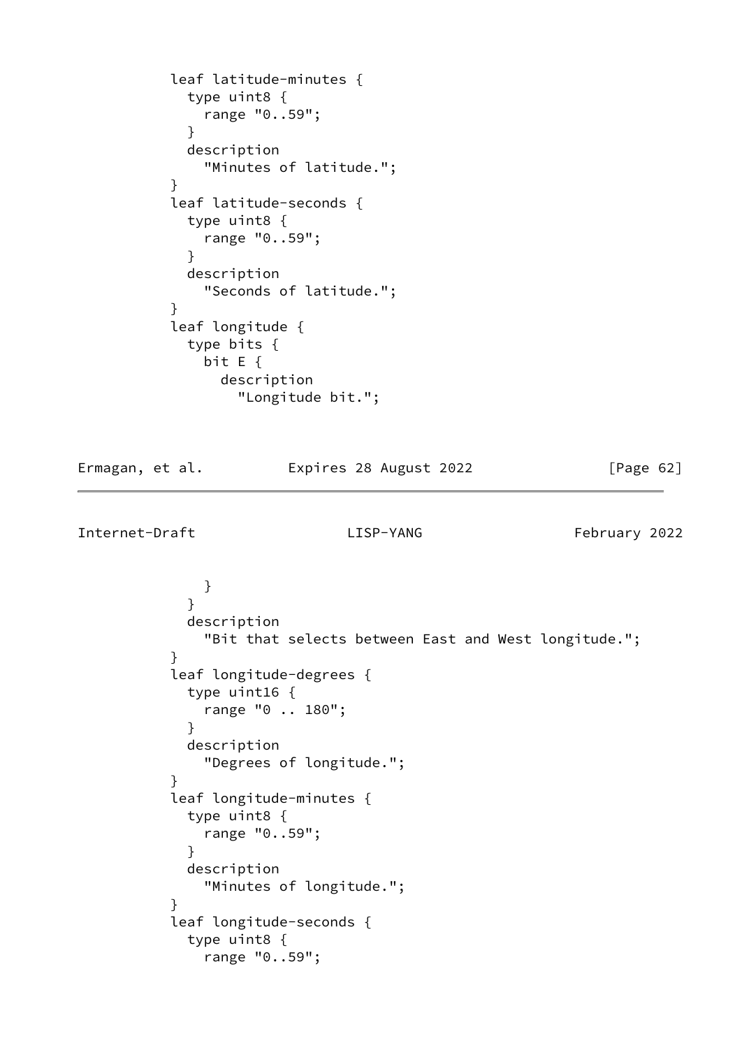```
          leaf latitude-minutes {
            type uint8 {
              range "0..59";
            }
            description
              "Minutes of latitude.";
          }
          leaf latitude-seconds {
            type uint8 {
              range "0..59";
            }
            description
              "Seconds of latitude.";
          }
          leaf longitude {
            type bits {
              bit E {
                description
                  "Longitude bit.";
              }
            }
            description
              "Bit that selects between East and West longitude.";
          }
          leaf longitude-degrees {
            type uint16 {
              range "0 .. 180";
            }
            description
              "Degrees of longitude.";
          }
          leaf longitude-minutes {
            type uint8 {
              range "0..59";
            }
            description
              "Minutes of longitude.";
          }
          leaf longitude-seconds {
            type uint8 {
              range "0..59";
```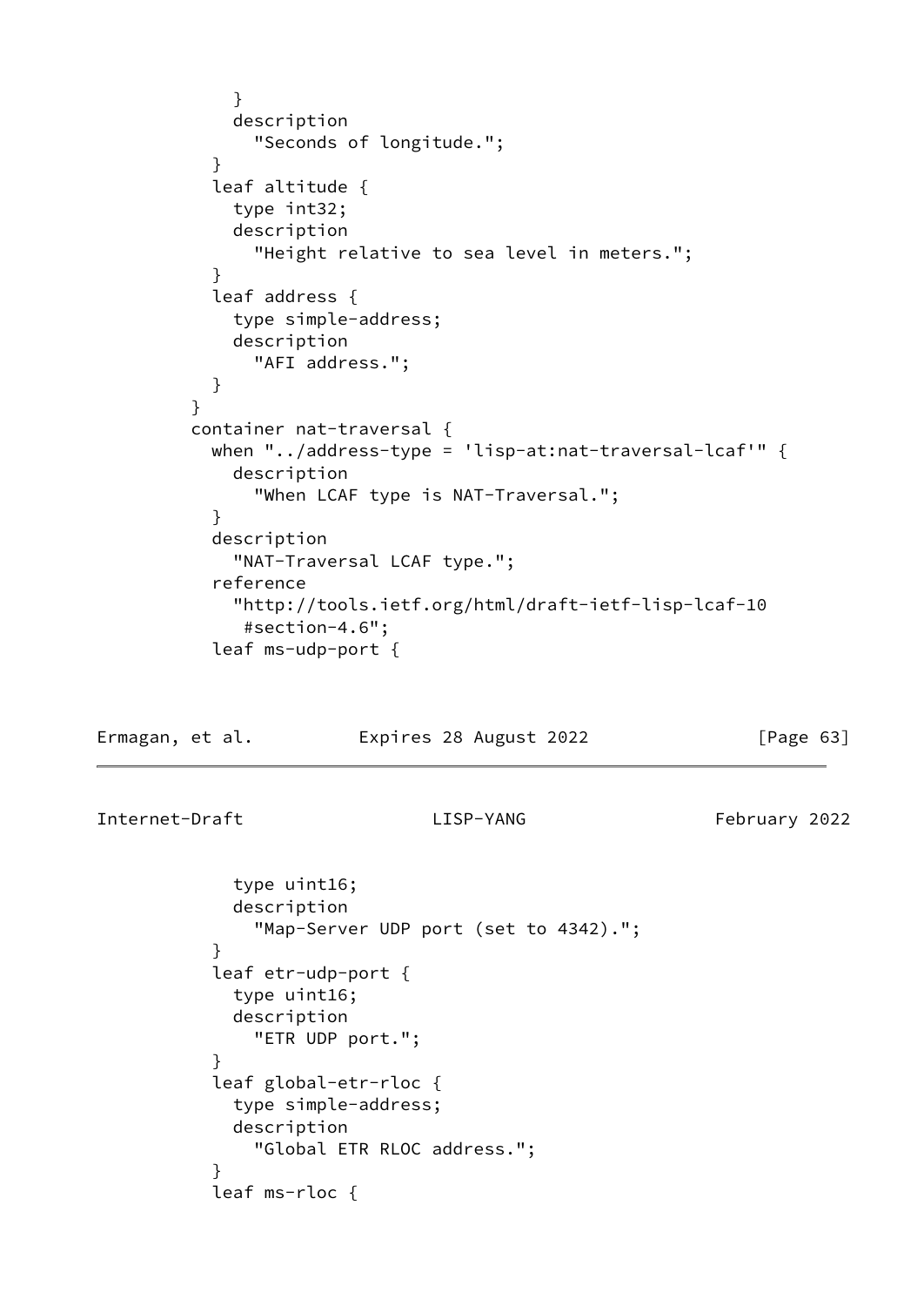```
            }
            description
              "Seconds of longitude.";
          }
          leaf altitude {
            type int32;
            description
              "Height relative to sea level in meters.";
          }
          leaf address {
            type simple-address;
            description
              "AFI address.";
          }
        }
        container nat-traversal {
          when "../address-type = 'lisp-at:nat-traversal-lcaf'" {
            description
              "When LCAF type is NAT-Traversal.";
          }
          description
            "NAT-Traversal LCAF type.";
          reference
            "http://tools.ietf.org/html/draft-ietf-lisp-lcaf-10
             #section-4.6";
          leaf ms-udp-port {
            type uint16;
            description
              "Map-Server UDP port (set to 4342).";
          }
          leaf etr-udp-port {
            type uint16;
            description
              "ETR UDP port.";
          }
          leaf global-etr-rloc {
            type simple-address;
            description
              "Global ETR RLOC address.";
          }
          leaf ms-rloc {
```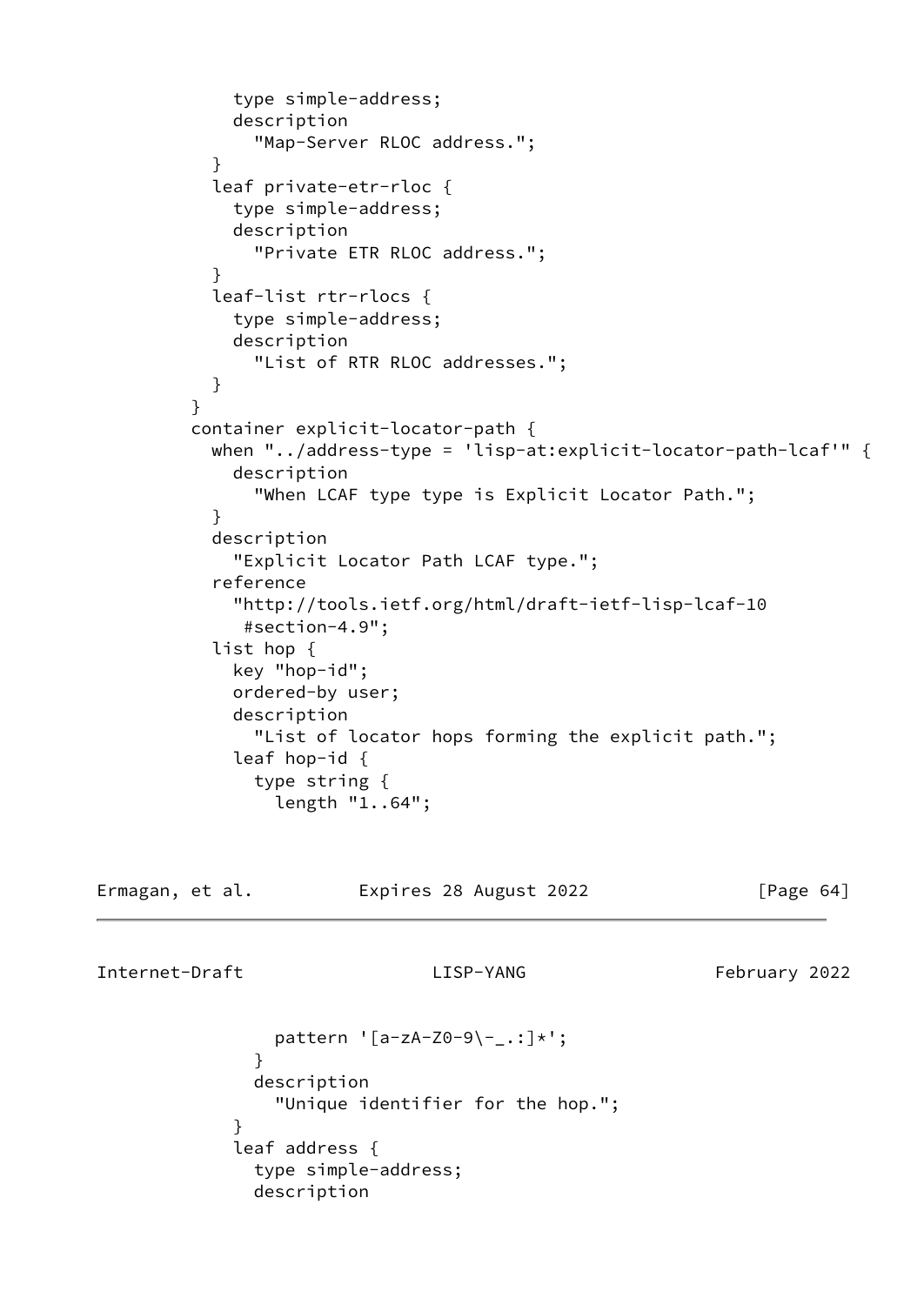```
            type simple-address;
            description
              "Map-Server RLOC address.";
          }
          leaf private-etr-rloc {
            type simple-address;
            description
              "Private ETR RLOC address.";
          }
          leaf-list rtr-rlocs {
            type simple-address;
            description
              "List of RTR RLOC addresses.";
          }
        }
        container explicit-locator-path {
          when "../address-type = 'lisp-at:explicit-locator-path-lcaf'" {
            description
              "When LCAF type type is Explicit Locator Path.";
          }
          description
            "Explicit Locator Path LCAF type.";
          reference
            "http://tools.ietf.org/html/draft-ietf-lisp-lcaf-10
             #section-4.9";
          list hop {
            key "hop-id";
            ordered-by user;
            description
              "List of locator hops forming the explicit path.";
            leaf hop-id {
              type string {
                length "1..64";
                pattern '[a-zA-Z0-9\-_.:]*';
              }
              description
                "Unique identifier for the hop.";
            }
            leaf address {
              type simple-address;
              description
```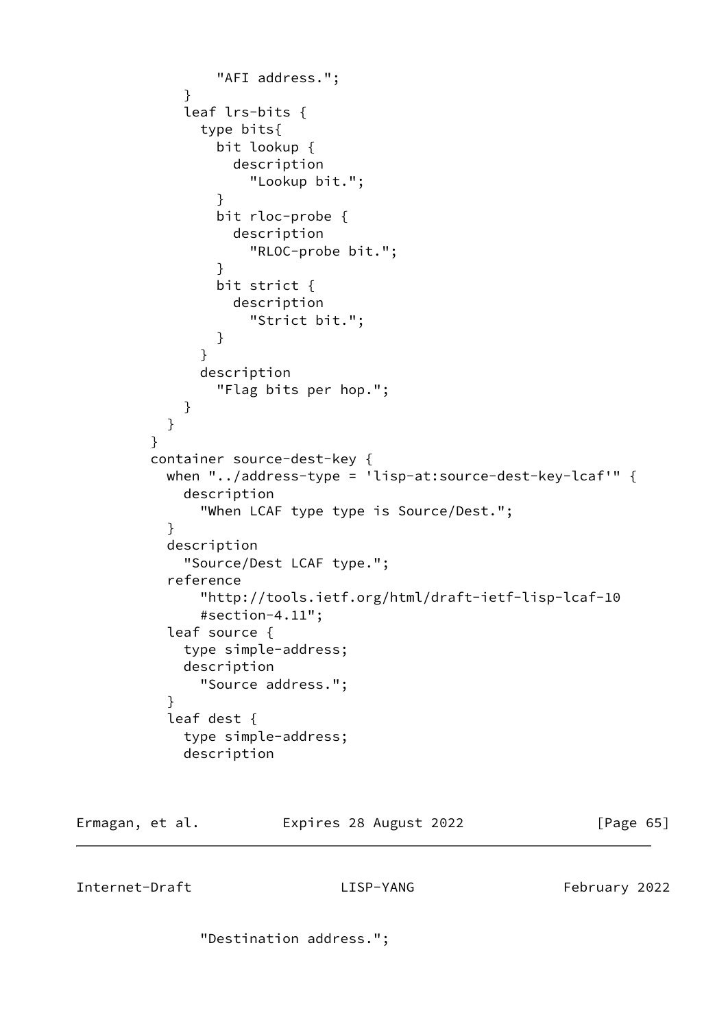```
                "AFI address.";
            }
            leaf lrs-bits {
              type bits{
                bit lookup {
                  description
                    "Lookup bit.";
                }
                bit rloc-probe {
                  description
                    "RLOC-probe bit.";
                }
                bit strict {
                  description
                    "Strict bit.";
                }
              }
              description
                "Flag bits per hop.";
            }
          }
        }
        container source-dest-key {
          when "../address-type = 'lisp-at:source-dest-key-lcaf'" {
            description
              "When LCAF type type is Source/Dest.";
          }
          description
            "Source/Dest LCAF type.";
          reference
              "http://tools.ietf.org/html/draft-ietf-lisp-lcaf-10
              #section-4.11";
          leaf source {
            type simple-address;
            description
              "Source address.";
          }
          leaf dest {
            type simple-address;
            description
              "Destination address.";
```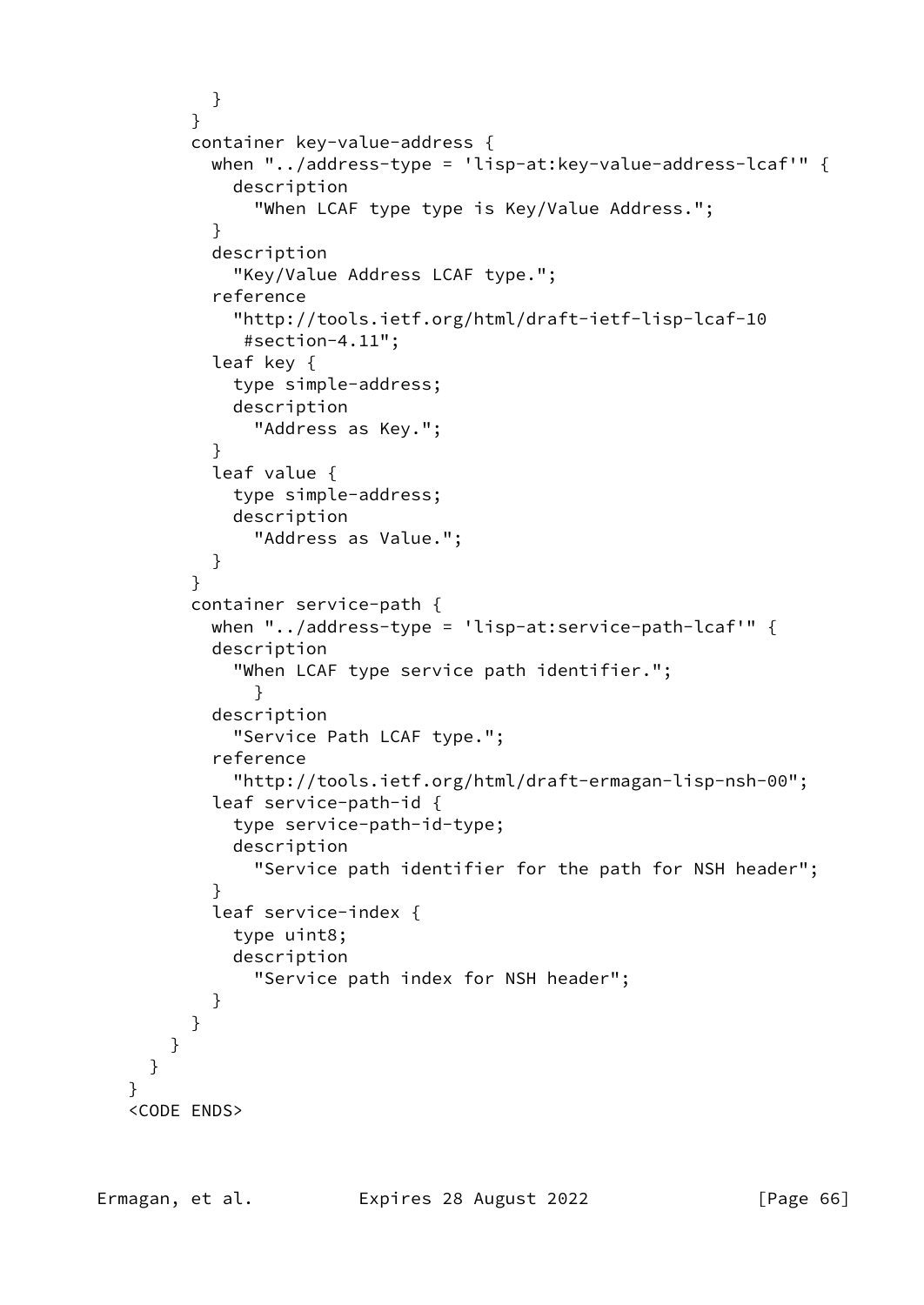```
          }
        }
        container key-value-address {
          when "../address-type = 'lisp-at:key-value-address-lcaf'" {
            description
              "When LCAF type type is Key/Value Address.";
          }
          description
            "Key/Value Address LCAF type.";
          reference
            "http://tools.ietf.org/html/draft-ietf-lisp-lcaf-10
             #section-4.11";
          leaf key {
            type simple-address;
            description
              "Address as Key.";
          }
          leaf value {
            type simple-address;
            description
              "Address as Value.";
          }
        }
        container service-path {
          when "../address-type = 'lisp-at:service-path-lcaf'" {
          description
            "When LCAF type service path identifier.";
              }
          description
            "Service Path LCAF type.";
          reference
            "http://tools.ietf.org/html/draft-ermagan-lisp-nsh-00";
          leaf service-path-id {
            type service-path-id-type;
            description
              "Service path identifier for the path for NSH header";
          }
          leaf service-index {
            type uint8;
            description
              "Service path index for NSH header";
          }
        }
      }
    }
  }
  <CODE ENDS>
```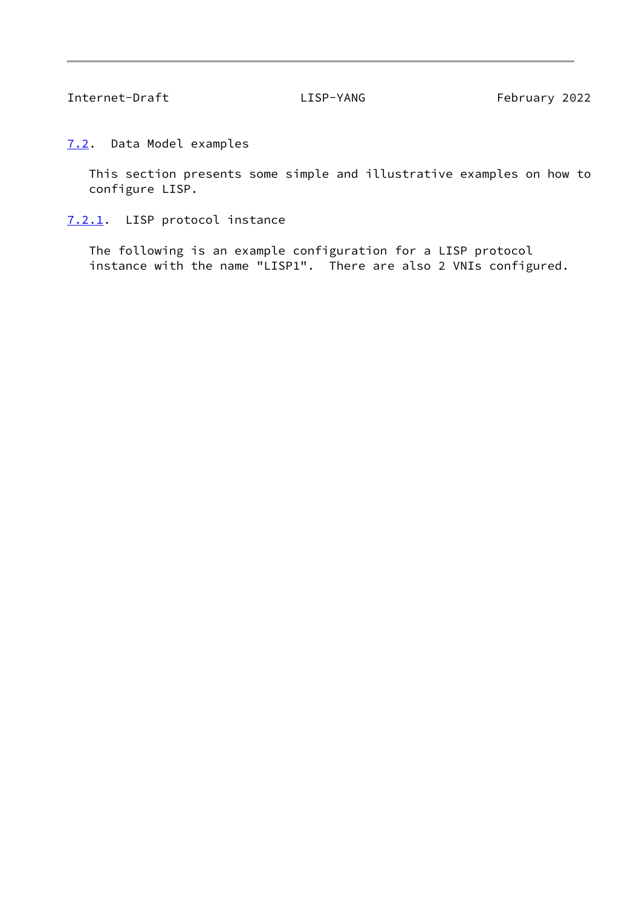### 7.2. Data Model examples

This section presents some simple and illustrative examples on how to configure LISP.

#### 7.2.1. LISP protocol instance

The following is an example configuration for a LISP protocol instance with the name "LISP1". There are also 2 VNIs configured.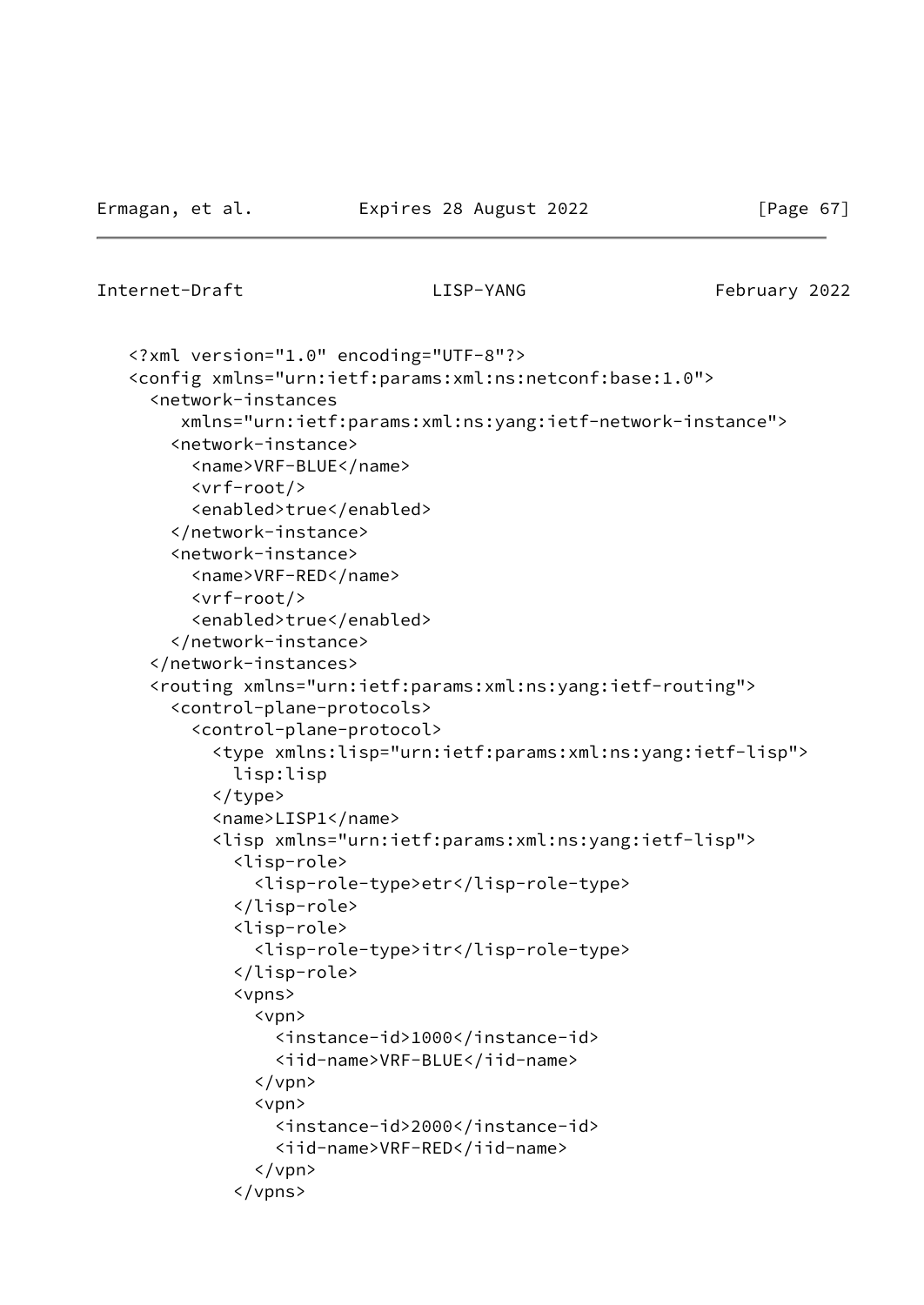```
<?xml version="1.0" encoding="UTF-8"?>
<config xmlns="urn:ietf:params:xml:ns:netconf:base:1.0">
  <network-instances
     xmlns="urn:ietf:params:xml:ns:yang:ietf-network-instance">
    <network-instance>
      <name>VRF-BLUE</name>
      <vrf-root/>
      <enabled>true</enabled>
    </network-instance>
    <network-instance>
      <name>VRF-RED</name>
      <vrf-root/>
      <enabled>true</enabled>
    </network-instance>
  </network-instances>
  <routing xmlns="urn:ietf:params:xml:ns:yang:ietf-routing">
    <control-plane-protocols>
      <control-plane-protocol>
        <type xmlns:lisp="urn:ietf:params:xml:ns:yang:ietf-lisp">
          lisp:lisp
        </type>
        <name>LISP1</name>
        <lisp xmlns="urn:ietf:params:xml:ns:yang:ietf-lisp">
          <lisp-role>
            <lisp-role-type>etr</lisp-role-type>
          </lisp-role>
          <lisp-role>
            <lisp-role-type>itr</lisp-role-type>
          </lisp-role>
          <vpns>
            <vpn>
              <instance-id>1000</instance-id>
              <iid-name>VRF-BLUE</iid-name>
            </vpn>
            <vpn>
              <instance-id>2000</instance-id>
              <iid-name>VRF-RED</iid-name>
            </vpn>
          </vpns>
```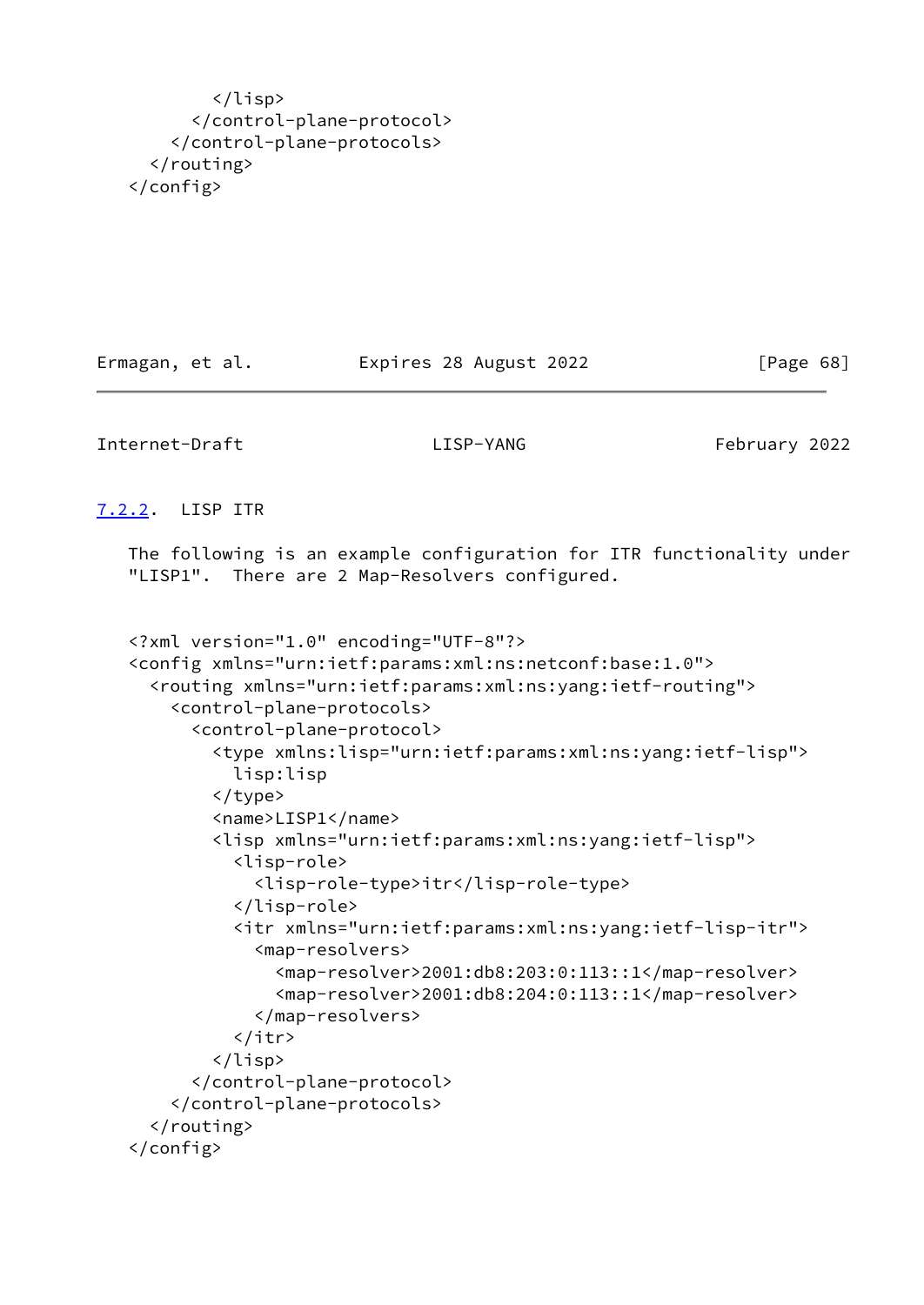```
        </lisp>
      </control-plane-protocol>
    </control-plane-protocols>
  </routing>
</config>
```

### 7.2.2. LISP ITR

The following is an example configuration for ITR functionality under "LISP1". There are 2 Map-Resolvers configured.

```
<?xml version="1.0" encoding="UTF-8"?>
<config xmlns="urn:ietf:params:xml:ns:netconf:base:1.0">
  <routing xmlns="urn:ietf:params:xml:ns:yang:ietf-routing">
    <control-plane-protocols>
      <control-plane-protocol>
        <type xmlns:lisp="urn:ietf:params:xml:ns:yang:ietf-lisp">
          lisp:lisp
        </type>
        <name>LISP1</name>
        <lisp xmlns="urn:ietf:params:xml:ns:yang:ietf-lisp">
          <lisp-role>
            <lisp-role-type>itr</lisp-role-type>
          </lisp-role>
          <itr xmlns="urn:ietf:params:xml:ns:yang:ietf-lisp-itr">
            <map-resolvers>
              <map-resolver>2001:db8:203:0:113::1</map-resolver>
              <map-resolver>2001:db8:204:0:113::1</map-resolver>
            </map-resolvers>
          </itr>
        </lisp>
      </control-plane-protocol>
    </control-plane-protocols>
  </routing>
</config>
```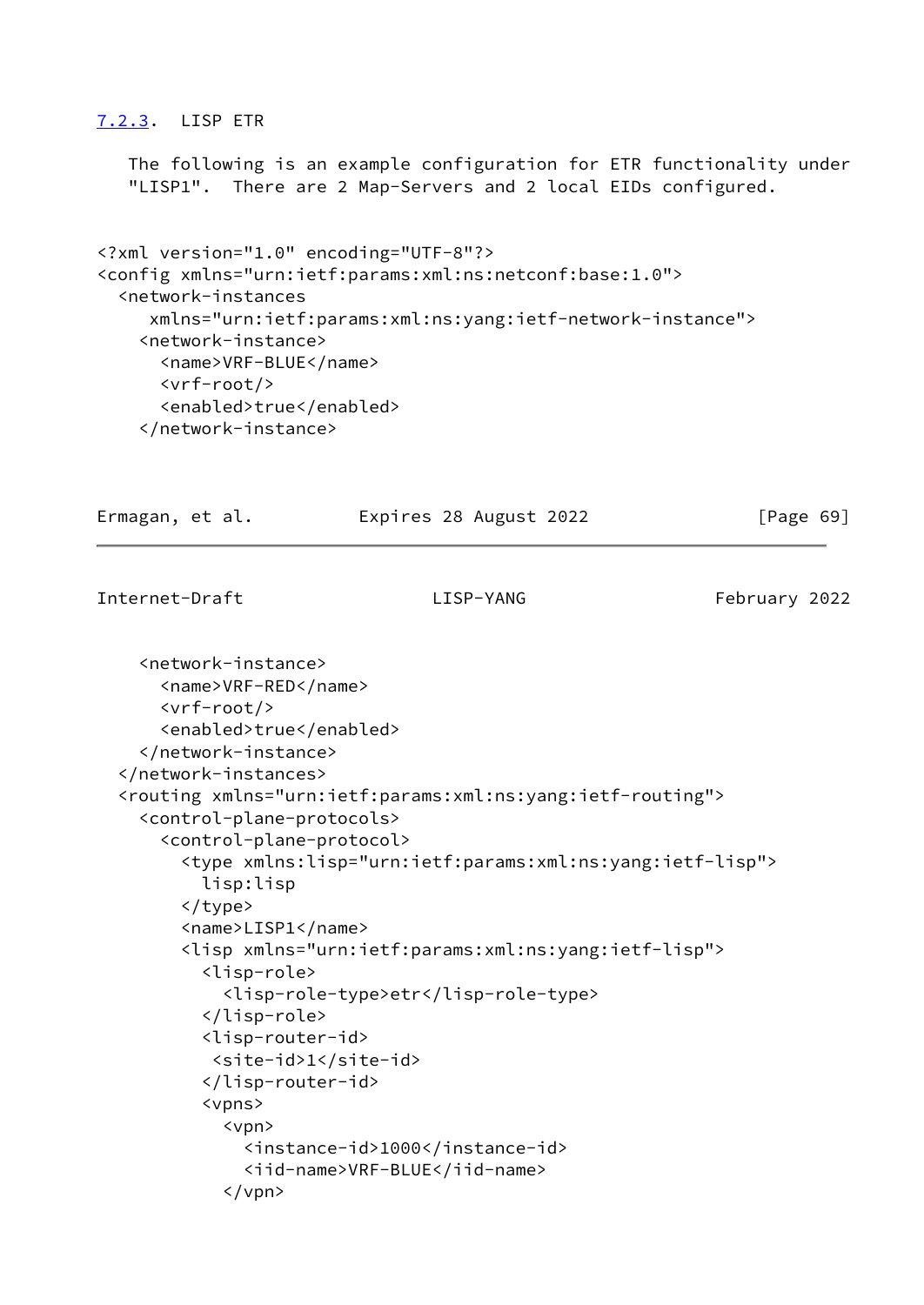### 7.2.3. LISP ETR

The following is an example configuration for ETR functionality under "LISP1". There are 2 Map-Servers and 2 local EIDs configured.

```
<?xml version="1.0" encoding="UTF-8"?>
<config xmlns="urn:ietf:params:xml:ns:netconf:base:1.0">
  <network-instances
     xmlns="urn:ietf:params:xml:ns:yang:ietf-network-instance">
    <network-instance>
      <name>VRF-BLUE</name>
      <vrf-root/>
      <enabled>true</enabled>
    </network-instance>
```

```
    <network-instance>
      <name>VRF-RED</name>
      <vrf-root/>
      <enabled>true</enabled>
    </network-instance>
  </network-instances>
  <routing xmlns="urn:ietf:params:xml:ns:yang:ietf-routing">
    <control-plane-protocols>
      <control-plane-protocol>
        <type xmlns:lisp="urn:ietf:params:xml:ns:yang:ietf-lisp">
          lisp:lisp
        </type>
        <name>LISP1</name>
        <lisp xmlns="urn:ietf:params:xml:ns:yang:ietf-lisp">
          <lisp-role>
            <lisp-role-type>etr</lisp-role-type>
          </lisp-role>
          <lisp-router-id>
           <site-id>1</site-id>
          </lisp-router-id>
          <vpns>
            <vpn>
              <instance-id>1000</instance-id>
              <iid-name>VRF-BLUE</iid-name>
            </vpn>
```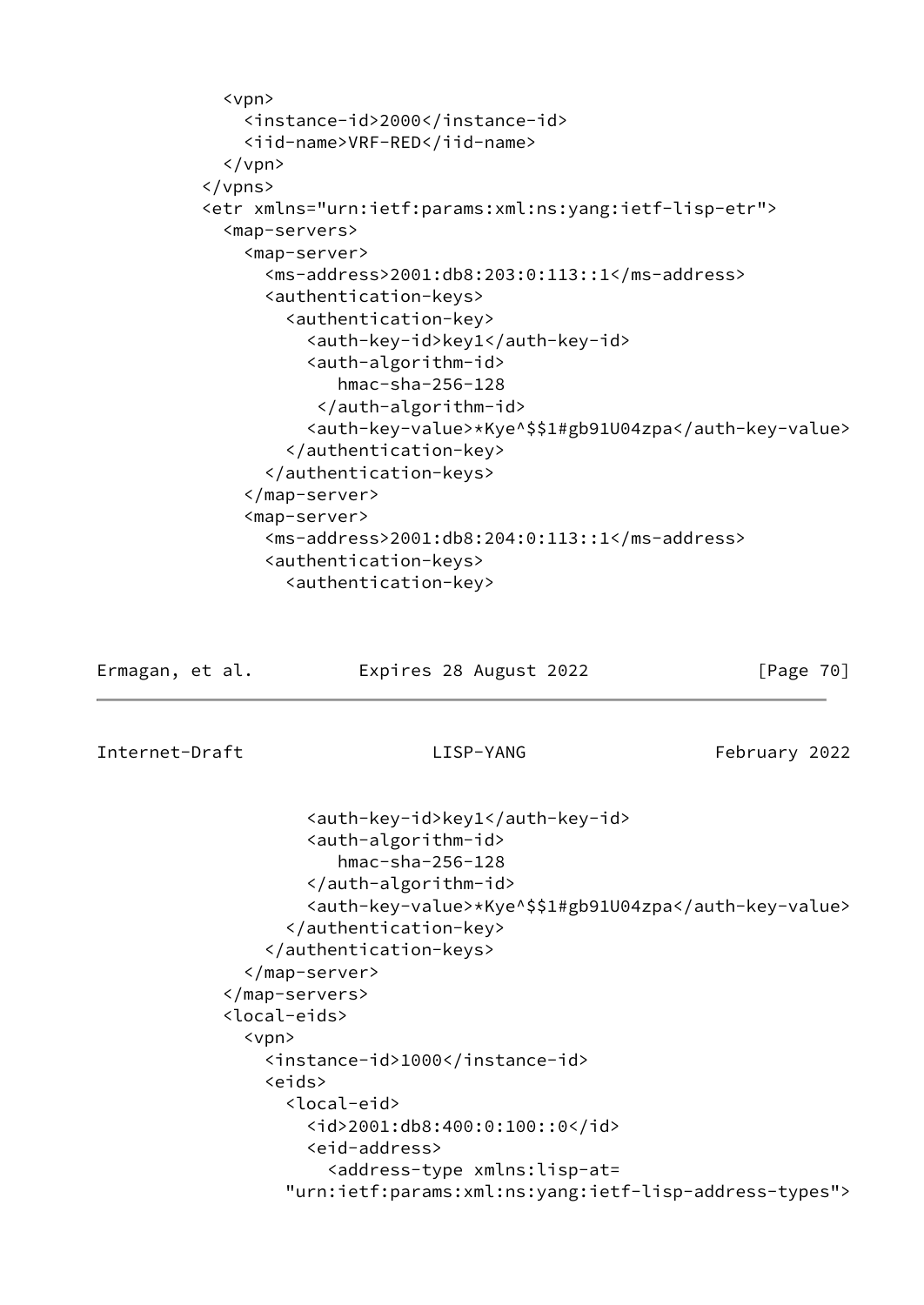```
          <vpn>
            <instance-id>2000</instance-id>
            <iid-name>VRF-RED</iid-name>
          </vpn>
        </vpns>
        <etr xmlns="urn:ietf:params:xml:ns:yang:ietf-lisp-etr">
          <map-servers>
            <map-server>
              <ms-address>2001:db8:203:0:113::1</ms-address>
              <authentication-keys>
                <authentication-key>
                  <auth-key-id>key1</auth-key-id>
                  <auth-algorithm-id>
                     hmac-sha-256-128
                   </auth-algorithm-id>
                  <auth-key-value>*Kye^$$1#gb91U04zpa</auth-key-value>
                </authentication-key>
              </authentication-keys>
            </map-server>
            <map-server>
              <ms-address>2001:db8:204:0:113::1</ms-address>
              <authentication-keys>
                <authentication-key>
```

```
                  <auth-key-id>key1</auth-key-id>
                  <auth-algorithm-id>
                     hmac-sha-256-128
                  </auth-algorithm-id>
                  <auth-key-value>*Kye^$$1#gb91U04zpa</auth-key-value>
                </authentication-key>
              </authentication-keys>
            </map-server>
          </map-servers>
          <local-eids>
            <vpn>
              <instance-id>1000</instance-id>
              <eids>
                <local-eid>
                  <id>2001:db8:400:0:100::0</id>
                  <eid-address>
                    <address-type xmlns:lisp-at=
                "urn:ietf:params:xml:ns:yang:ietf-lisp-address-types">
```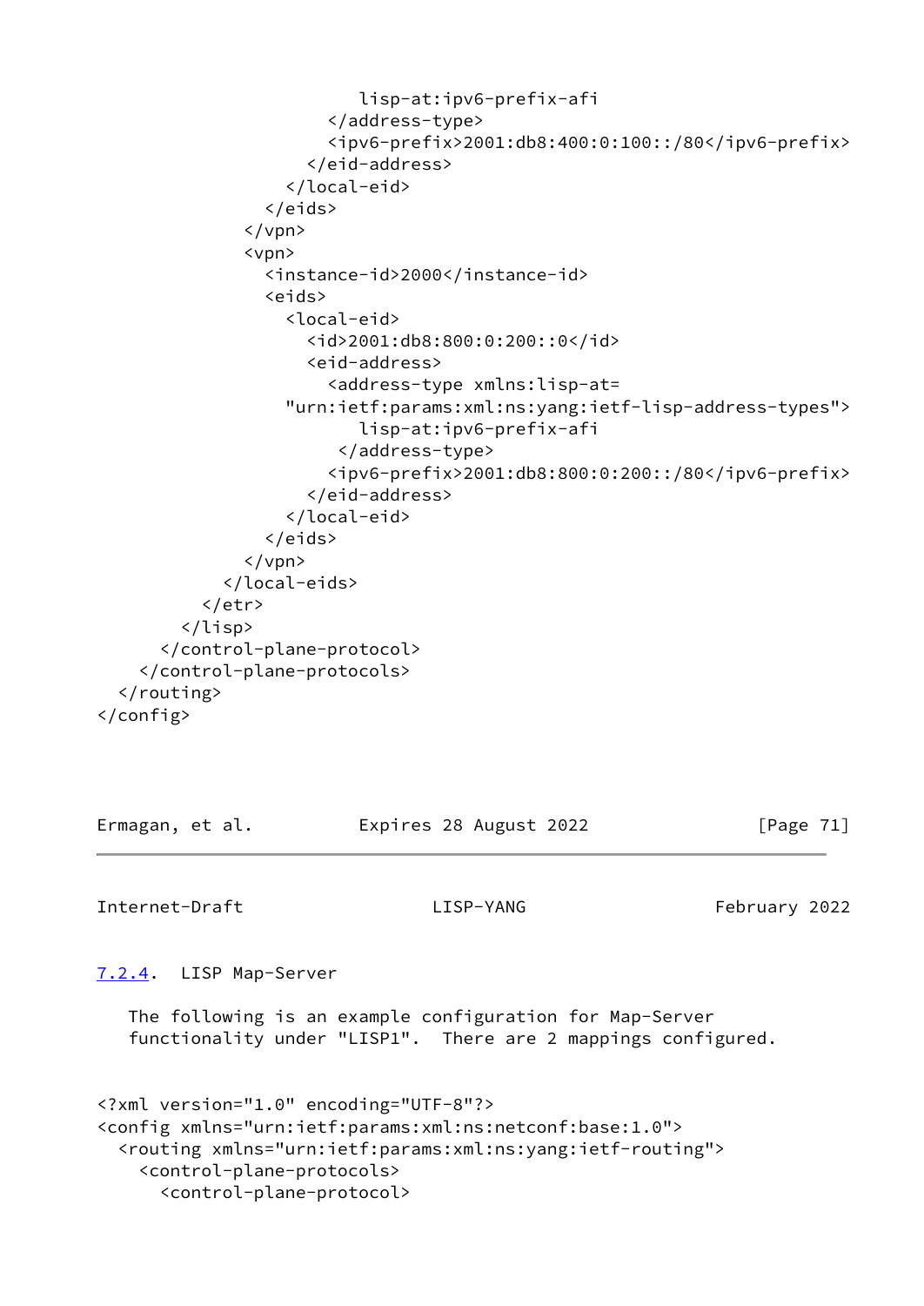```
                         lisp-at:ipv6-prefix-afi
                      </address-type>
                      <ipv6-prefix>2001:db8:400:0:100::/80</ipv6-prefix>
                    </eid-address>
                  </local-eid>
                </eids>
              </vpn>
              <vpn>
                <instance-id>2000</instance-id>
                <eids>
                  <local-eid>
                    <id>2001:db8:800:0:200::0</id>
                    <eid-address>
                      <address-type xmlns:lisp-at=
                  "urn:ietf:params:xml:ns:yang:ietf-lisp-address-types">
                         lisp-at:ipv6-prefix-afi
                       </address-type>
                      <ipv6-prefix>2001:db8:800:0:200::/80</ipv6-prefix>
                    </eid-address>
                  </local-eid>
                </eids>
              </vpn>
            </local-eids>
          </etr>
        </lisp>
      </control-plane-protocol>
    </control-plane-protocols>
  </routing>
</config>
```

### 7.2.4. LISP Map-Server

The following is an example configuration for Map-Server functionality under "LISP1". There are 2 mappings configured.

```
<?xml version="1.0" encoding="UTF-8"?>
<config xmlns="urn:ietf:params:xml:ns:netconf:base:1.0">
  <routing xmlns="urn:ietf:params:xml:ns:yang:ietf-routing">
    <control-plane-protocols>
      <control-plane-protocol>
```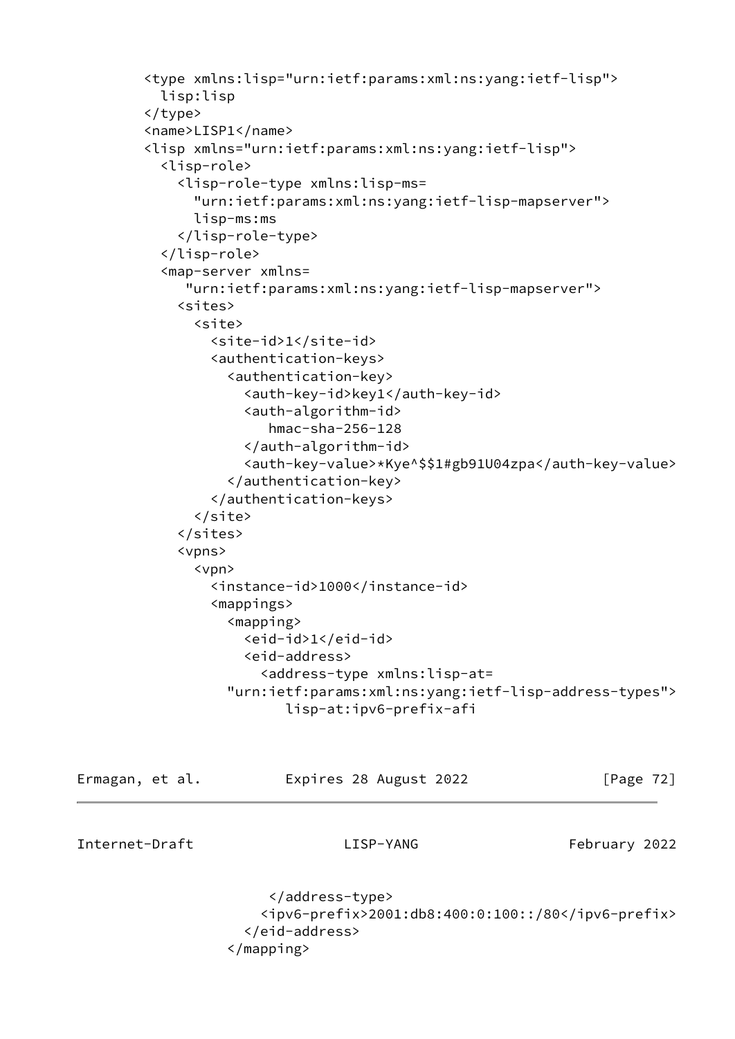```
        <type xmlns:lisp="urn:ietf:params:xml:ns:yang:ietf-lisp">
          lisp:lisp
        </type>
        <name>LISP1</name>
        <lisp xmlns="urn:ietf:params:xml:ns:yang:ietf-lisp">
          <lisp-role>
            <lisp-role-type xmlns:lisp-ms=
              "urn:ietf:params:xml:ns:yang:ietf-lisp-mapserver">
              lisp-ms:ms
            </lisp-role-type>
          </lisp-role>
          <map-server xmlns=
             "urn:ietf:params:xml:ns:yang:ietf-lisp-mapserver">
            <sites>
              <site>
                <site-id>1</site-id>
                <authentication-keys>
                  <authentication-key>
                    <auth-key-id>key1</auth-key-id>
                    <auth-algorithm-id>
                       hmac-sha-256-128
                    </auth-algorithm-id>
                    <auth-key-value>*Kye^$$1#gb91U04zpa</auth-key-value>
                  </authentication-key>
                </authentication-keys>
              </site>
            </sites>
            <vpns>
              <vpn>
                <instance-id>1000</instance-id>
                <mappings>
                  <mapping>
                    <eid-id>1</eid-id>
                    <eid-address>
                      <address-type xmlns:lisp-at=
                  "urn:ietf:params:xml:ns:yang:ietf-lisp-address-types">
                         lisp-at:ipv6-prefix-afi
                       </address-type>
                      <ipv6-prefix>2001:db8:400:0:100::/80</ipv6-prefix>
                    </eid-address>
                  </mapping>
```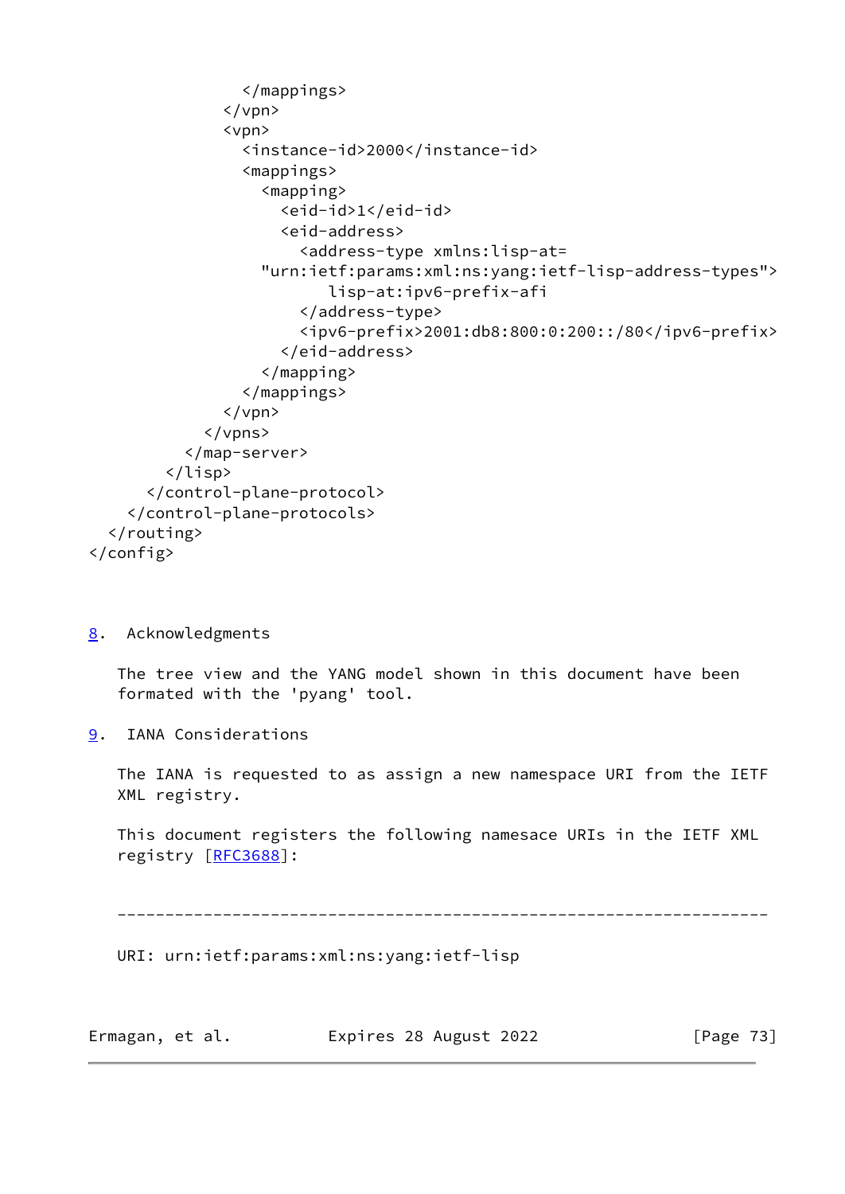```
              </mappings>
            </vpn>
            <vpn>
              <instance-id>2000</instance-id>
              <mappings>
                <mapping>
                  <eid-id>1</eid-id>
                  <eid-address>
                    <address-type xmlns:lisp-at=
                "urn:ietf:params:xml:ns:yang:ietf-lisp-address-types">
                       lisp-at:ipv6-prefix-afi
                    </address-type>
                    <ipv6-prefix>2001:db8:800:0:200::/80</ipv6-prefix>
                  </eid-address>
                </mapping>
              </mappings>
            </vpn>
          </vpns>
        </map-server>
      </lisp>
    </control-plane-protocol>
  </control-plane-protocols>
 </routing>
</config>
```

## 8. Acknowledgments

The tree view and the YANG model shown in this document have been formated with the 'pyang' tool.

## 9. IANA Considerations

The IANA is requested to as assign a new namespace URI from the IETF XML registry.

This document registers the following namesace URIs in the IETF XML registry [RFC3688]:

--------------------------------------------------------------------

URI: urn:ietf:params:xml:ns:yang:ietf-lisp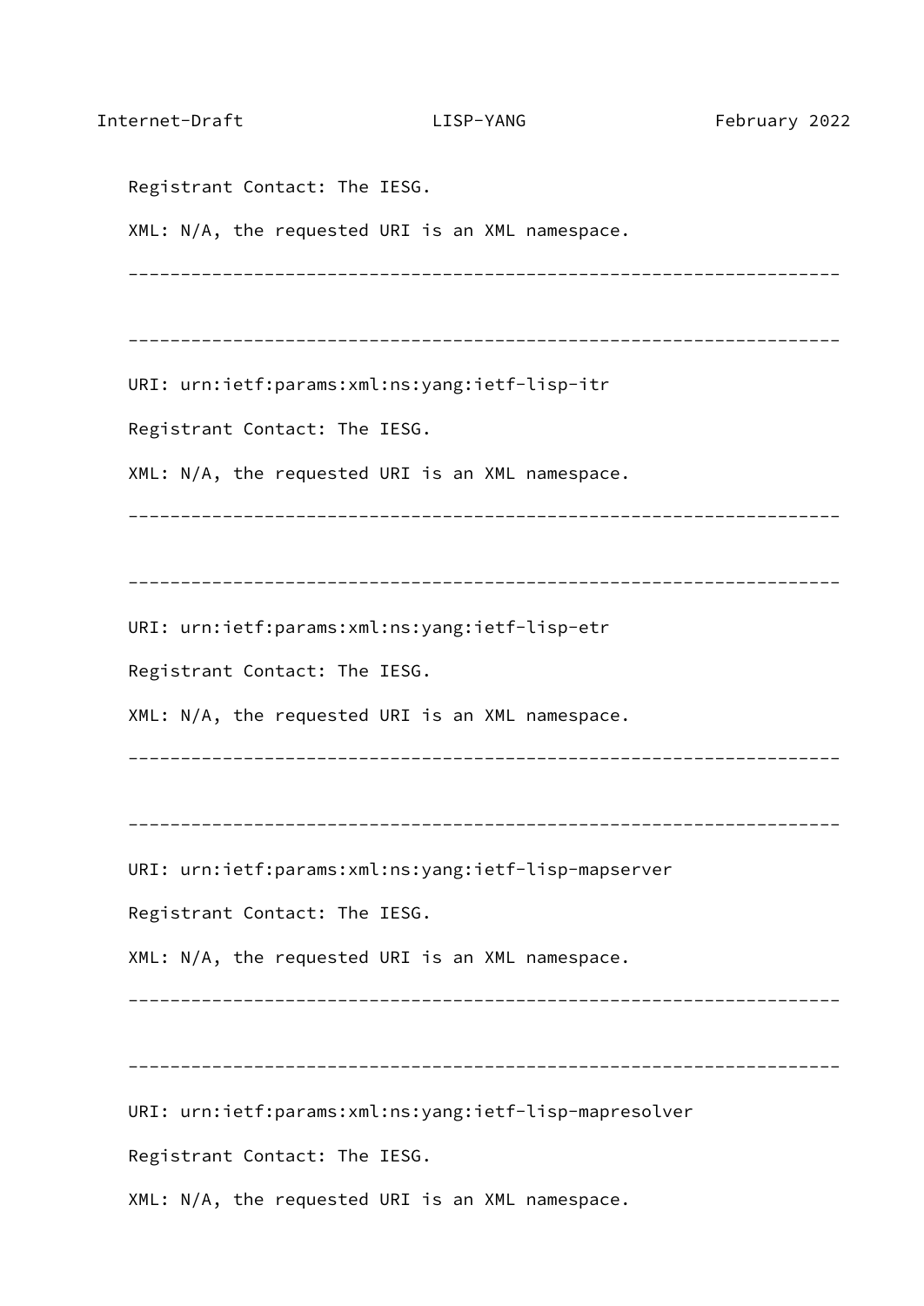Registrant Contact: The IESG.

XML: N/A, the requested URI is an XML namespace.

--------------------------------------------------------------------

--------------------------------------------------------------------

URI: urn:ietf:params:xml:ns:yang:ietf-lisp-itr

Registrant Contact: The IESG.

XML: N/A, the requested URI is an XML namespace.

--------------------------------------------------------------------

--------------------------------------------------------------------

URI: urn:ietf:params:xml:ns:yang:ietf-lisp-etr

Registrant Contact: The IESG.

XML: N/A, the requested URI is an XML namespace.

--------------------------------------------------------------------

--------------------------------------------------------------------

URI: urn:ietf:params:xml:ns:yang:ietf-lisp-mapserver

Registrant Contact: The IESG.

XML: N/A, the requested URI is an XML namespace.

--------------------------------------------------------------------

--------------------------------------------------------------------

URI: urn:ietf:params:xml:ns:yang:ietf-lisp-mapresolver

Registrant Contact: The IESG.

XML: N/A, the requested URI is an XML namespace.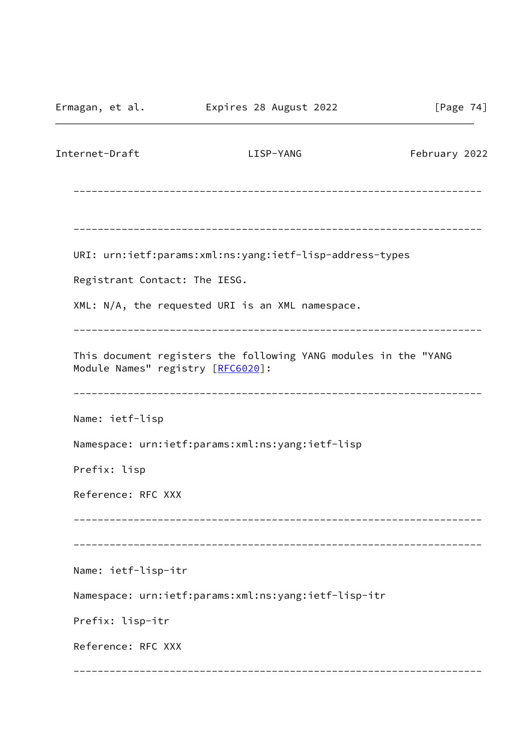---------------------------------------------------------------------

---------------------------------------------------------------------

URI: urn:ietf:params:xml:ns:yang:ietf-lisp-address-types

Registrant Contact: The IESG.

XML: N/A, the requested URI is an XML namespace.

---------------------------------------------------------------------

This document registers the following YANG modules in the "YANG Module Names" registry [RFC6020]:

---------------------------------------------------------------------

Name: ietf-lisp

Namespace: urn:ietf:params:xml:ns:yang:ietf-lisp

Prefix: lisp

Reference: RFC XXX

---------------------------------------------------------------------

---------------------------------------------------------------------

Name: ietf-lisp-itr

Namespace: urn:ietf:params:xml:ns:yang:ietf-lisp-itr

Prefix: lisp-itr

Reference: RFC XXX

---------------------------------------------------------------------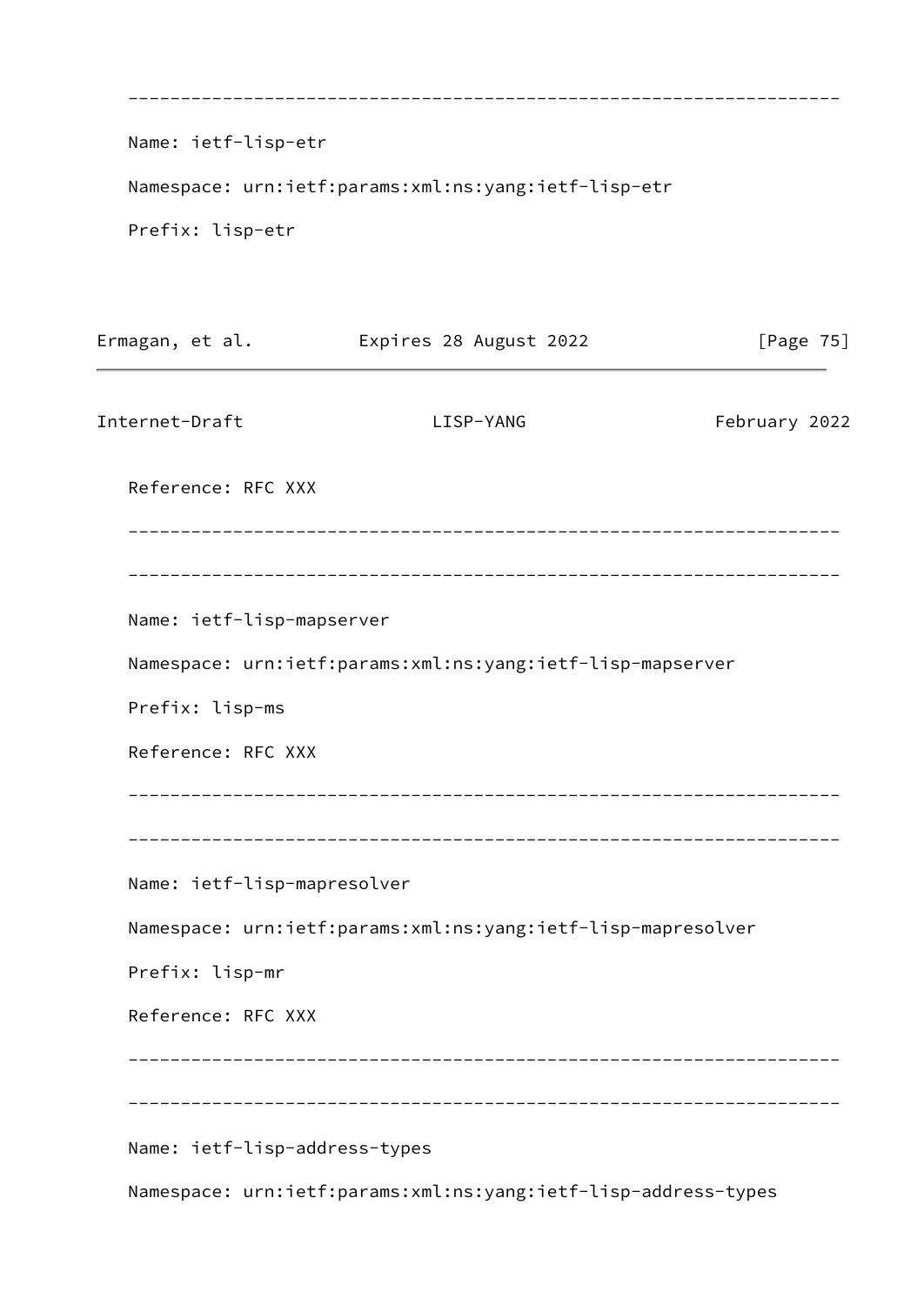---------------------------------------------------------------------

Name: ietf-lisp-etr

Namespace: urn:ietf:params:xml:ns:yang:ietf-lisp-etr

Prefix: lisp-etr

Reference: RFC XXX

---------------------------------------------------------------------

---------------------------------------------------------------------

Name: ietf-lisp-mapserver

Namespace: urn:ietf:params:xml:ns:yang:ietf-lisp-mapserver

Prefix: lisp-ms

Reference: RFC XXX

---------------------------------------------------------------------

---------------------------------------------------------------------

Name: ietf-lisp-mapresolver

Namespace: urn:ietf:params:xml:ns:yang:ietf-lisp-mapresolver

Prefix: lisp-mr

Reference: RFC XXX

---------------------------------------------------------------------

---------------------------------------------------------------------

Name: ietf-lisp-address-types

Namespace: urn:ietf:params:xml:ns:yang:ietf-lisp-address-types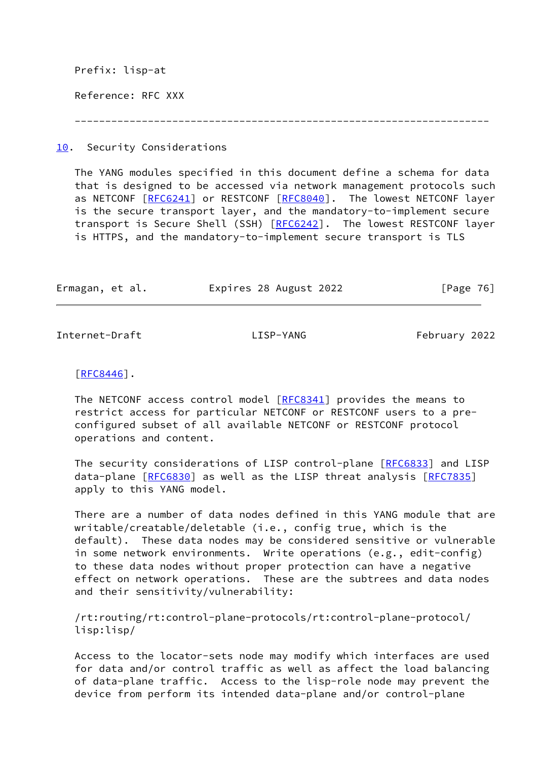Prefix: lisp-at

Reference: RFC XXX

---

## 10. Security Considerations

The YANG modules specified in this document define a schema for data that is designed to be accessed via network management protocols such as NETCONF [RFC6241] or RESTCONF [RFC8040]. The lowest NETCONF layer is the secure transport layer, and the mandatory-to-implement secure transport is Secure Shell (SSH) [RFC6242]. The lowest RESTCONF layer is HTTPS, and the mandatory-to-implement secure transport is TLS [RFC8446].

The NETCONF access control model [RFC8341] provides the means to restrict access for particular NETCONF or RESTCONF users to a pre-configured subset of all available NETCONF or RESTCONF protocol operations and content.

The security considerations of LISP control-plane [RFC6833] and LISP data-plane [RFC6830] as well as the LISP threat analysis [RFC7835] apply to this YANG model.

There are a number of data nodes defined in this YANG module that are writable/creatable/deletable (i.e., config true, which is the default). These data nodes may be considered sensitive or vulnerable in some network environments. Write operations (e.g., edit-config) to these data nodes without proper protection can have a negative effect on network operations. These are the subtrees and data nodes and their sensitivity/vulnerability:

/rt:routing/rt:control-plane-protocols/rt:control-plane-protocol/lisp:lisp/

Access to the locator-sets node may modify which interfaces are used for data and/or control traffic as well as affect the load balancing of data-plane traffic. Access to the lisp-role node may prevent the device from perform its intended data-plane and/or control-plane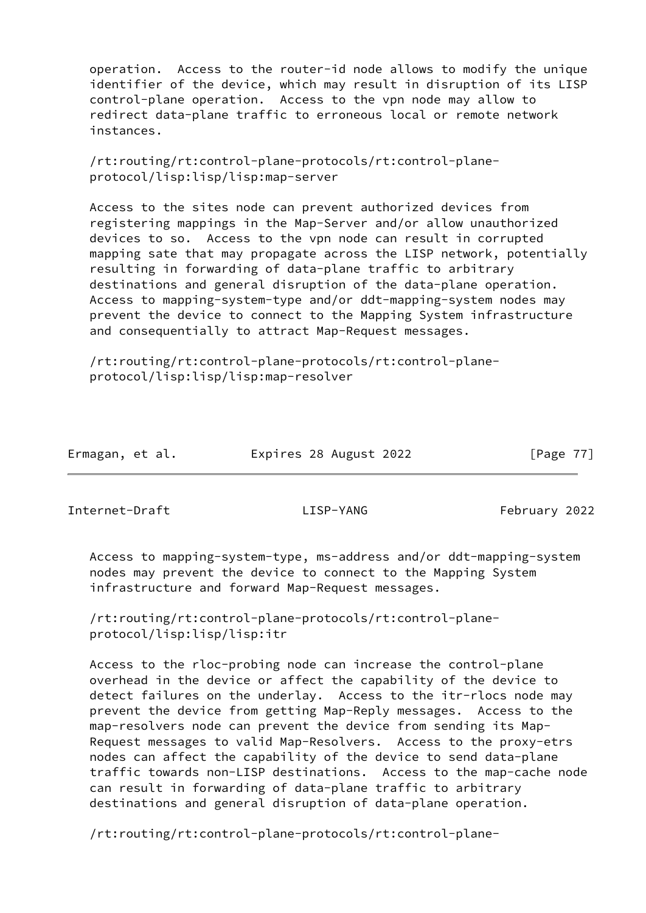operation. Access to the router-id node allows to modify the unique identifier of the device, which may result in disruption of its LISP control-plane operation. Access to the vpn node may allow to redirect data-plane traffic to erroneous local or remote network instances.

/rt:routing/rt:control-plane-protocols/rt:control-plane-protocol/lisp:lisp/lisp:map-server

Access to the sites node can prevent authorized devices from registering mappings in the Map-Server and/or allow unauthorized devices to so. Access to the vpn node can result in corrupted mapping sate that may propagate across the LISP network, potentially resulting in forwarding of data-plane traffic to arbitrary destinations and general disruption of the data-plane operation. Access to mapping-system-type and/or ddt-mapping-system nodes may prevent the device to connect to the Mapping System infrastructure and consequentially to attract Map-Request messages.

/rt:routing/rt:control-plane-protocols/rt:control-plane-protocol/lisp:lisp/lisp:map-resolver

Access to mapping-system-type, ms-address and/or ddt-mapping-system nodes may prevent the device to connect to the Mapping System infrastructure and forward Map-Request messages.

/rt:routing/rt:control-plane-protocols/rt:control-plane-protocol/lisp:lisp/lisp:itr

Access to the rloc-probing node can increase the control-plane overhead in the device or affect the capability of the device to detect failures on the underlay. Access to the itr-rlocs node may prevent the device from getting Map-Reply messages. Access to the map-resolvers node can prevent the device from sending its Map-Request messages to valid Map-Resolvers. Access to the proxy-etrs nodes can affect the capability of the device to send data-plane traffic towards non-LISP destinations. Access to the map-cache node can result in forwarding of data-plane traffic to arbitrary destinations and general disruption of data-plane operation.

/rt:routing/rt:control-plane-protocols/rt:control-plane-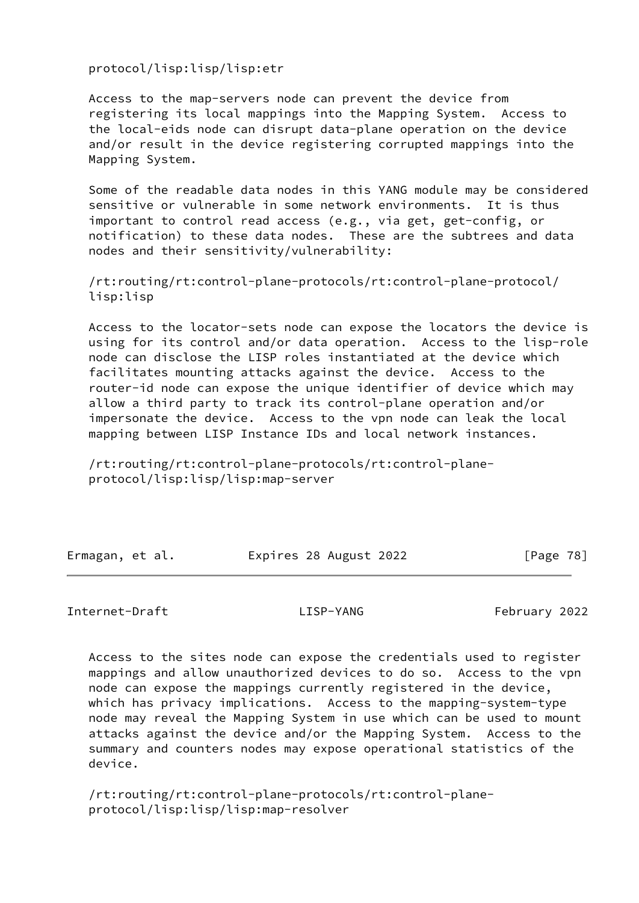protocol/lisp:lisp/lisp:etr

Access to the map-servers node can prevent the device from registering its local mappings into the Mapping System. Access to the local-eids node can disrupt data-plane operation on the device and/or result in the device registering corrupted mappings into the Mapping System.

Some of the readable data nodes in this YANG module may be considered sensitive or vulnerable in some network environments. It is thus important to control read access (e.g., via get, get-config, or notification) to these data nodes. These are the subtrees and data nodes and their sensitivity/vulnerability:

/rt:routing/rt:control-plane-protocols/rt:control-plane-protocol/lisp:lisp

Access to the locator-sets node can expose the locators the device is using for its control and/or data operation. Access to the lisp-role node can disclose the LISP roles instantiated at the device which facilitates mounting attacks against the device. Access to the router-id node can expose the unique identifier of device which may allow a third party to track its control-plane operation and/or impersonate the device. Access to the vpn node can leak the local mapping between LISP Instance IDs and local network instances.

/rt:routing/rt:control-plane-protocols/rt:control-plane-protocol/lisp:lisp/lisp:map-server

Access to the sites node can expose the credentials used to register mappings and allow unauthorized devices to do so. Access to the vpn node can expose the mappings currently registered in the device, which has privacy implications. Access to the mapping-system-type node may reveal the Mapping System in use which can be used to mount attacks against the device and/or the Mapping System. Access to the summary and counters nodes may expose operational statistics of the device.

/rt:routing/rt:control-plane-protocols/rt:control-plane-protocol/lisp:lisp/lisp:map-resolver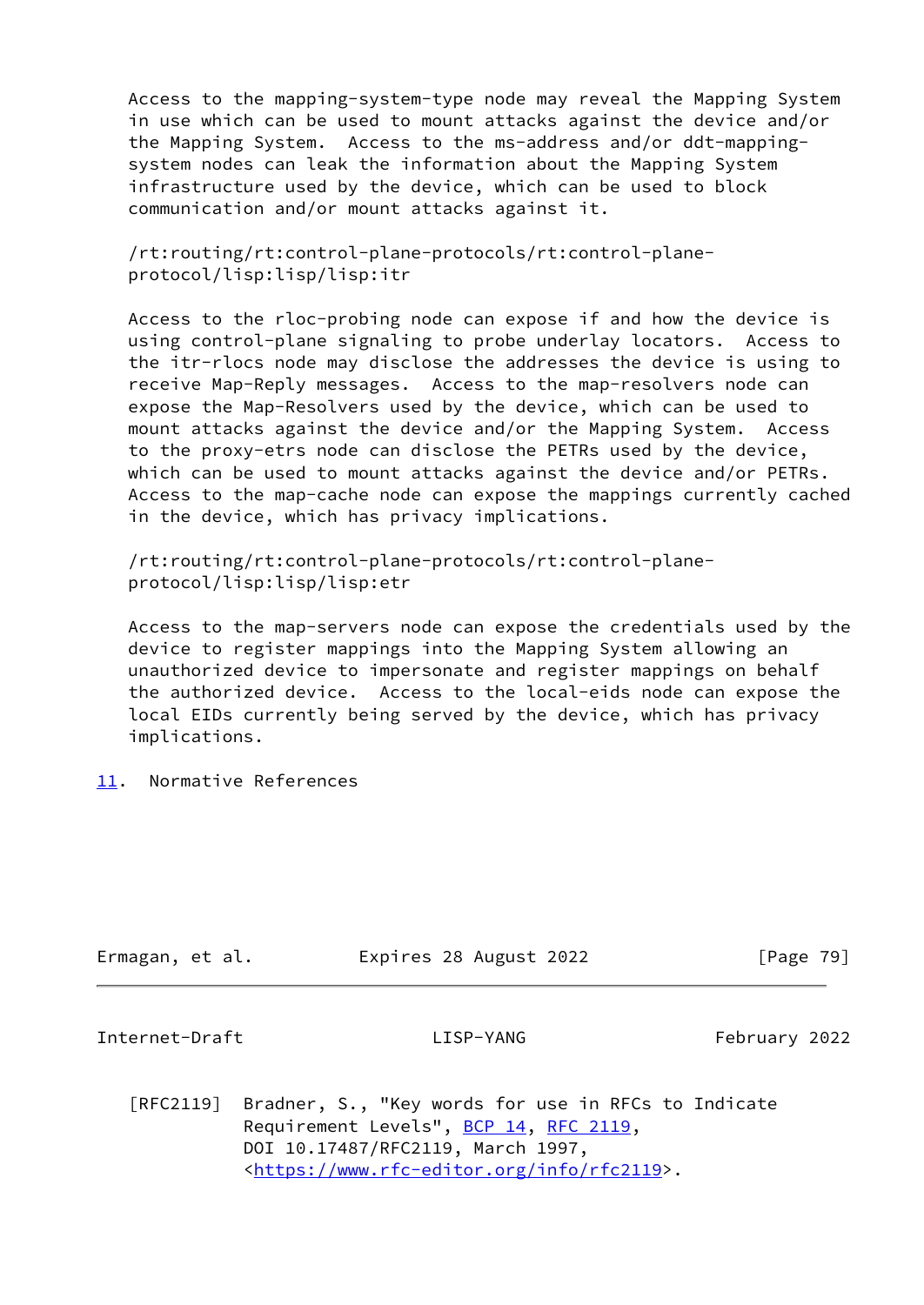Access to the mapping-system-type node may reveal the Mapping System in use which can be used to mount attacks against the device and/or the Mapping System. Access to the ms-address and/or ddt-mapping-system nodes can leak the information about the Mapping System infrastructure used by the device, which can be used to block communication and/or mount attacks against it.

/rt:routing/rt:control-plane-protocols/rt:control-plane-protocol/lisp:lisp/lisp:itr

Access to the rloc-probing node can expose if and how the device is using control-plane signaling to probe underlay locators. Access to the itr-rlocs node may disclose the addresses the device is using to receive Map-Reply messages. Access to the map-resolvers node can expose the Map-Resolvers used by the device, which can be used to mount attacks against the device and/or the Mapping System. Access to the proxy-etrs node can disclose the PETRs used by the device, which can be used to mount attacks against the device and/or PETRs. Access to the map-cache node can expose the mappings currently cached in the device, which has privacy implications.

/rt:routing/rt:control-plane-protocols/rt:control-plane-protocol/lisp:lisp/lisp:etr

Access to the map-servers node can expose the credentials used by the device to register mappings into the Mapping System allowing an unauthorized device to impersonate and register mappings on behalf the authorized device. Access to the local-eids node can expose the local EIDs currently being served by the device, which has privacy implications.

## 11. Normative References

[RFC2119] Bradner, S., "Key words for use in RFCs to Indicate Requirement Levels", BCP 14, RFC 2119, DOI 10.17487/RFC2119, March 1997, <https://www.rfc-editor.org/info/rfc2119>.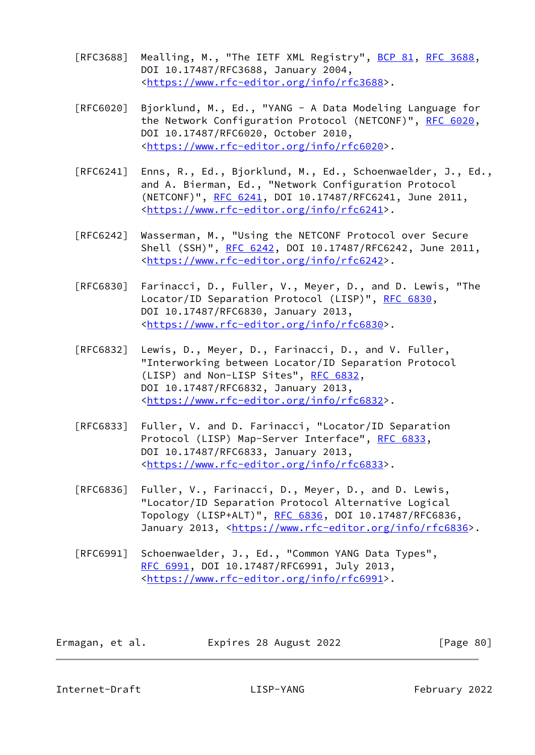[RFC3688] Mealling, M., "The IETF XML Registry", BCP 81, RFC 3688, DOI 10.17487/RFC3688, January 2004, <https://www.rfc-editor.org/info/rfc3688>.

[RFC6020] Bjorklund, M., Ed., "YANG - A Data Modeling Language for the Network Configuration Protocol (NETCONF)", RFC 6020, DOI 10.17487/RFC6020, October 2010, <https://www.rfc-editor.org/info/rfc6020>.

[RFC6241] Enns, R., Ed., Bjorklund, M., Ed., Schoenwaelder, J., Ed., and A. Bierman, Ed., "Network Configuration Protocol (NETCONF)", RFC 6241, DOI 10.17487/RFC6241, June 2011, <https://www.rfc-editor.org/info/rfc6241>.

[RFC6242] Wasserman, M., "Using the NETCONF Protocol over Secure Shell (SSH)", RFC 6242, DOI 10.17487/RFC6242, June 2011, <https://www.rfc-editor.org/info/rfc6242>.

[RFC6830] Farinacci, D., Fuller, V., Meyer, D., and D. Lewis, "The Locator/ID Separation Protocol (LISP)", RFC 6830, DOI 10.17487/RFC6830, January 2013, <https://www.rfc-editor.org/info/rfc6830>.

[RFC6832] Lewis, D., Meyer, D., Farinacci, D., and V. Fuller, "Interworking between Locator/ID Separation Protocol (LISP) and Non-LISP Sites", RFC 6832, DOI 10.17487/RFC6832, January 2013, <https://www.rfc-editor.org/info/rfc6832>.

[RFC6833] Fuller, V. and D. Farinacci, "Locator/ID Separation Protocol (LISP) Map-Server Interface", RFC 6833, DOI 10.17487/RFC6833, January 2013, <https://www.rfc-editor.org/info/rfc6833>.

[RFC6836] Fuller, V., Farinacci, D., Meyer, D., and D. Lewis, "Locator/ID Separation Protocol Alternative Logical Topology (LISP+ALT)", RFC 6836, DOI 10.17487/RFC6836, January 2013, <https://www.rfc-editor.org/info/rfc6836>.

[RFC6991] Schoenwaelder, J., Ed., "Common YANG Data Types", RFC 6991, DOI 10.17487/RFC6991, July 2013, <https://www.rfc-editor.org/info/rfc6991>.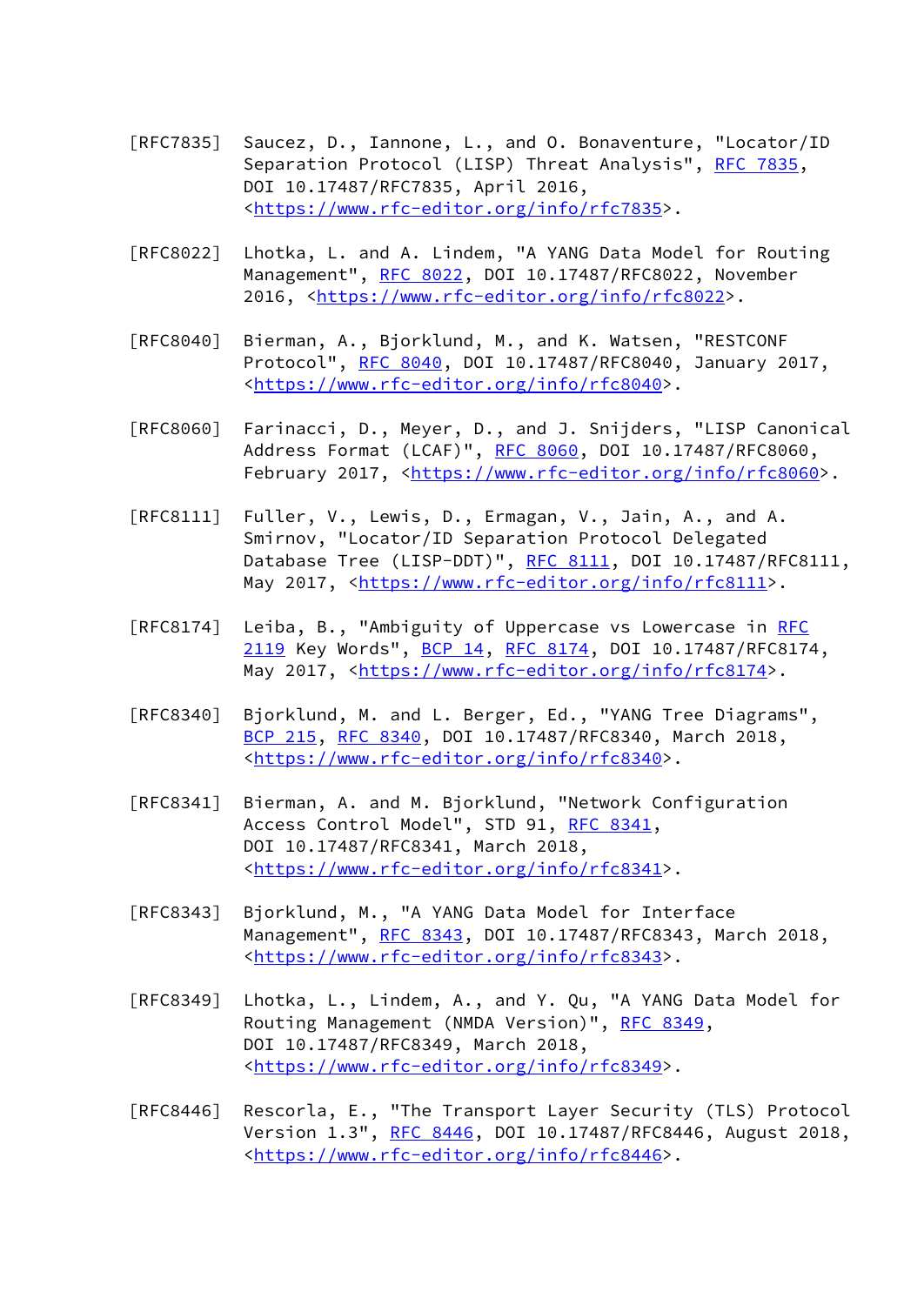[RFC7835] Saucez, D., Iannone, L., and O. Bonaventure, "Locator/ID Separation Protocol (LISP) Threat Analysis", RFC 7835, DOI 10.17487/RFC7835, April 2016, <https://www.rfc-editor.org/info/rfc7835>.

[RFC8022] Lhotka, L. and A. Lindem, "A YANG Data Model for Routing Management", RFC 8022, DOI 10.17487/RFC8022, November 2016, <https://www.rfc-editor.org/info/rfc8022>.

[RFC8040] Bierman, A., Bjorklund, M., and K. Watsen, "RESTCONF Protocol", RFC 8040, DOI 10.17487/RFC8040, January 2017, <https://www.rfc-editor.org/info/rfc8040>.

[RFC8060] Farinacci, D., Meyer, D., and J. Snijders, "LISP Canonical Address Format (LCAF)", RFC 8060, DOI 10.17487/RFC8060, February 2017, <https://www.rfc-editor.org/info/rfc8060>.

[RFC8111] Fuller, V., Lewis, D., Ermagan, V., Jain, A., and A. Smirnov, "Locator/ID Separation Protocol Delegated Database Tree (LISP-DDT)", RFC 8111, DOI 10.17487/RFC8111, May 2017, <https://www.rfc-editor.org/info/rfc8111>.

[RFC8174] Leiba, B., "Ambiguity of Uppercase vs Lowercase in RFC 2119 Key Words", BCP 14, RFC 8174, DOI 10.17487/RFC8174, May 2017, <https://www.rfc-editor.org/info/rfc8174>.

[RFC8340] Bjorklund, M. and L. Berger, Ed., "YANG Tree Diagrams", BCP 215, RFC 8340, DOI 10.17487/RFC8340, March 2018, <https://www.rfc-editor.org/info/rfc8340>.

[RFC8341] Bierman, A. and M. Bjorklund, "Network Configuration Access Control Model", STD 91, RFC 8341, DOI 10.17487/RFC8341, March 2018, <https://www.rfc-editor.org/info/rfc8341>.

[RFC8343] Bjorklund, M., "A YANG Data Model for Interface Management", RFC 8343, DOI 10.17487/RFC8343, March 2018, <https://www.rfc-editor.org/info/rfc8343>.

[RFC8349] Lhotka, L., Lindem, A., and Y. Qu, "A YANG Data Model for Routing Management (NMDA Version)", RFC 8349, DOI 10.17487/RFC8349, March 2018, <https://www.rfc-editor.org/info/rfc8349>.

[RFC8446] Rescorla, E., "The Transport Layer Security (TLS) Protocol Version 1.3", RFC 8446, DOI 10.17487/RFC8446, August 2018, <https://www.rfc-editor.org/info/rfc8446>.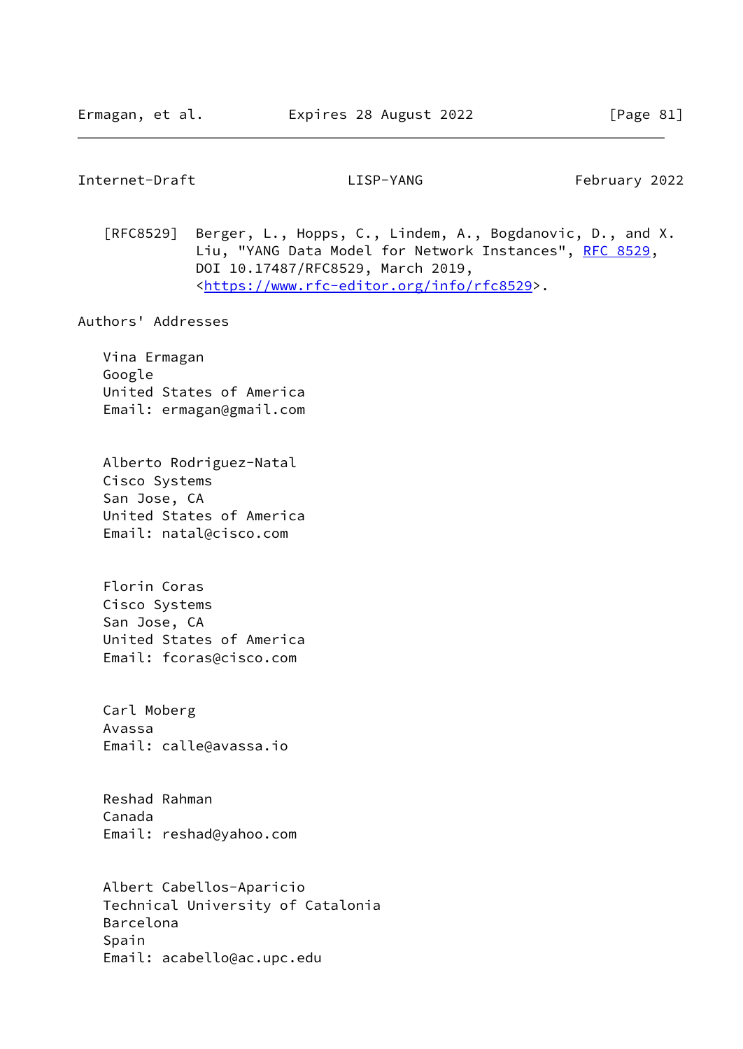[RFC8529]  Berger, L., Hopps, C., Lindem, A., Bogdanovic, D., and X. Liu, "YANG Data Model for Network Instances", RFC 8529, DOI 10.17487/RFC8529, March 2019, <https://www.rfc-editor.org/info/rfc8529>.

## Authors' Addresses

Vina Ermagan
Google
United States of America
Email: ermagan@gmail.com

Alberto Rodriguez-Natal
Cisco Systems
San Jose, CA
United States of America
Email: natal@cisco.com

Florin Coras
Cisco Systems
San Jose, CA
United States of America
Email: fcoras@cisco.com

Carl Moberg
Avassa
Email: calle@avassa.io

Reshad Rahman
Canada
Email: reshad@yahoo.com

Albert Cabellos-Aparicio
Technical University of Catalonia
Barcelona
Spain
Email: acabello@ac.upc.edu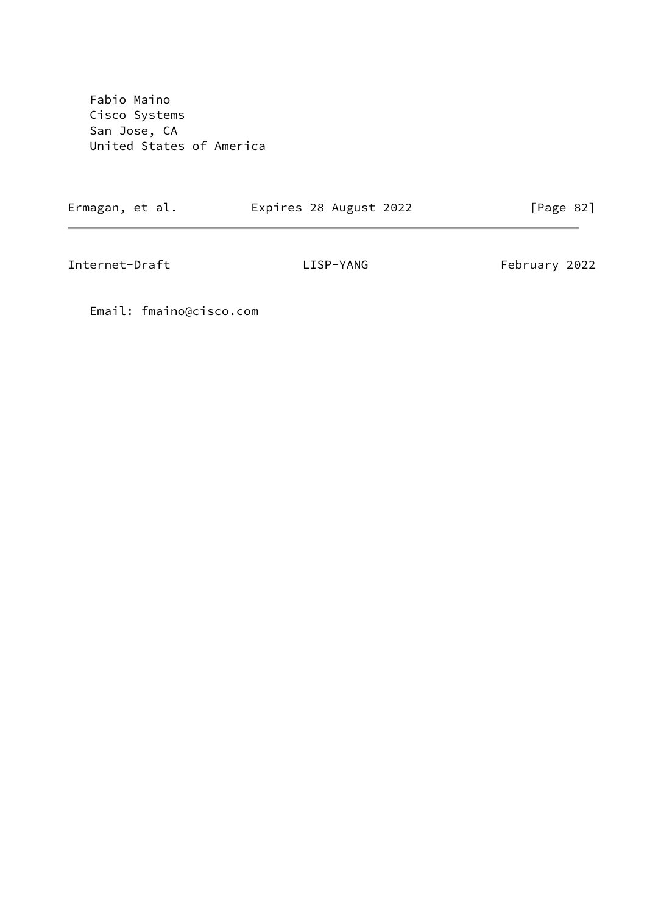Fabio Maino
Cisco Systems
San Jose, CA
United States of America

Email: fmaino@cisco.com